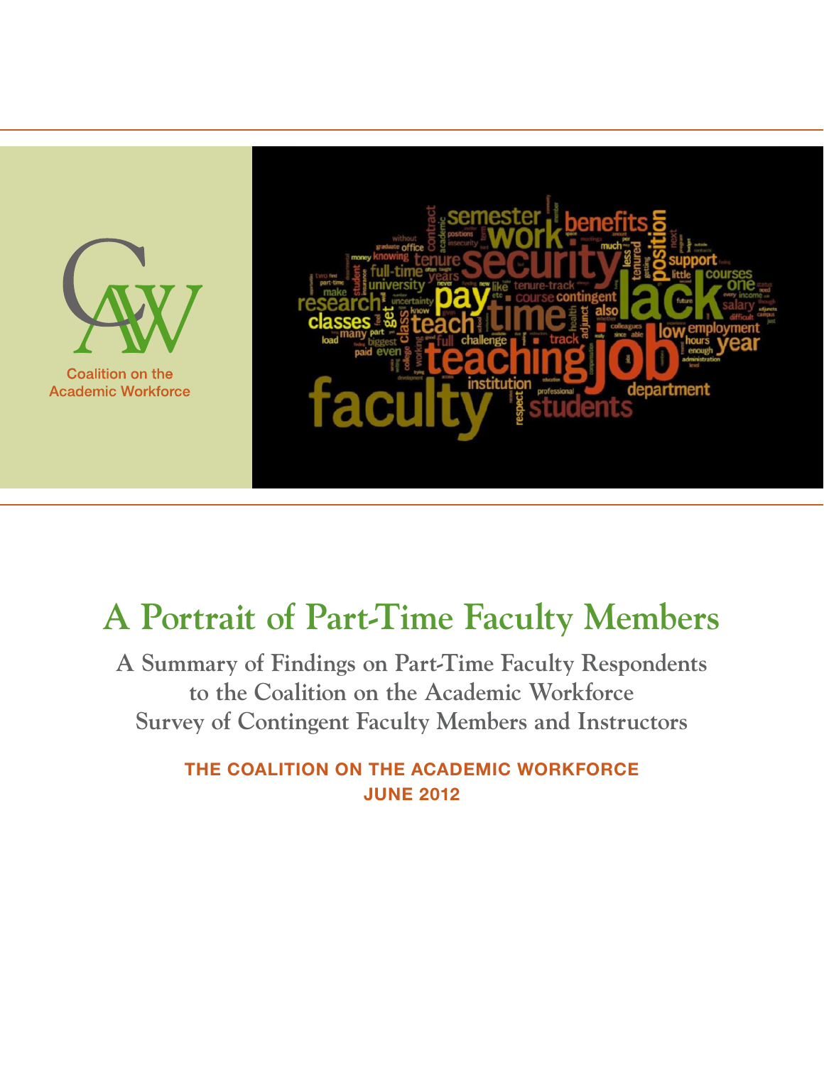Coalition on the Academic Workforce

# A Portrait of Part-Time Faculty Members

## A Summary of Findings on Part-Time Faculty Respondents to the Coalition on the Academic Workforce Survey of Contingent Faculty Members and Instructors

**THE COALITION ON THE ACADEMIC WORKFORCE**
**JUNE 2012**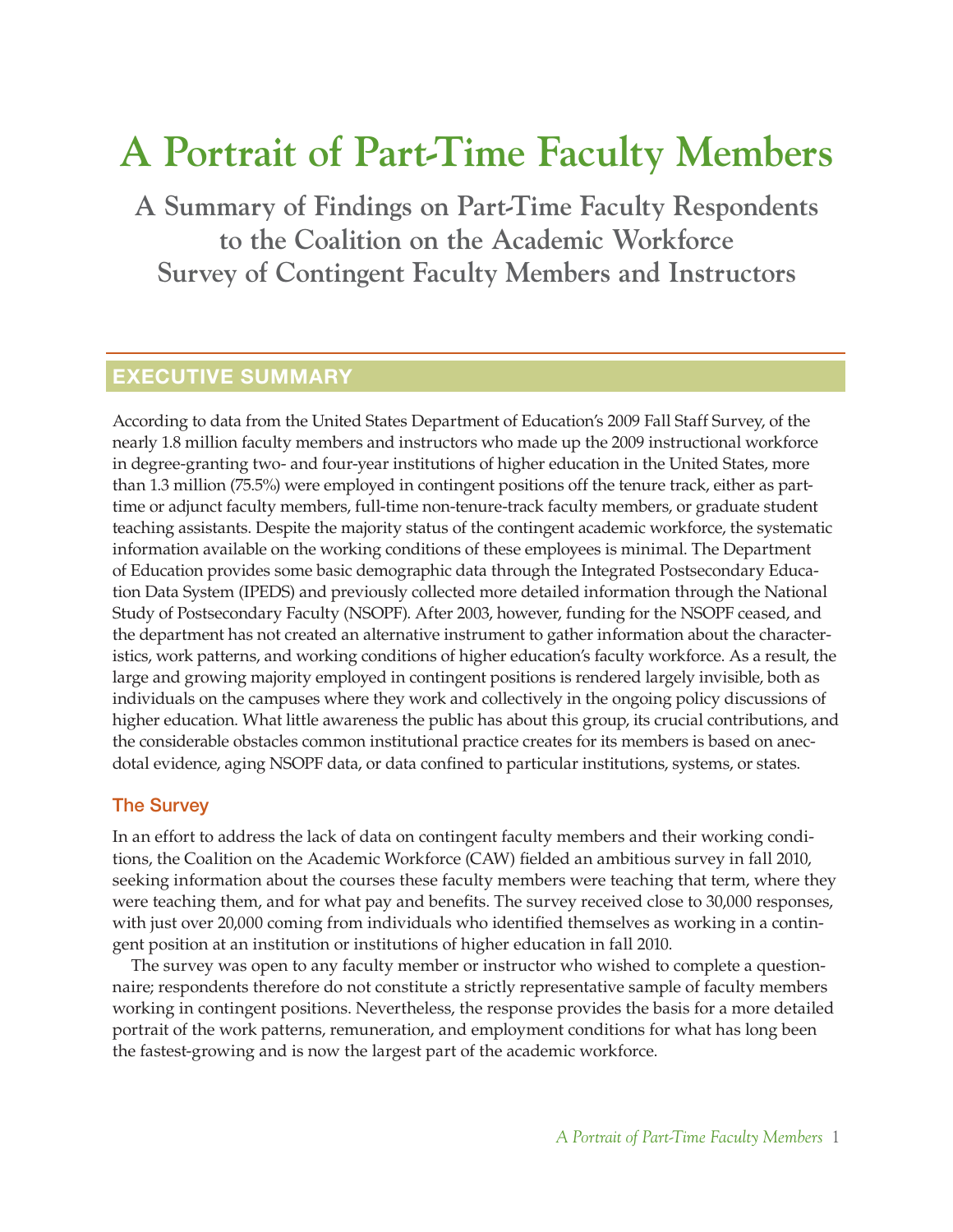# A Portrait of Part-Time Faculty Members

## A Summary of Findings on Part-Time Faculty Respondents to the Coalition on the Academic Workforce Survey of Contingent Faculty Members and Instructors

## EXECUTIVE SUMMARY

According to data from the United States Department of Education's 2009 Fall Staff Survey, of the nearly 1.8 million faculty members and instructors who made up the 2009 instructional workforce in degree-granting two- and four-year institutions of higher education in the United States, more than 1.3 million (75.5%) were employed in contingent positions off the tenure track, either as part-time or adjunct faculty members, full-time non-tenure-track faculty members, or graduate student teaching assistants. Despite the majority status of the contingent academic workforce, the systematic information available on the working conditions of these employees is minimal. The Department of Education provides some basic demographic data through the Integrated Postsecondary Education Data System (IPEDS) and previously collected more detailed information through the National Study of Postsecondary Faculty (NSOPF). After 2003, however, funding for the NSOPF ceased, and the department has not created an alternative instrument to gather information about the characteristics, work patterns, and working conditions of higher education's faculty workforce. As a result, the large and growing majority employed in contingent positions is rendered largely invisible, both as individuals on the campuses where they work and collectively in the ongoing policy discussions of higher education. What little awareness the public has about this group, its crucial contributions, and the considerable obstacles common institutional practice creates for its members is based on anecdotal evidence, aging NSOPF data, or data confined to particular institutions, systems, or states.

### The Survey

In an effort to address the lack of data on contingent faculty members and their working conditions, the Coalition on the Academic Workforce (CAW) fielded an ambitious survey in fall 2010, seeking information about the courses these faculty members were teaching that term, where they were teaching them, and for what pay and benefits. The survey received close to 30,000 responses, with just over 20,000 coming from individuals who identified themselves as working in a contingent position at an institution or institutions of higher education in fall 2010.

The survey was open to any faculty member or instructor who wished to complete a questionnaire; respondents therefore do not constitute a strictly representative sample of faculty members working in contingent positions. Nevertheless, the response provides the basis for a more detailed portrait of the work patterns, remuneration, and employment conditions for what has long been the fastest-growing and is now the largest part of the academic workforce.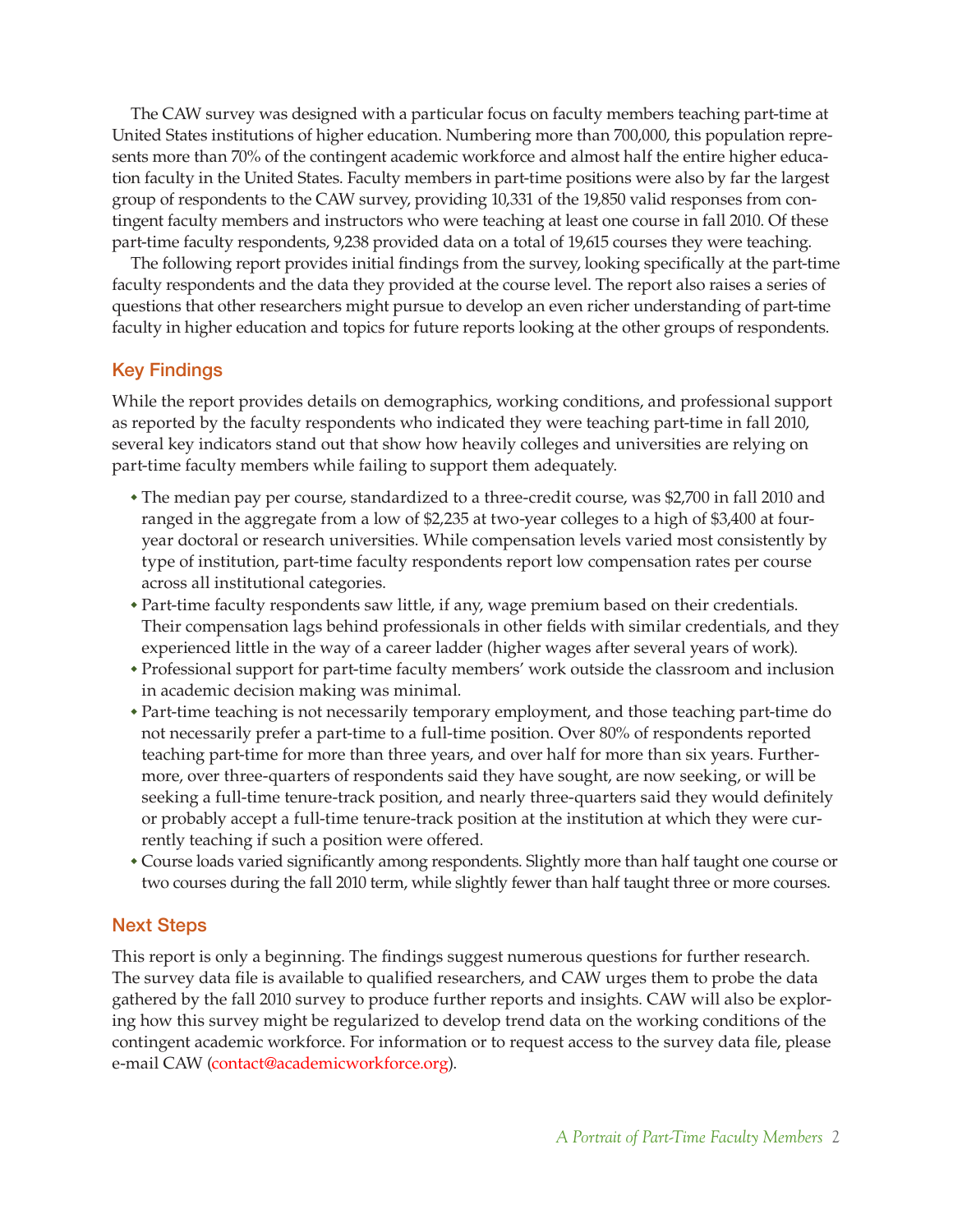The CAW survey was designed with a particular focus on faculty members teaching part-time at United States institutions of higher education. Numbering more than 700,000, this population represents more than 70% of the contingent academic workforce and almost half the entire higher education faculty in the United States. Faculty members in part-time positions were also by far the largest group of respondents to the CAW survey, providing 10,331 of the 19,850 valid responses from contingent faculty members and instructors who were teaching at least one course in fall 2010. Of these part-time faculty respondents, 9,238 provided data on a total of 19,615 courses they were teaching.

The following report provides initial findings from the survey, looking specifically at the part-time faculty respondents and the data they provided at the course level. The report also raises a series of questions that other researchers might pursue to develop an even richer understanding of part-time faculty in higher education and topics for future reports looking at the other groups of respondents.

## Key Findings

While the report provides details on demographics, working conditions, and professional support as reported by the faculty respondents who indicated they were teaching part-time in fall 2010, several key indicators stand out that show how heavily colleges and universities are relying on part-time faculty members while failing to support them adequately.

- The median pay per course, standardized to a three-credit course, was $2,700 in fall 2010 and ranged in the aggregate from a low of $2,235 at two-year colleges to a high of $3,400 at four-year doctoral or research universities. While compensation levels varied most consistently by type of institution, part-time faculty respondents report low compensation rates per course across all institutional categories.
- Part-time faculty respondents saw little, if any, wage premium based on their credentials. Their compensation lags behind professionals in other fields with similar credentials, and they experienced little in the way of a career ladder (higher wages after several years of work).
- Professional support for part-time faculty members' work outside the classroom and inclusion in academic decision making was minimal.
- Part-time teaching is not necessarily temporary employment, and those teaching part-time do not necessarily prefer a part-time to a full-time position. Over 80% of respondents reported teaching part-time for more than three years, and over half for more than six years. Furthermore, over three-quarters of respondents said they have sought, are now seeking, or will be seeking a full-time tenure-track position, and nearly three-quarters said they would definitely or probably accept a full-time tenure-track position at the institution at which they were currently teaching if such a position were offered.
- Course loads varied significantly among respondents. Slightly more than half taught one course or two courses during the fall 2010 term, while slightly fewer than half taught three or more courses.

## Next Steps

This report is only a beginning. The findings suggest numerous questions for further research. The survey data file is available to qualified researchers, and CAW urges them to probe the data gathered by the fall 2010 survey to produce further reports and insights. CAW will also be exploring how this survey might be regularized to develop trend data on the working conditions of the contingent academic workforce. For information or to request access to the survey data file, please e-mail CAW (contact@academicworkforce.org).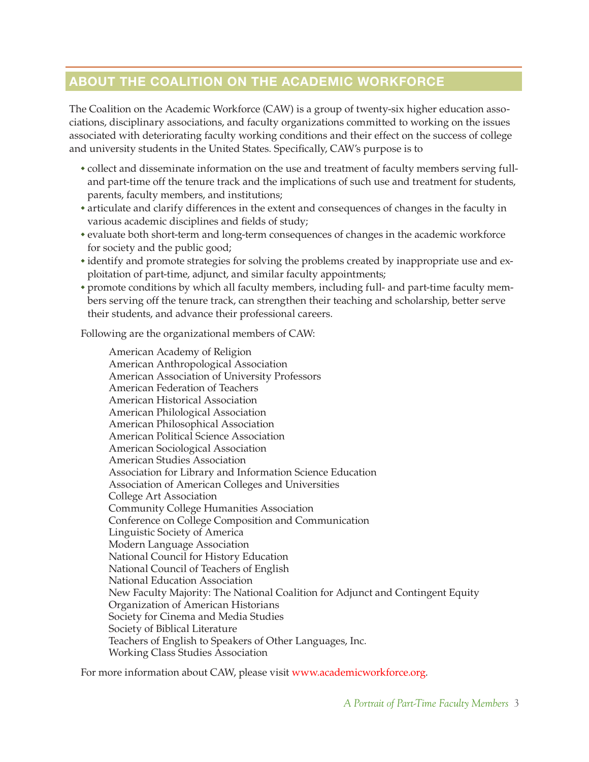## ABOUT THE COALITION ON THE ACADEMIC WORKFORCE

The Coalition on the Academic Workforce (CAW) is a group of twenty-six higher education associations, disciplinary associations, and faculty organizations committed to working on the issues associated with deteriorating faculty working conditions and their effect on the success of college and university students in the United States. Specifically, CAW's purpose is to

- collect and disseminate information on the use and treatment of faculty members serving full- and part-time off the tenure track and the implications of such use and treatment for students, parents, faculty members, and institutions;
- articulate and clarify differences in the extent and consequences of changes in the faculty in various academic disciplines and fields of study;
- evaluate both short-term and long-term consequences of changes in the academic workforce for society and the public good;
- identify and promote strategies for solving the problems created by inappropriate use and exploitation of part-time, adjunct, and similar faculty appointments;
- promote conditions by which all faculty members, including full- and part-time faculty members serving off the tenure track, can strengthen their teaching and scholarship, better serve their students, and advance their professional careers.

Following are the organizational members of CAW:

American Academy of Religion
American Anthropological Association
American Association of University Professors
American Federation of Teachers
American Historical Association
American Philological Association
American Philosophical Association
American Political Science Association
American Sociological Association
American Studies Association
Association for Library and Information Science Education
Association of American Colleges and Universities
College Art Association
Community College Humanities Association
Conference on College Composition and Communication
Linguistic Society of America
Modern Language Association
National Council for History Education
National Council of Teachers of English
National Education Association
New Faculty Majority: The National Coalition for Adjunct and Contingent Equity
Organization of American Historians
Society for Cinema and Media Studies
Society of Biblical Literature
Teachers of English to Speakers of Other Languages, Inc.
Working Class Studies Association

For more information about CAW, please visit www.academicworkforce.org.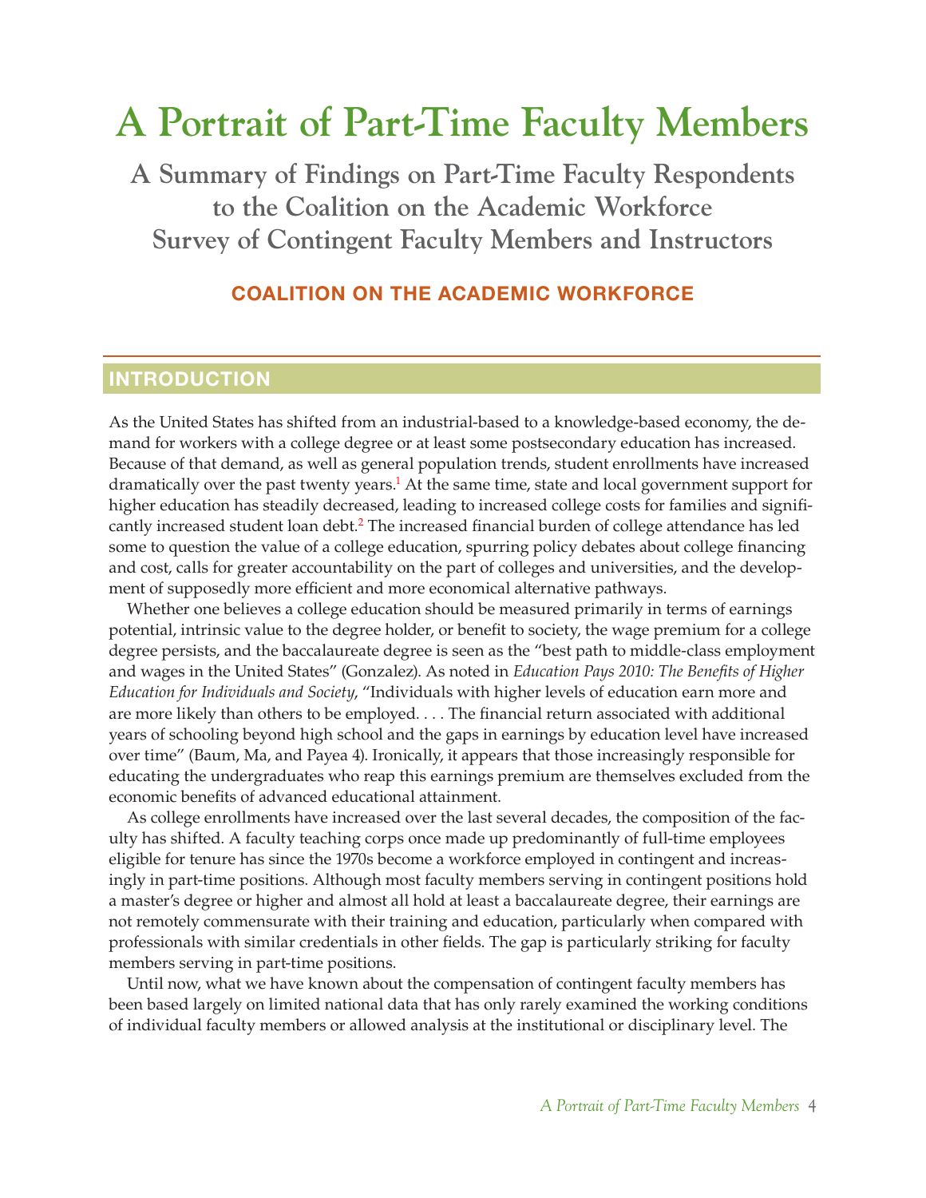# A Portrait of Part-Time Faculty Members

## A Summary of Findings on Part-Time Faculty Respondents to the Coalition on the Academic Workforce Survey of Contingent Faculty Members and Instructors

### COALITION ON THE ACADEMIC WORKFORCE

## INTRODUCTION

As the United States has shifted from an industrial-based to a knowledge-based economy, the demand for workers with a college degree or at least some postsecondary education has increased. Because of that demand, as well as general population trends, student enrollments have increased dramatically over the past twenty years.[1] At the same time, state and local government support for higher education has steadily decreased, leading to increased college costs for families and significantly increased student loan debt.[2] The increased financial burden of college attendance has led some to question the value of a college education, spurring policy debates about college financing and cost, calls for greater accountability on the part of colleges and universities, and the development of supposedly more efficient and more economical alternative pathways.

Whether one believes a college education should be measured primarily in terms of earnings potential, intrinsic value to the degree holder, or benefit to society, the wage premium for a college degree persists, and the baccalaureate degree is seen as the "best path to middle-class employment and wages in the United States" (Gonzalez). As noted in *Education Pays 2010: The Benefits of Higher Education for Individuals and Society*, "Individuals with higher levels of education earn more and are more likely than others to be employed. . . . The financial return associated with additional years of schooling beyond high school and the gaps in earnings by education level have increased over time" (Baum, Ma, and Payea 4). Ironically, it appears that those increasingly responsible for educating the undergraduates who reap this earnings premium are themselves excluded from the economic benefits of advanced educational attainment.

As college enrollments have increased over the last several decades, the composition of the faculty has shifted. A faculty teaching corps once made up predominantly of full-time employees eligible for tenure has since the 1970s become a workforce employed in contingent and increasingly in part-time positions. Although most faculty members serving in contingent positions hold a master's degree or higher and almost all hold at least a baccalaureate degree, their earnings are not remotely commensurate with their training and education, particularly when compared with professionals with similar credentials in other fields. The gap is particularly striking for faculty members serving in part-time positions.

Until now, what we have known about the compensation of contingent faculty members has been based largely on limited national data that has only rarely examined the working conditions of individual faculty members or allowed analysis at the institutional or disciplinary level. The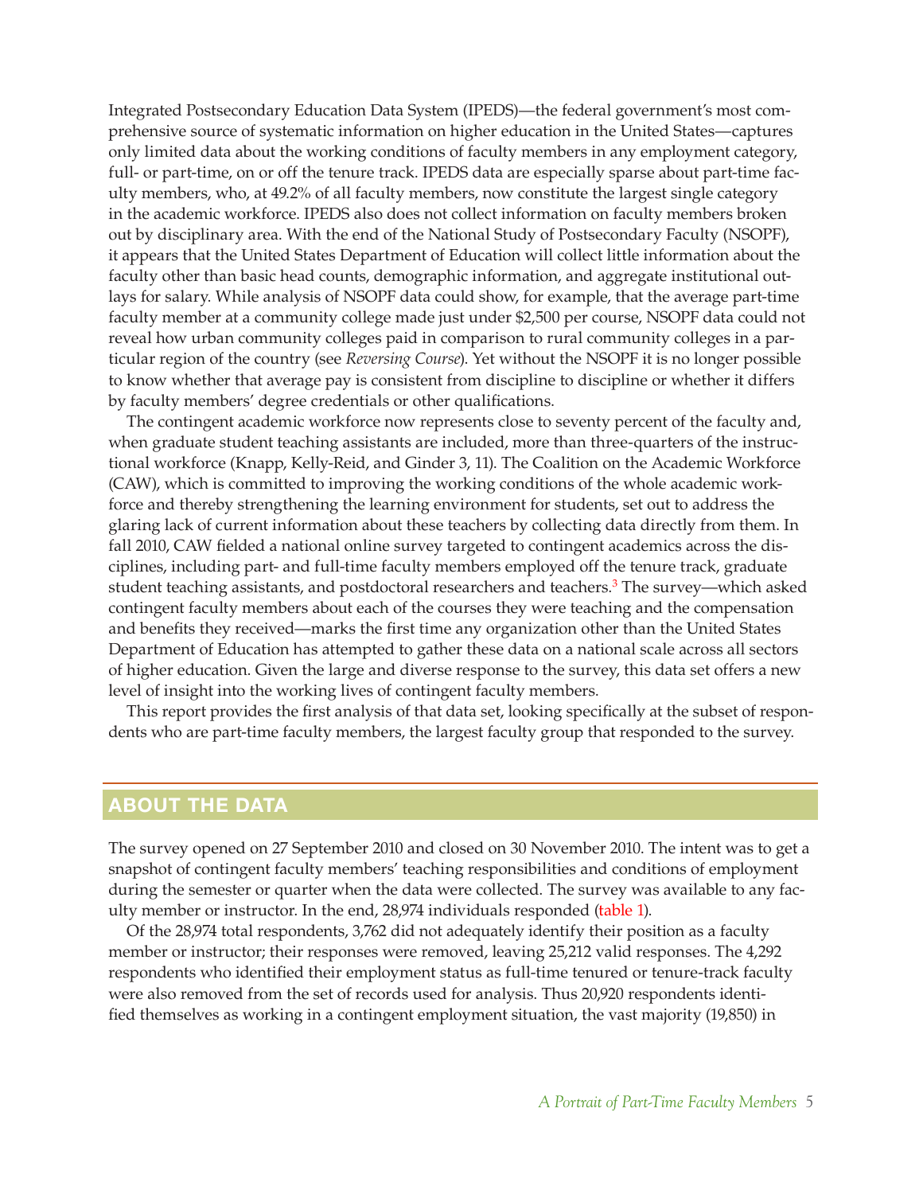Integrated Postsecondary Education Data System (IPEDS)—the federal government's most comprehensive source of systematic information on higher education in the United States—captures only limited data about the working conditions of faculty members in any employment category, full- or part-time, on or off the tenure track. IPEDS data are especially sparse about part-time faculty members, who, at 49.2% of all faculty members, now constitute the largest single category in the academic workforce. IPEDS also does not collect information on faculty members broken out by disciplinary area. With the end of the National Study of Postsecondary Faculty (NSOPF), it appears that the United States Department of Education will collect little information about the faculty other than basic head counts, demographic information, and aggregate institutional outlays for salary. While analysis of NSOPF data could show, for example, that the average part-time faculty member at a community college made just under $2,500 per course, NSOPF data could not reveal how urban community colleges paid in comparison to rural community colleges in a particular region of the country (see *Reversing Course*). Yet without the NSOPF it is no longer possible to know whether that average pay is consistent from discipline to discipline or whether it differs by faculty members' degree credentials or other qualifications.

The contingent academic workforce now represents close to seventy percent of the faculty and, when graduate student teaching assistants are included, more than three-quarters of the instructional workforce (Knapp, Kelly-Reid, and Ginder 3, 11). The Coalition on the Academic Workforce (CAW), which is committed to improving the working conditions of the whole academic workforce and thereby strengthening the learning environment for students, set out to address the glaring lack of current information about these teachers by collecting data directly from them. In fall 2010, CAW fielded a national online survey targeted to contingent academics across the disciplines, including part- and full-time faculty members employed off the tenure track, graduate student teaching assistants, and postdoctoral researchers and teachers.[3] The survey—which asked contingent faculty members about each of the courses they were teaching and the compensation and benefits they received—marks the first time any organization other than the United States Department of Education has attempted to gather these data on a national scale across all sectors of higher education. Given the large and diverse response to the survey, this data set offers a new level of insight into the working lives of contingent faculty members.

This report provides the first analysis of that data set, looking specifically at the subset of respondents who are part-time faculty members, the largest faculty group that responded to the survey.

## ABOUT THE DATA

The survey opened on 27 September 2010 and closed on 30 November 2010. The intent was to get a snapshot of contingent faculty members' teaching responsibilities and conditions of employment during the semester or quarter when the data were collected. The survey was available to any faculty member or instructor. In the end, 28,974 individuals responded (table 1).

Of the 28,974 total respondents, 3,762 did not adequately identify their position as a faculty member or instructor; their responses were removed, leaving 25,212 valid responses. The 4,292 respondents who identified their employment status as full-time tenured or tenure-track faculty were also removed from the set of records used for analysis. Thus 20,920 respondents identified themselves as working in a contingent employment situation, the vast majority (19,850) in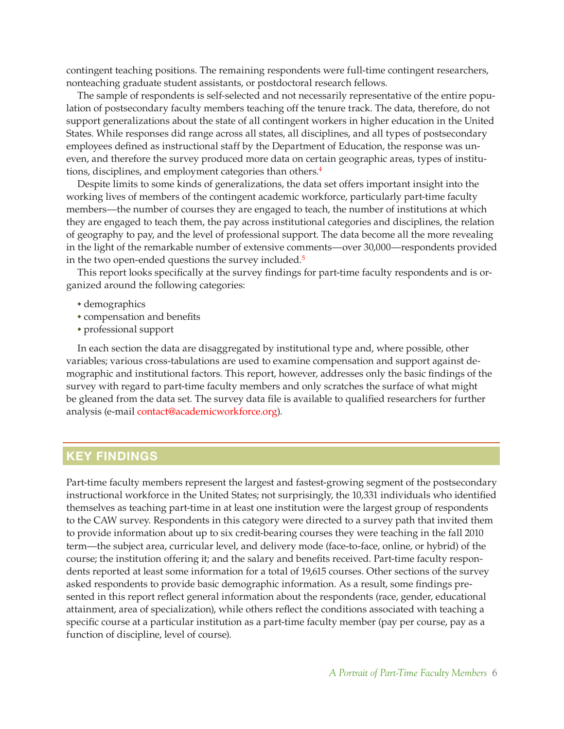contingent teaching positions. The remaining respondents were full-time contingent researchers, nonteaching graduate student assistants, or postdoctoral research fellows.

The sample of respondents is self-selected and not necessarily representative of the entire population of postsecondary faculty members teaching off the tenure track. The data, therefore, do not support generalizations about the state of all contingent workers in higher education in the United States. While responses did range across all states, all disciplines, and all types of postsecondary employees defined as instructional staff by the Department of Education, the response was uneven, and therefore the survey produced more data on certain geographic areas, types of institutions, disciplines, and employment categories than others.[4]

Despite limits to some kinds of generalizations, the data set offers important insight into the working lives of members of the contingent academic workforce, particularly part-time faculty members—the number of courses they are engaged to teach, the number of institutions at which they are engaged to teach them, the pay across institutional categories and disciplines, the relation of geography to pay, and the level of professional support. The data become all the more revealing in the light of the remarkable number of extensive comments—over 30,000—respondents provided in the two open-ended questions the survey included.[5]

This report looks specifically at the survey findings for part-time faculty respondents and is organized around the following categories:

- demographics
- compensation and benefits
- professional support

In each section the data are disaggregated by institutional type and, where possible, other variables; various cross-tabulations are used to examine compensation and support against demographic and institutional factors. This report, however, addresses only the basic findings of the survey with regard to part-time faculty members and only scratches the surface of what might be gleaned from the data set. The survey data file is available to qualified researchers for further analysis (e-mail contact@academicworkforce.org).

## KEY FINDINGS

Part-time faculty members represent the largest and fastest-growing segment of the postsecondary instructional workforce in the United States; not surprisingly, the 10,331 individuals who identified themselves as teaching part-time in at least one institution were the largest group of respondents to the CAW survey. Respondents in this category were directed to a survey path that invited them to provide information about up to six credit-bearing courses they were teaching in the fall 2010 term—the subject area, curricular level, and delivery mode (face-to-face, online, or hybrid) of the course; the institution offering it; and the salary and benefits received. Part-time faculty respondents reported at least some information for a total of 19,615 courses. Other sections of the survey asked respondents to provide basic demographic information. As a result, some findings presented in this report reflect general information about the respondents (race, gender, educational attainment, area of specialization), while others reflect the conditions associated with teaching a specific course at a particular institution as a part-time faculty member (pay per course, pay as a function of discipline, level of course).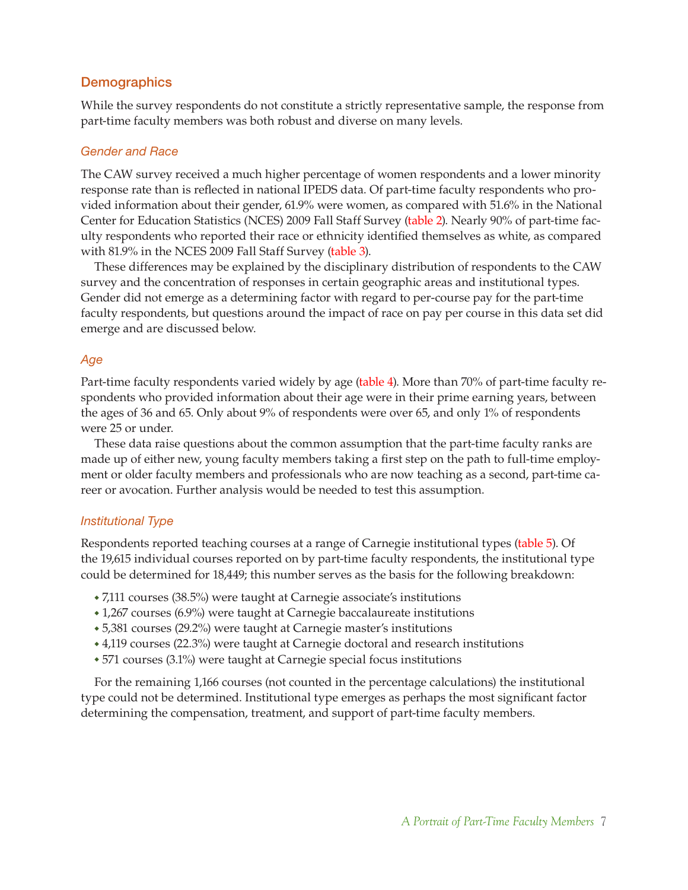## Demographics

While the survey respondents do not constitute a strictly representative sample, the response from part-time faculty members was both robust and diverse on many levels.

### *Gender and Race*

The CAW survey received a much higher percentage of women respondents and a lower minority response rate than is reflected in national IPEDS data. Of part-time faculty respondents who provided information about their gender, 61.9% were women, as compared with 51.6% in the National Center for Education Statistics (NCES) 2009 Fall Staff Survey (table 2). Nearly 90% of part-time faculty respondents who reported their race or ethnicity identified themselves as white, as compared with 81.9% in the NCES 2009 Fall Staff Survey (table 3).

These differences may be explained by the disciplinary distribution of respondents to the CAW survey and the concentration of responses in certain geographic areas and institutional types. Gender did not emerge as a determining factor with regard to per-course pay for the part-time faculty respondents, but questions around the impact of race on pay per course in this data set did emerge and are discussed below.

### *Age*

Part-time faculty respondents varied widely by age (table 4). More than 70% of part-time faculty respondents who provided information about their age were in their prime earning years, between the ages of 36 and 65. Only about 9% of respondents were over 65, and only 1% of respondents were 25 or under.

These data raise questions about the common assumption that the part-time faculty ranks are made up of either new, young faculty members taking a first step on the path to full-time employment or older faculty members and professionals who are now teaching as a second, part-time career or avocation. Further analysis would be needed to test this assumption.

### *Institutional Type*

Respondents reported teaching courses at a range of Carnegie institutional types (table 5). Of the 19,615 individual courses reported on by part-time faculty respondents, the institutional type could be determined for 18,449; this number serves as the basis for the following breakdown:

- 7,111 courses (38.5%) were taught at Carnegie associate's institutions
- 1,267 courses (6.9%) were taught at Carnegie baccalaureate institutions
- 5,381 courses (29.2%) were taught at Carnegie master's institutions
- 4,119 courses (22.3%) were taught at Carnegie doctoral and research institutions
- 571 courses (3.1%) were taught at Carnegie special focus institutions

For the remaining 1,166 courses (not counted in the percentage calculations) the institutional type could not be determined. Institutional type emerges as perhaps the most significant factor determining the compensation, treatment, and support of part-time faculty members.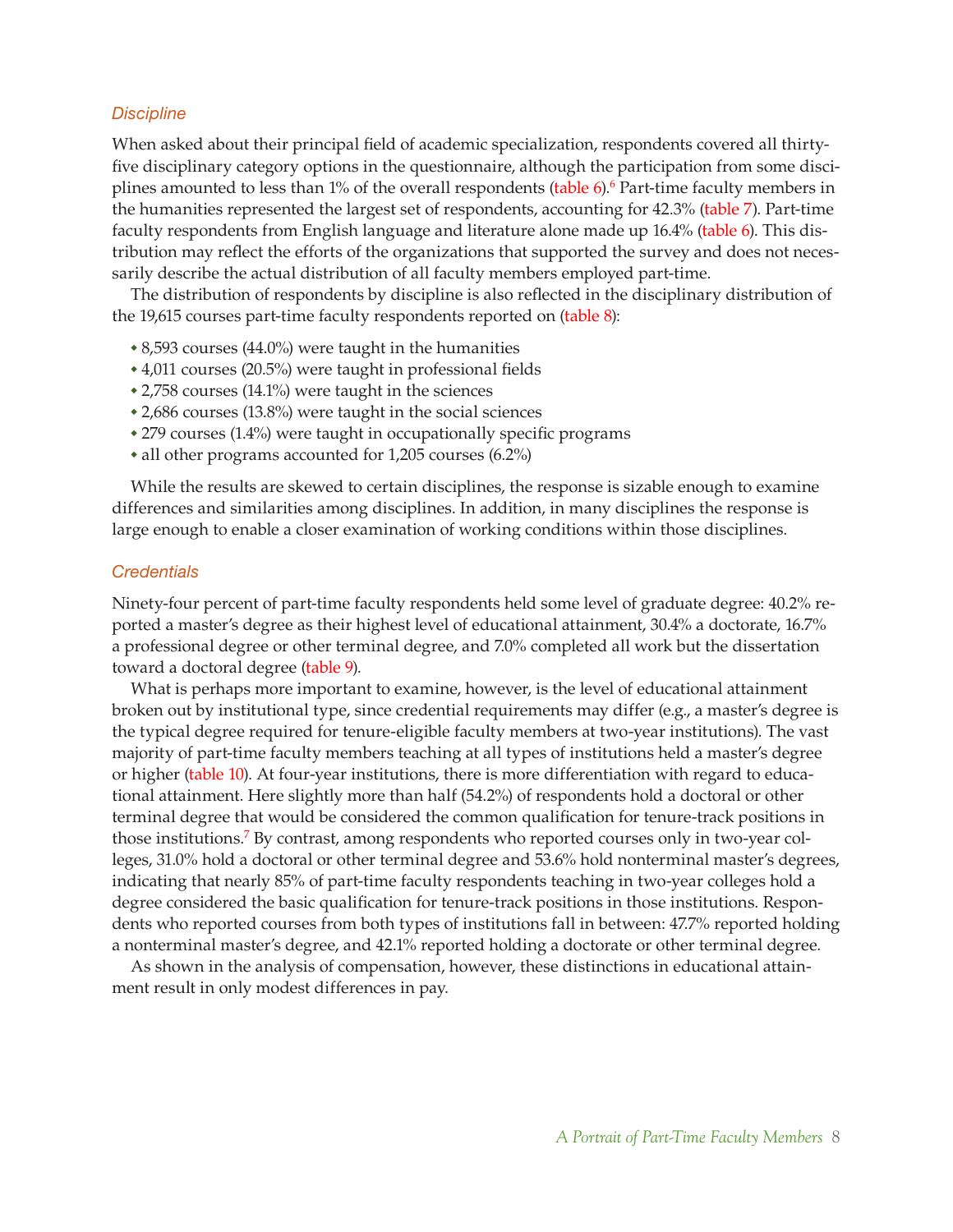### *Discipline*

When asked about their principal field of academic specialization, respondents covered all thirty-five disciplinary category options in the questionnaire, although the participation from some disciplines amounted to less than 1% of the overall respondents (table 6).[6] Part-time faculty members in the humanities represented the largest set of respondents, accounting for 42.3% (table 7). Part-time faculty respondents from English language and literature alone made up 16.4% (table 6). This distribution may reflect the efforts of the organizations that supported the survey and does not necessarily describe the actual distribution of all faculty members employed part-time.

The distribution of respondents by discipline is also reflected in the disciplinary distribution of the 19,615 courses part-time faculty respondents reported on (table 8):

- 8,593 courses (44.0%) were taught in the humanities
- 4,011 courses (20.5%) were taught in professional fields
- 2,758 courses (14.1%) were taught in the sciences
- 2,686 courses (13.8%) were taught in the social sciences
- 279 courses (1.4%) were taught in occupationally specific programs
- all other programs accounted for 1,205 courses (6.2%)

While the results are skewed to certain disciplines, the response is sizable enough to examine differences and similarities among disciplines. In addition, in many disciplines the response is large enough to enable a closer examination of working conditions within those disciplines.

### *Credentials*

Ninety-four percent of part-time faculty respondents held some level of graduate degree: 40.2% reported a master's degree as their highest level of educational attainment, 30.4% a doctorate, 16.7% a professional degree or other terminal degree, and 7.0% completed all work but the dissertation toward a doctoral degree (table 9).

What is perhaps more important to examine, however, is the level of educational attainment broken out by institutional type, since credential requirements may differ (e.g., a master's degree is the typical degree required for tenure-eligible faculty members at two-year institutions). The vast majority of part-time faculty members teaching at all types of institutions held a master's degree or higher (table 10). At four-year institutions, there is more differentiation with regard to educational attainment. Here slightly more than half (54.2%) of respondents hold a doctoral or other terminal degree that would be considered the common qualification for tenure-track positions in those institutions.[7] By contrast, among respondents who reported courses only in two-year colleges, 31.0% hold a doctoral or other terminal degree and 53.6% hold nonterminal master's degrees, indicating that nearly 85% of part-time faculty respondents teaching in two-year colleges hold a degree considered the basic qualification for tenure-track positions in those institutions. Respondents who reported courses from both types of institutions fall in between: 47.7% reported holding a nonterminal master's degree, and 42.1% reported holding a doctorate or other terminal degree.

As shown in the analysis of compensation, however, these distinctions in educational attainment result in only modest differences in pay.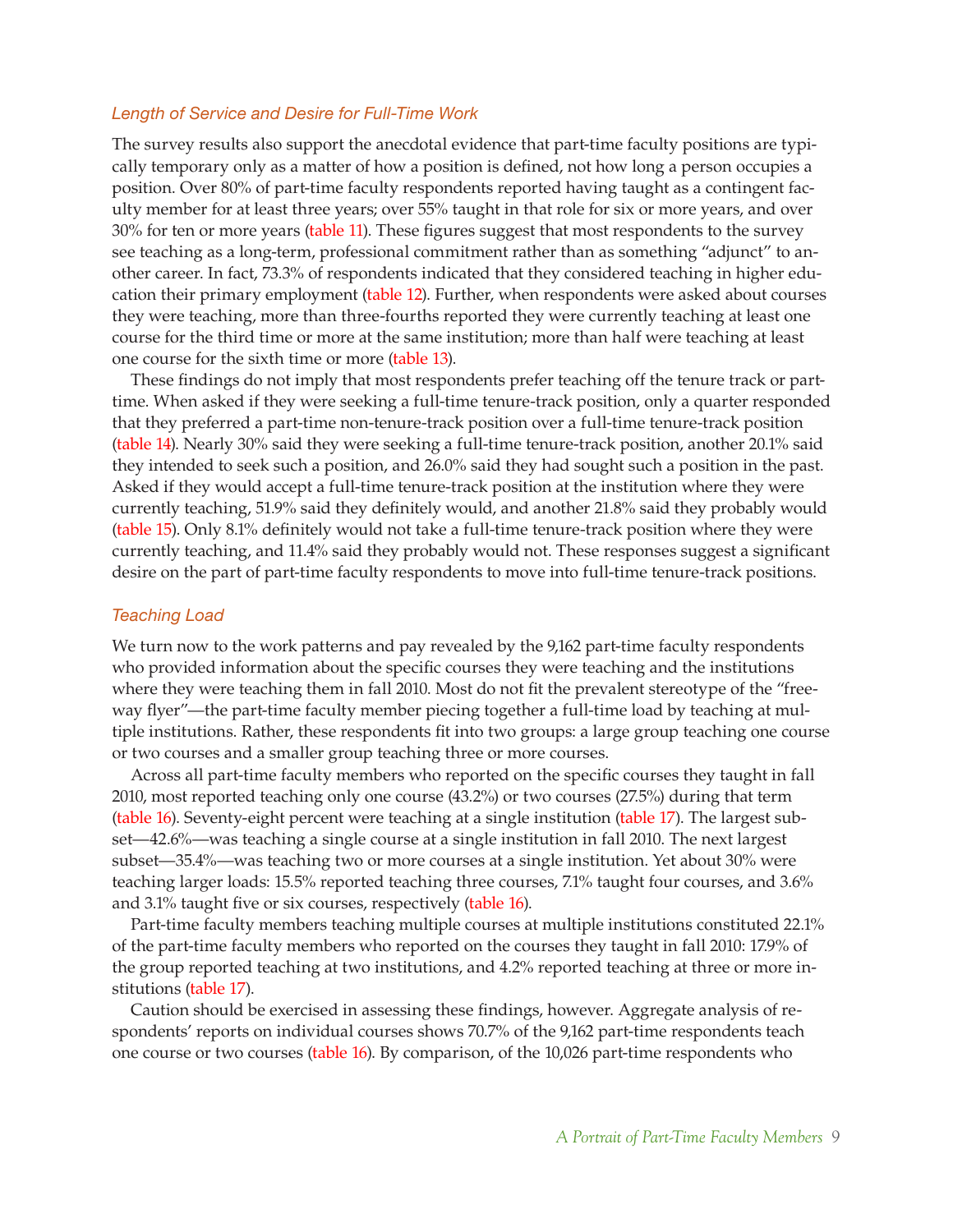### *Length of Service and Desire for Full-Time Work*

The survey results also support the anecdotal evidence that part-time faculty positions are typically temporary only as a matter of how a position is defined, not how long a person occupies a position. Over 80% of part-time faculty respondents reported having taught as a contingent faculty member for at least three years; over 55% taught in that role for six or more years, and over 30% for ten or more years (table 11). These figures suggest that most respondents to the survey see teaching as a long-term, professional commitment rather than as something "adjunct" to another career. In fact, 73.3% of respondents indicated that they considered teaching in higher education their primary employment (table 12). Further, when respondents were asked about courses they were teaching, more than three-fourths reported they were currently teaching at least one course for the third time or more at the same institution; more than half were teaching at least one course for the sixth time or more (table 13).

These findings do not imply that most respondents prefer teaching off the tenure track or part-time. When asked if they were seeking a full-time tenure-track position, only a quarter responded that they preferred a part-time non-tenure-track position over a full-time tenure-track position (table 14). Nearly 30% said they were seeking a full-time tenure-track position, another 20.1% said they intended to seek such a position, and 26.0% said they had sought such a position in the past. Asked if they would accept a full-time tenure-track position at the institution where they were currently teaching, 51.9% said they definitely would, and another 21.8% said they probably would (table 15). Only 8.1% definitely would not take a full-time tenure-track position where they were currently teaching, and 11.4% said they probably would not. These responses suggest a significant desire on the part of part-time faculty respondents to move into full-time tenure-track positions.

### *Teaching Load*

We turn now to the work patterns and pay revealed by the 9,162 part-time faculty respondents who provided information about the specific courses they were teaching and the institutions where they were teaching them in fall 2010. Most do not fit the prevalent stereotype of the "freeway flyer"—the part-time faculty member piecing together a full-time load by teaching at multiple institutions. Rather, these respondents fit into two groups: a large group teaching one course or two courses and a smaller group teaching three or more courses.

Across all part-time faculty members who reported on the specific courses they taught in fall 2010, most reported teaching only one course (43.2%) or two courses (27.5%) during that term (table 16). Seventy-eight percent were teaching at a single institution (table 17). The largest subset—42.6%—was teaching a single course at a single institution in fall 2010. The next largest subset—35.4%—was teaching two or more courses at a single institution. Yet about 30% were teaching larger loads: 15.5% reported teaching three courses, 7.1% taught four courses, and 3.6% and 3.1% taught five or six courses, respectively (table 16).

Part-time faculty members teaching multiple courses at multiple institutions constituted 22.1% of the part-time faculty members who reported on the courses they taught in fall 2010: 17.9% of the group reported teaching at two institutions, and 4.2% reported teaching at three or more institutions (table 17).

Caution should be exercised in assessing these findings, however. Aggregate analysis of respondents' reports on individual courses shows 70.7% of the 9,162 part-time respondents teach one course or two courses (table 16). By comparison, of the 10,026 part-time respondents who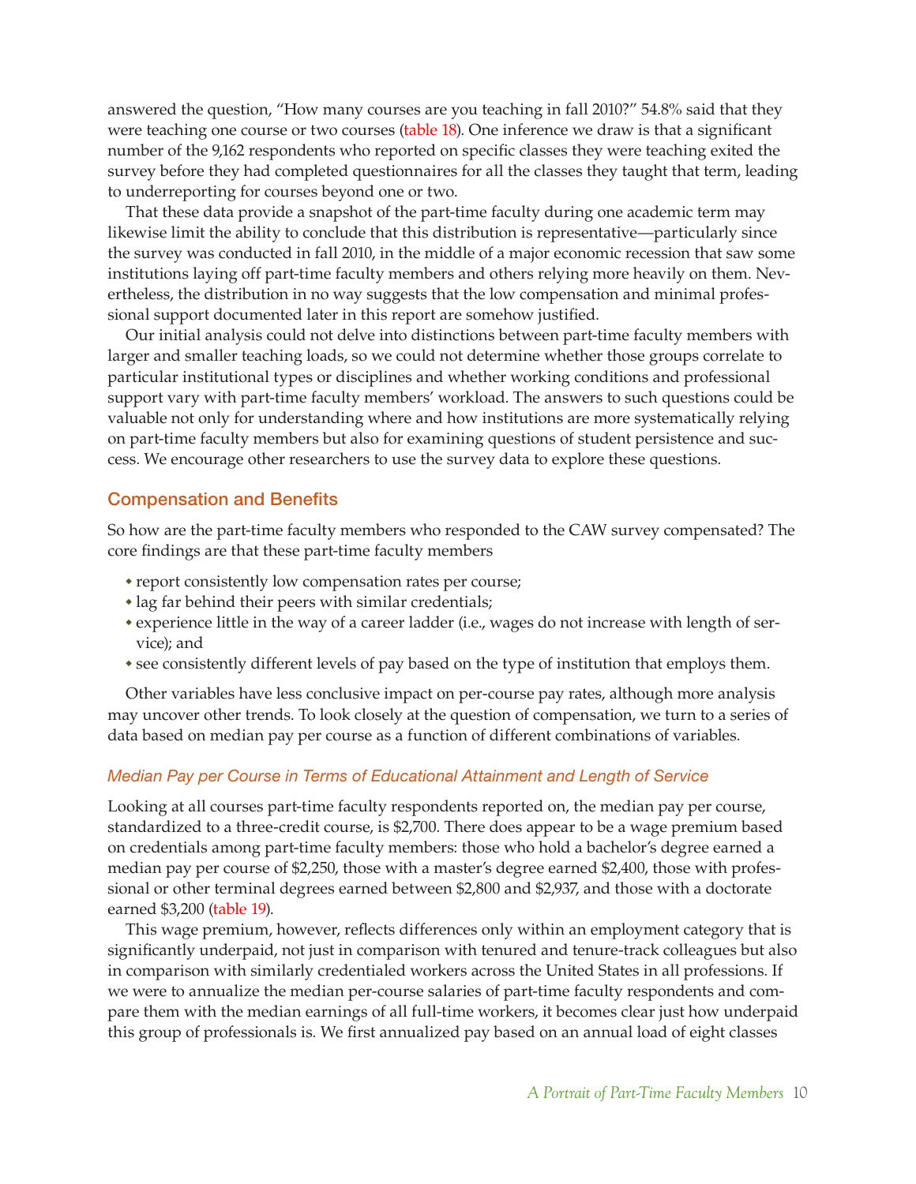answered the question, "How many courses are you teaching in fall 2010?" 54.8% said that they were teaching one course or two courses (table 18). One inference we draw is that a significant number of the 9,162 respondents who reported on specific classes they were teaching exited the survey before they had completed questionnaires for all the classes they taught that term, leading to underreporting for courses beyond one or two.

That these data provide a snapshot of the part-time faculty during one academic term may likewise limit the ability to conclude that this distribution is representative—particularly since the survey was conducted in fall 2010, in the middle of a major economic recession that saw some institutions laying off part-time faculty members and others relying more heavily on them. Nevertheless, the distribution in no way suggests that the low compensation and minimal professional support documented later in this report are somehow justified.

Our initial analysis could not delve into distinctions between part-time faculty members with larger and smaller teaching loads, so we could not determine whether those groups correlate to particular institutional types or disciplines and whether working conditions and professional support vary with part-time faculty members' workload. The answers to such questions could be valuable not only for understanding where and how institutions are more systematically relying on part-time faculty members but also for examining questions of student persistence and success. We encourage other researchers to use the survey data to explore these questions.

## Compensation and Benefits

So how are the part-time faculty members who responded to the CAW survey compensated? The core findings are that these part-time faculty members

- report consistently low compensation rates per course;
- lag far behind their peers with similar credentials;
- experience little in the way of a career ladder (i.e., wages do not increase with length of service); and
- see consistently different levels of pay based on the type of institution that employs them.

Other variables have less conclusive impact on per-course pay rates, although more analysis may uncover other trends. To look closely at the question of compensation, we turn to a series of data based on median pay per course as a function of different combinations of variables.

### *Median Pay per Course in Terms of Educational Attainment and Length of Service*

Looking at all courses part-time faculty respondents reported on, the median pay per course, standardized to a three-credit course, is $2,700. There does appear to be a wage premium based on credentials among part-time faculty members: those who hold a bachelor's degree earned a median pay per course of $2,250, those with a master's degree earned $2,400, those with professional or other terminal degrees earned between $2,800 and $2,937, and those with a doctorate earned $3,200 (table 19).

This wage premium, however, reflects differences only within an employment category that is significantly underpaid, not just in comparison with tenured and tenure-track colleagues but also in comparison with similarly credentialed workers across the United States in all professions. If we were to annualize the median per-course salaries of part-time faculty respondents and compare them with the median earnings of all full-time workers, it becomes clear just how underpaid this group of professionals is. We first annualized pay based on an annual load of eight classes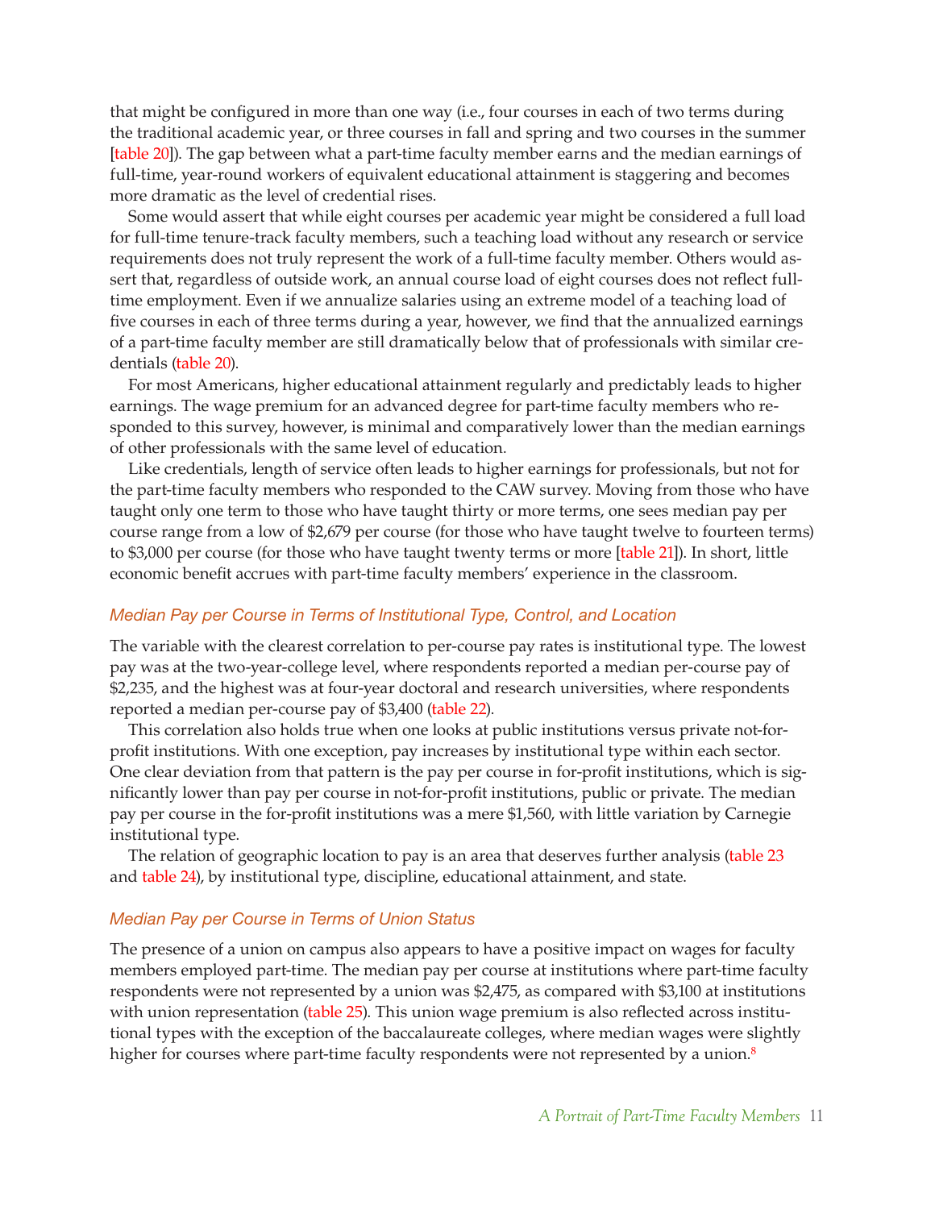that might be configured in more than one way (i.e., four courses in each of two terms during the traditional academic year, or three courses in fall and spring and two courses in the summer [table 20]). The gap between what a part-time faculty member earns and the median earnings of full-time, year-round workers of equivalent educational attainment is staggering and becomes more dramatic as the level of credential rises.

Some would assert that while eight courses per academic year might be considered a full load for full-time tenure-track faculty members, such a teaching load without any research or service requirements does not truly represent the work of a full-time faculty member. Others would assert that, regardless of outside work, an annual course load of eight courses does not reflect full-time employment. Even if we annualize salaries using an extreme model of a teaching load of five courses in each of three terms during a year, however, we find that the annualized earnings of a part-time faculty member are still dramatically below that of professionals with similar credentials (table 20).

For most Americans, higher educational attainment regularly and predictably leads to higher earnings. The wage premium for an advanced degree for part-time faculty members who responded to this survey, however, is minimal and comparatively lower than the median earnings of other professionals with the same level of education.

Like credentials, length of service often leads to higher earnings for professionals, but not for the part-time faculty members who responded to the CAW survey. Moving from those who have taught only one term to those who have taught thirty or more terms, one sees median pay per course range from a low of $2,679 per course (for those who have taught twelve to fourteen terms) to $3,000 per course (for those who have taught twenty terms or more [table 21]). In short, little economic benefit accrues with part-time faculty members' experience in the classroom.

### *Median Pay per Course in Terms of Institutional Type, Control, and Location*

The variable with the clearest correlation to per-course pay rates is institutional type. The lowest pay was at the two-year-college level, where respondents reported a median per-course pay of $2,235, and the highest was at four-year doctoral and research universities, where respondents reported a median per-course pay of $3,400 (table 22).

This correlation also holds true when one looks at public institutions versus private not-for-profit institutions. With one exception, pay increases by institutional type within each sector. One clear deviation from that pattern is the pay per course in for-profit institutions, which is significantly lower than pay per course in not-for-profit institutions, public or private. The median pay per course in the for-profit institutions was a mere $1,560, with little variation by Carnegie institutional type.

The relation of geographic location to pay is an area that deserves further analysis (table 23 and table 24), by institutional type, discipline, educational attainment, and state.

### *Median Pay per Course in Terms of Union Status*

The presence of a union on campus also appears to have a positive impact on wages for faculty members employed part-time. The median pay per course at institutions where part-time faculty respondents were not represented by a union was $2,475, as compared with $3,100 at institutions with union representation (table 25). This union wage premium is also reflected across institutional types with the exception of the baccalaureate colleges, where median wages were slightly higher for courses where part-time faculty respondents were not represented by a union.[8]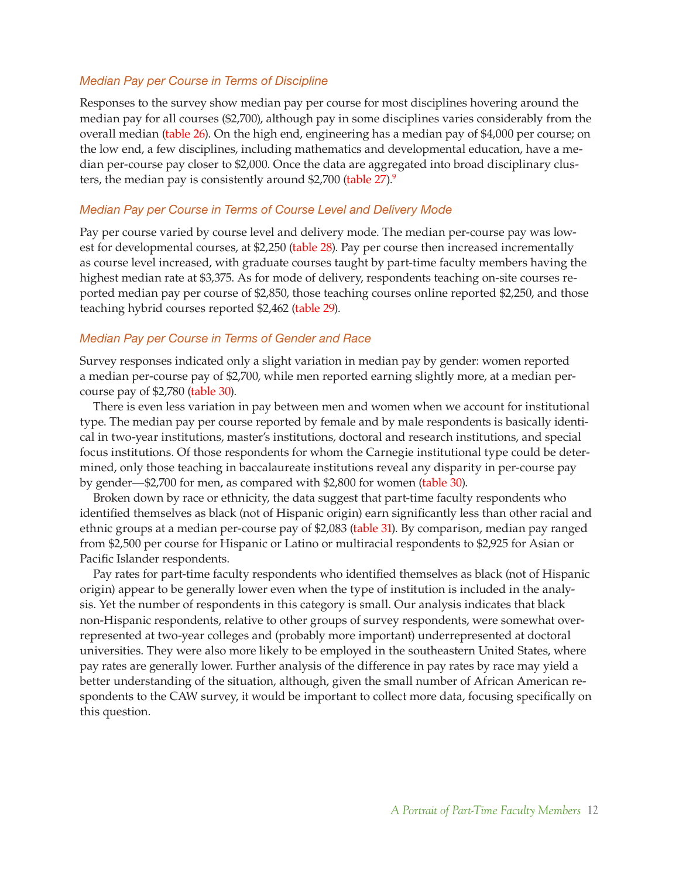### *Median Pay per Course in Terms of Discipline*

Responses to the survey show median pay per course for most disciplines hovering around the median pay for all courses ($2,700), although pay in some disciplines varies considerably from the overall median (table 26). On the high end, engineering has a median pay of $4,000 per course; on the low end, a few disciplines, including mathematics and developmental education, have a median per-course pay closer to $2,000. Once the data are aggregated into broad disciplinary clusters, the median pay is consistently around $2,700 (table 27).[9]

### *Median Pay per Course in Terms of Course Level and Delivery Mode*

Pay per course varied by course level and delivery mode. The median per-course pay was lowest for developmental courses, at $2,250 (table 28). Pay per course then increased incrementally as course level increased, with graduate courses taught by part-time faculty members having the highest median rate at $3,375. As for mode of delivery, respondents teaching on-site courses reported median pay per course of $2,850, those teaching courses online reported $2,250, and those teaching hybrid courses reported $2,462 (table 29).

### *Median Pay per Course in Terms of Gender and Race*

Survey responses indicated only a slight variation in median pay by gender: women reported a median per-course pay of $2,700, while men reported earning slightly more, at a median per-course pay of $2,780 (table 30).

There is even less variation in pay between men and women when we account for institutional type. The median pay per course reported by female and by male respondents is basically identical in two-year institutions, master's institutions, doctoral and research institutions, and special focus institutions. Of those respondents for whom the Carnegie institutional type could be determined, only those teaching in baccalaureate institutions reveal any disparity in per-course pay by gender—$2,700 for men, as compared with $2,800 for women (table 30).

Broken down by race or ethnicity, the data suggest that part-time faculty respondents who identified themselves as black (not of Hispanic origin) earn significantly less than other racial and ethnic groups at a median per-course pay of $2,083 (table 31). By comparison, median pay ranged from $2,500 per course for Hispanic or Latino or multiracial respondents to $2,925 for Asian or Pacific Islander respondents.

Pay rates for part-time faculty respondents who identified themselves as black (not of Hispanic origin) appear to be generally lower even when the type of institution is included in the analysis. Yet the number of respondents in this category is small. Our analysis indicates that black non-Hispanic respondents, relative to other groups of survey respondents, were somewhat overrepresented at two-year colleges and (probably more important) underrepresented at doctoral universities. They were also more likely to be employed in the southeastern United States, where pay rates are generally lower. Further analysis of the difference in pay rates by race may yield a better understanding of the situation, although, given the small number of African American respondents to the CAW survey, it would be important to collect more data, focusing specifically on this question.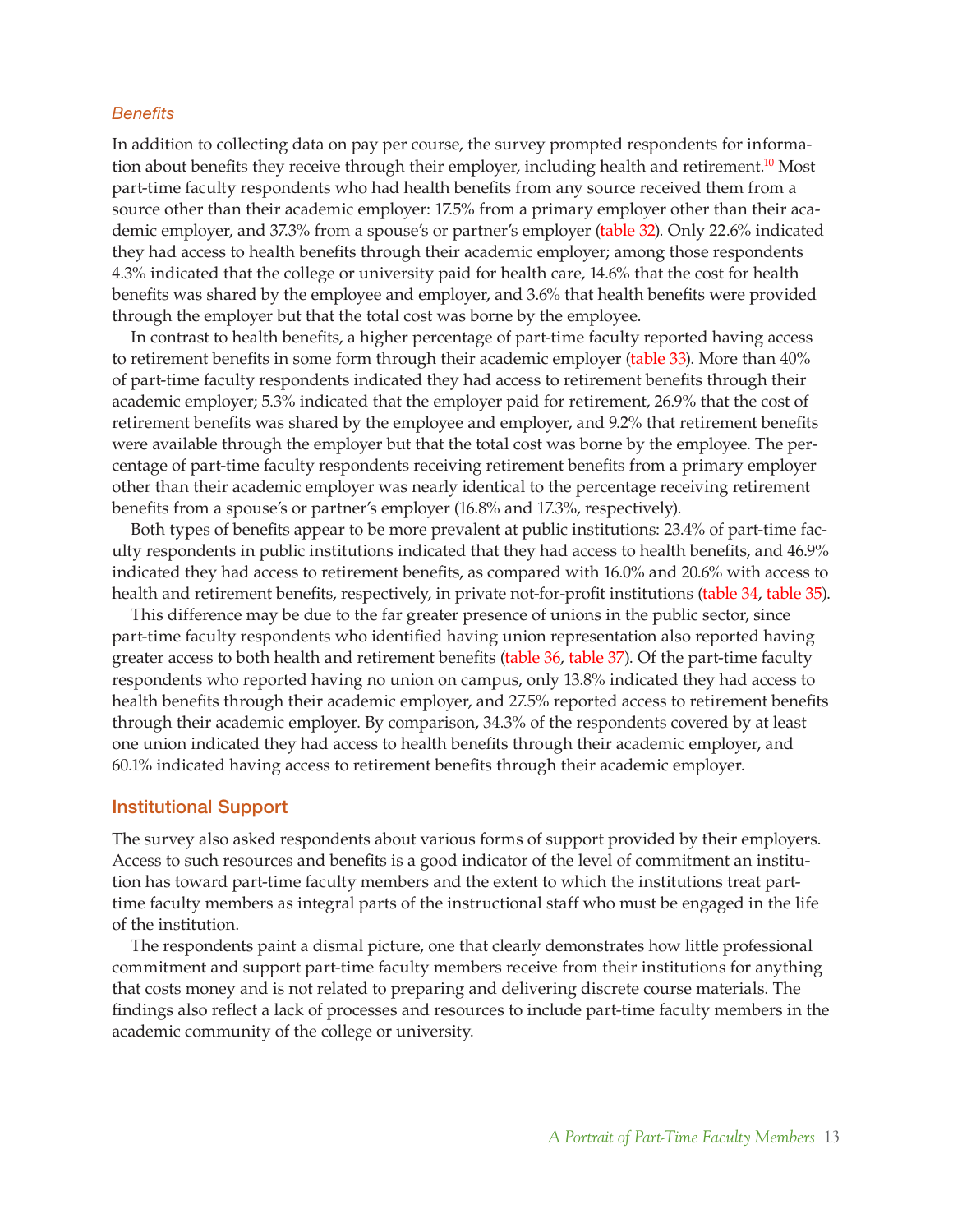### *Benefits*

In addition to collecting data on pay per course, the survey prompted respondents for information about benefits they receive through their employer, including health and retirement.[10] Most part-time faculty respondents who had health benefits from any source received them from a source other than their academic employer: 17.5% from a primary employer other than their academic employer, and 37.3% from a spouse's or partner's employer (table 32). Only 22.6% indicated they had access to health benefits through their academic employer; among those respondents 4.3% indicated that the college or university paid for health care, 14.6% that the cost for health benefits was shared by the employee and employer, and 3.6% that health benefits were provided through the employer but that the total cost was borne by the employee.

In contrast to health benefits, a higher percentage of part-time faculty reported having access to retirement benefits in some form through their academic employer (table 33). More than 40% of part-time faculty respondents indicated they had access to retirement benefits through their academic employer; 5.3% indicated that the employer paid for retirement, 26.9% that the cost of retirement benefits was shared by the employee and employer, and 9.2% that retirement benefits were available through the employer but that the total cost was borne by the employee. The percentage of part-time faculty respondents receiving retirement benefits from a primary employer other than their academic employer was nearly identical to the percentage receiving retirement benefits from a spouse's or partner's employer (16.8% and 17.3%, respectively).

Both types of benefits appear to be more prevalent at public institutions: 23.4% of part-time faculty respondents in public institutions indicated that they had access to health benefits, and 46.9% indicated they had access to retirement benefits, as compared with 16.0% and 20.6% with access to health and retirement benefits, respectively, in private not-for-profit institutions (table 34, table 35).

This difference may be due to the far greater presence of unions in the public sector, since part-time faculty respondents who identified having union representation also reported having greater access to both health and retirement benefits (table 36, table 37). Of the part-time faculty respondents who reported having no union on campus, only 13.8% indicated they had access to health benefits through their academic employer, and 27.5% reported access to retirement benefits through their academic employer. By comparison, 34.3% of the respondents covered by at least one union indicated they had access to health benefits through their academic employer, and 60.1% indicated having access to retirement benefits through their academic employer.

## Institutional Support

The survey also asked respondents about various forms of support provided by their employers. Access to such resources and benefits is a good indicator of the level of commitment an institution has toward part-time faculty members and the extent to which the institutions treat part-time faculty members as integral parts of the instructional staff who must be engaged in the life of the institution.

The respondents paint a dismal picture, one that clearly demonstrates how little professional commitment and support part-time faculty members receive from their institutions for anything that costs money and is not related to preparing and delivering discrete course materials. The findings also reflect a lack of processes and resources to include part-time faculty members in the academic community of the college or university.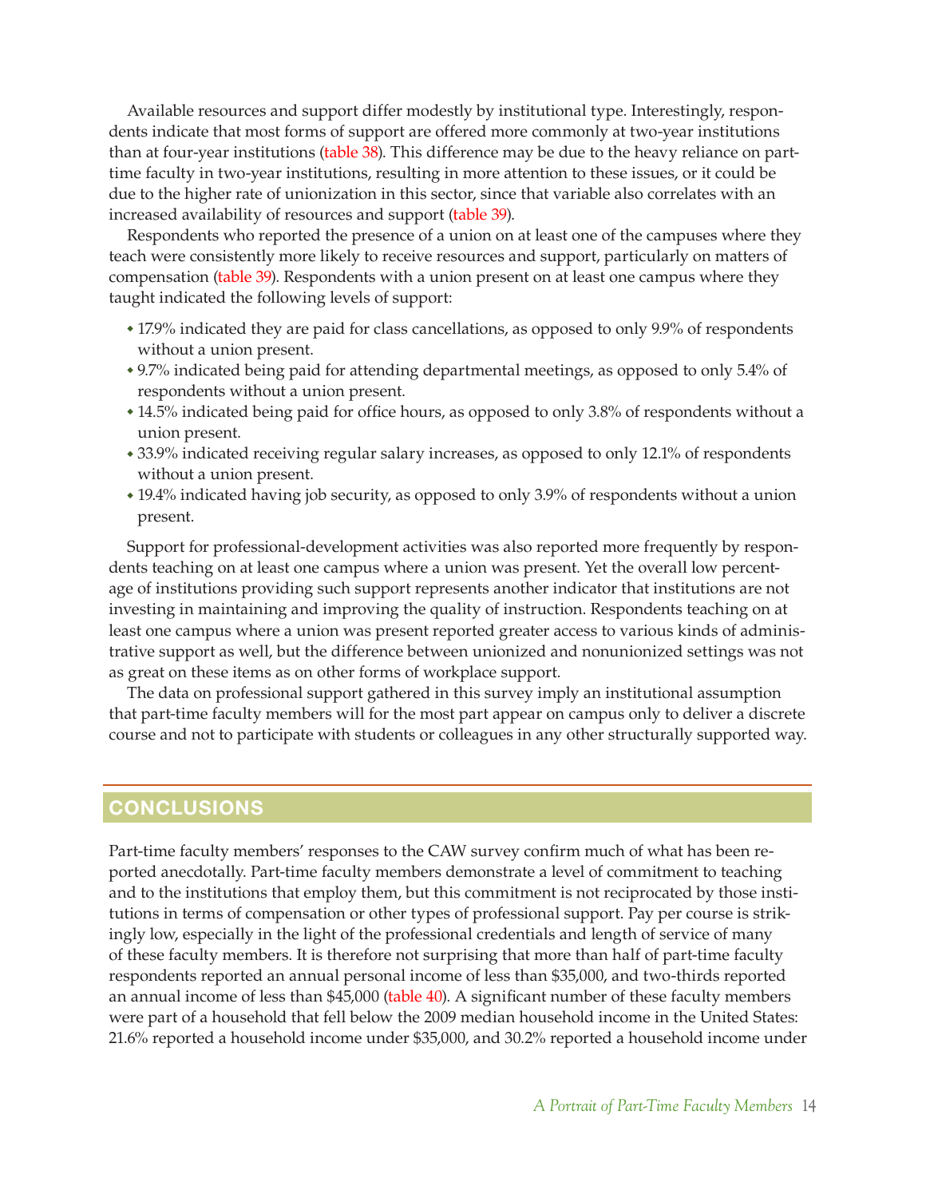Available resources and support differ modestly by institutional type. Interestingly, respondents indicate that most forms of support are offered more commonly at two-year institutions than at four-year institutions (table 38). This difference may be due to the heavy reliance on part-time faculty in two-year institutions, resulting in more attention to these issues, or it could be due to the higher rate of unionization in this sector, since that variable also correlates with an increased availability of resources and support (table 39).

Respondents who reported the presence of a union on at least one of the campuses where they teach were consistently more likely to receive resources and support, particularly on matters of compensation (table 39). Respondents with a union present on at least one campus where they taught indicated the following levels of support:

- 17.9% indicated they are paid for class cancellations, as opposed to only 9.9% of respondents without a union present.
- 9.7% indicated being paid for attending departmental meetings, as opposed to only 5.4% of respondents without a union present.
- 14.5% indicated being paid for office hours, as opposed to only 3.8% of respondents without a union present.
- 33.9% indicated receiving regular salary increases, as opposed to only 12.1% of respondents without a union present.
- 19.4% indicated having job security, as opposed to only 3.9% of respondents without a union present.

Support for professional-development activities was also reported more frequently by respondents teaching on at least one campus where a union was present. Yet the overall low percentage of institutions providing such support represents another indicator that institutions are not investing in maintaining and improving the quality of instruction. Respondents teaching on at least one campus where a union was present reported greater access to various kinds of administrative support as well, but the difference between unionized and nonunionized settings was not as great on these items as on other forms of workplace support.

The data on professional support gathered in this survey imply an institutional assumption that part-time faculty members will for the most part appear on campus only to deliver a discrete course and not to participate with students or colleagues in any other structurally supported way.

## CONCLUSIONS

Part-time faculty members' responses to the CAW survey confirm much of what has been reported anecdotally. Part-time faculty members demonstrate a level of commitment to teaching and to the institutions that employ them, but this commitment is not reciprocated by those institutions in terms of compensation or other types of professional support. Pay per course is strikingly low, especially in the light of the professional credentials and length of service of many of these faculty members. It is therefore not surprising that more than half of part-time faculty respondents reported an annual personal income of less than $35,000, and two-thirds reported an annual income of less than $45,000 (table 40). A significant number of these faculty members were part of a household that fell below the 2009 median household income in the United States: 21.6% reported a household income under $35,000, and 30.2% reported a household income under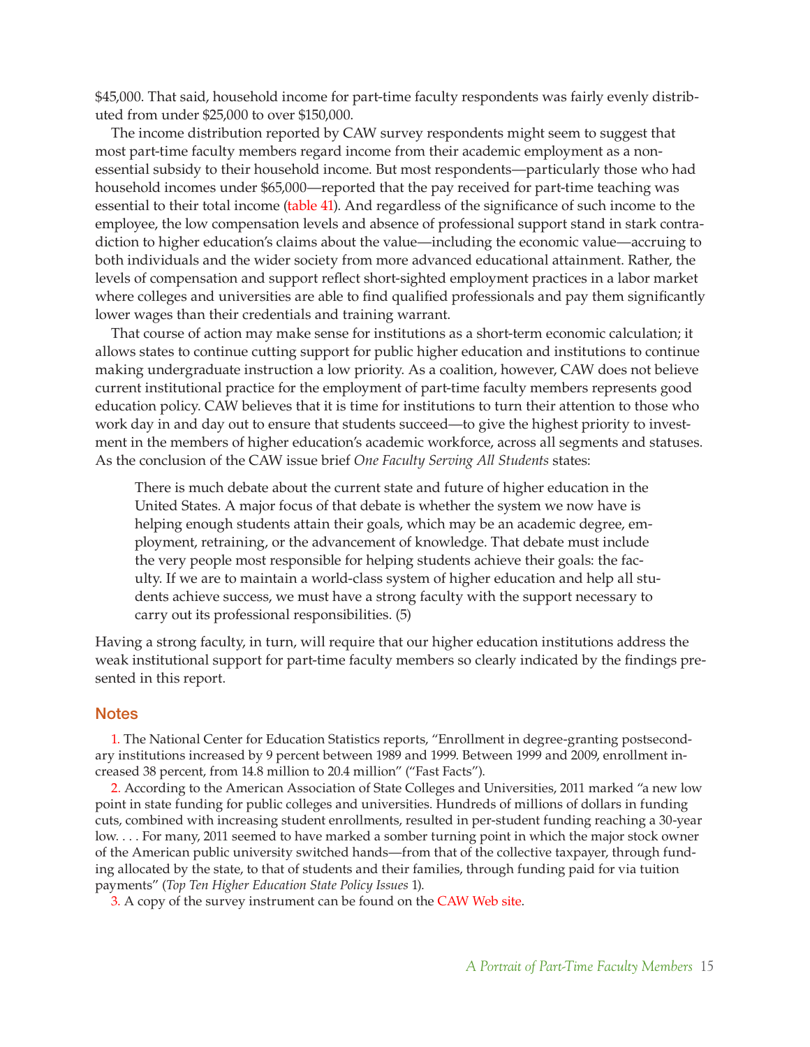$45,000. That said, household income for part-time faculty respondents was fairly evenly distributed from under $25,000 to over $150,000.

The income distribution reported by CAW survey respondents might seem to suggest that most part-time faculty members regard income from their academic employment as a nonessential subsidy to their household income. But most respondents—particularly those who had household incomes under $65,000—reported that the pay received for part-time teaching was essential to their total income (table 41). And regardless of the significance of such income to the employee, the low compensation levels and absence of professional support stand in stark contradiction to higher education's claims about the value—including the economic value—accruing to both individuals and the wider society from more advanced educational attainment. Rather, the levels of compensation and support reflect short-sighted employment practices in a labor market where colleges and universities are able to find qualified professionals and pay them significantly lower wages than their credentials and training warrant.

That course of action may make sense for institutions as a short-term economic calculation; it allows states to continue cutting support for public higher education and institutions to continue making undergraduate instruction a low priority. As a coalition, however, CAW does not believe current institutional practice for the employment of part-time faculty members represents good education policy. CAW believes that it is time for institutions to turn their attention to those who work day in and day out to ensure that students succeed—to give the highest priority to investment in the members of higher education's academic workforce, across all segments and statuses. As the conclusion of the CAW issue brief *One Faculty Serving All Students* states:

> There is much debate about the current state and future of higher education in the United States. A major focus of that debate is whether the system we now have is helping enough students attain their goals, which may be an academic degree, employment, retraining, or the advancement of knowledge. That debate must include the very people most responsible for helping students achieve their goals: the faculty. If we are to maintain a world-class system of higher education and help all students achieve success, we must have a strong faculty with the support necessary to carry out its professional responsibilities. (5)

Having a strong faculty, in turn, will require that our higher education institutions address the weak institutional support for part-time faculty members so clearly indicated by the findings presented in this report.

## Notes

1. The National Center for Education Statistics reports, "Enrollment in degree-granting postsecondary institutions increased by 9 percent between 1989 and 1999. Between 1999 and 2009, enrollment increased 38 percent, from 14.8 million to 20.4 million" ("Fast Facts").

2. According to the American Association of State Colleges and Universities, 2011 marked "a new low point in state funding for public colleges and universities. Hundreds of millions of dollars in funding cuts, combined with increasing student enrollments, resulted in per-student funding reaching a 30-year low. . . . For many, 2011 seemed to have marked a somber turning point in which the major stock owner of the American public university switched hands—from that of the collective taxpayer, through funding allocated by the state, to that of students and their families, through funding paid for via tuition payments" (*Top Ten Higher Education State Policy Issues* 1).

3. A copy of the survey instrument can be found on the CAW Web site.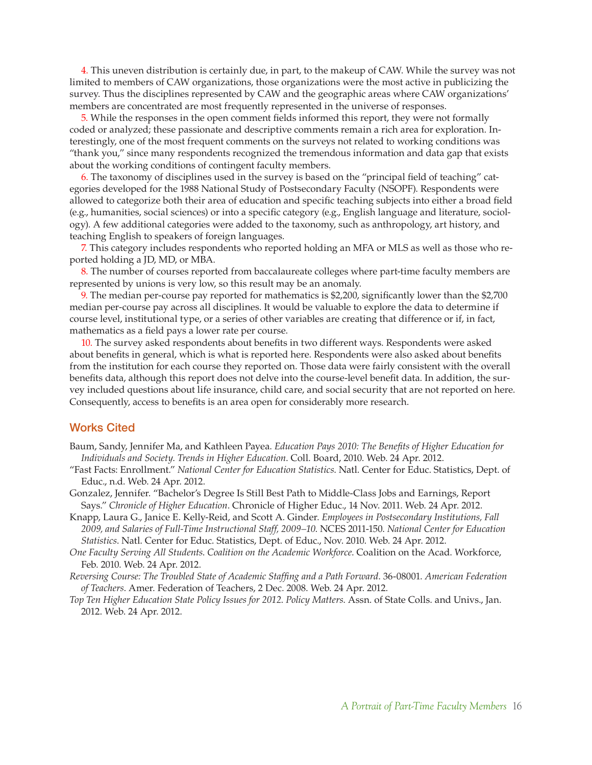4. This uneven distribution is certainly due, in part, to the makeup of CAW. While the survey was not limited to members of CAW organizations, those organizations were the most active in publicizing the survey. Thus the disciplines represented by CAW and the geographic areas where CAW organizations' members are concentrated are most frequently represented in the universe of responses.

5. While the responses in the open comment fields informed this report, they were not formally coded or analyzed; these passionate and descriptive comments remain a rich area for exploration. Interestingly, one of the most frequent comments on the surveys not related to working conditions was "thank you," since many respondents recognized the tremendous information and data gap that exists about the working conditions of contingent faculty members.

6. The taxonomy of disciplines used in the survey is based on the "principal field of teaching" categories developed for the 1988 National Study of Postsecondary Faculty (NSOPF). Respondents were allowed to categorize both their area of education and specific teaching subjects into either a broad field (e.g., humanities, social sciences) or into a specific category (e.g., English language and literature, sociology). A few additional categories were added to the taxonomy, such as anthropology, art history, and teaching English to speakers of foreign languages.

7. This category includes respondents who reported holding an MFA or MLS as well as those who reported holding a JD, MD, or MBA.

8. The number of courses reported from baccalaureate colleges where part-time faculty members are represented by unions is very low, so this result may be an anomaly.

9. The median per-course pay reported for mathematics is $2,200, significantly lower than the $2,700 median per-course pay across all disciplines. It would be valuable to explore the data to determine if course level, institutional type, or a series of other variables are creating that difference or if, in fact, mathematics as a field pays a lower rate per course.

10. The survey asked respondents about benefits in two different ways. Respondents were asked about benefits in general, which is what is reported here. Respondents were also asked about benefits from the institution for each course they reported on. Those data were fairly consistent with the overall benefits data, although this report does not delve into the course-level benefit data. In addition, the survey included questions about life insurance, child care, and social security that are not reported on here. Consequently, access to benefits is an area open for considerably more research.

## Works Cited

Baum, Sandy, Jennifer Ma, and Kathleen Payea. *Education Pays 2010: The Benefits of Higher Education for Individuals and Society*. *Trends in Higher Education*. Coll. Board, 2010. Web. 24 Apr. 2012.

"Fast Facts: Enrollment." *National Center for Education Statistics*. Natl. Center for Educ. Statistics, Dept. of Educ., n.d. Web. 24 Apr. 2012.

Gonzalez, Jennifer. "Bachelor's Degree Is Still Best Path to Middle-Class Jobs and Earnings, Report Says." *Chronicle of Higher Education*. Chronicle of Higher Educ., 14 Nov. 2011. Web. 24 Apr. 2012.

Knapp, Laura G., Janice E. Kelly-Reid, and Scott A. Ginder. *Employees in Postsecondary Institutions, Fall 2009, and Salaries of Full-Time Instructional Staff, 2009–10*. NCES 2011-150. *National Center for Education Statistics*. Natl. Center for Educ. Statistics, Dept. of Educ., Nov. 2010. Web. 24 Apr. 2012.

*One Faculty Serving All Students*. *Coalition on the Academic Workforce*. Coalition on the Acad. Workforce, Feb. 2010. Web. 24 Apr. 2012.

*Reversing Course: The Troubled State of Academic Staffing and a Path Forward*. 36-08001. *American Federation of Teachers*. Amer. Federation of Teachers, 2 Dec. 2008. Web. 24 Apr. 2012.

*Top Ten Higher Education State Policy Issues for 2012*. *Policy Matters*. Assn. of State Colls. and Univs., Jan. 2012. Web. 24 Apr. 2012.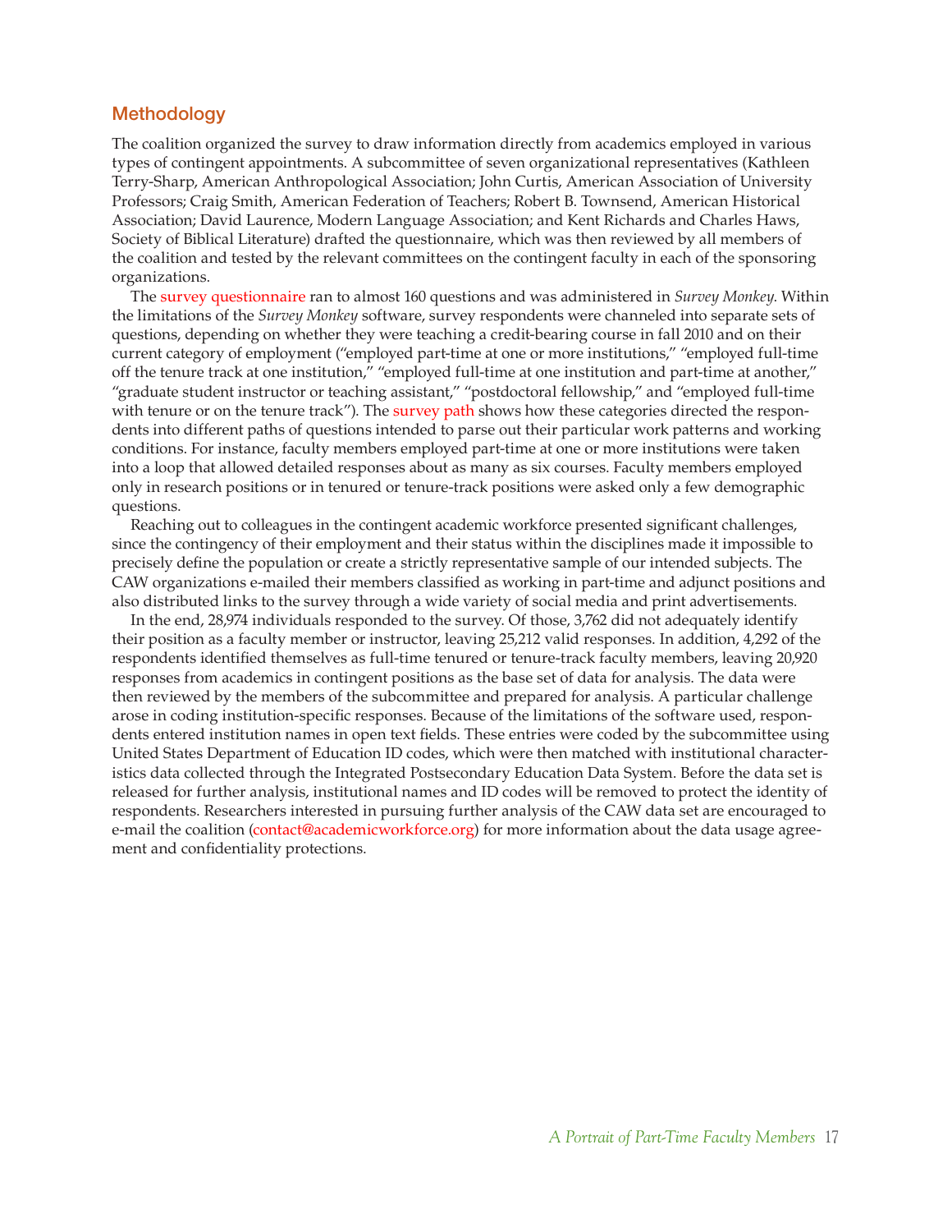## Methodology

The coalition organized the survey to draw information directly from academics employed in various types of contingent appointments. A subcommittee of seven organizational representatives (Kathleen Terry-Sharp, American Anthropological Association; John Curtis, American Association of University Professors; Craig Smith, American Federation of Teachers; Robert B. Townsend, American Historical Association; David Laurence, Modern Language Association; and Kent Richards and Charles Haws, Society of Biblical Literature) drafted the questionnaire, which was then reviewed by all members of the coalition and tested by the relevant committees on the contingent faculty in each of the sponsoring organizations.

The survey questionnaire ran to almost 160 questions and was administered in *Survey Monkey*. Within the limitations of the *Survey Monkey* software, survey respondents were channeled into separate sets of questions, depending on whether they were teaching a credit-bearing course in fall 2010 and on their current category of employment ("employed part-time at one or more institutions," "employed full-time off the tenure track at one institution," "employed full-time at one institution and part-time at another," "graduate student instructor or teaching assistant," "postdoctoral fellowship," and "employed full-time with tenure or on the tenure track"). The survey path shows how these categories directed the respondents into different paths of questions intended to parse out their particular work patterns and working conditions. For instance, faculty members employed part-time at one or more institutions were taken into a loop that allowed detailed responses about as many as six courses. Faculty members employed only in research positions or in tenured or tenure-track positions were asked only a few demographic questions.

Reaching out to colleagues in the contingent academic workforce presented significant challenges, since the contingency of their employment and their status within the disciplines made it impossible to precisely define the population or create a strictly representative sample of our intended subjects. The CAW organizations e-mailed their members classified as working in part-time and adjunct positions and also distributed links to the survey through a wide variety of social media and print advertisements.

In the end, 28,974 individuals responded to the survey. Of those, 3,762 did not adequately identify their position as a faculty member or instructor, leaving 25,212 valid responses. In addition, 4,292 of the respondents identified themselves as full-time tenured or tenure-track faculty members, leaving 20,920 responses from academics in contingent positions as the base set of data for analysis. The data were then reviewed by the members of the subcommittee and prepared for analysis. A particular challenge arose in coding institution-specific responses. Because of the limitations of the software used, respondents entered institution names in open text fields. These entries were coded by the subcommittee using United States Department of Education ID codes, which were then matched with institutional characteristics data collected through the Integrated Postsecondary Education Data System. Before the data set is released for further analysis, institutional names and ID codes will be removed to protect the identity of respondents. Researchers interested in pursuing further analysis of the CAW data set are encouraged to e-mail the coalition (contact@academicworkforce.org) for more information about the data usage agreement and confidentiality protections.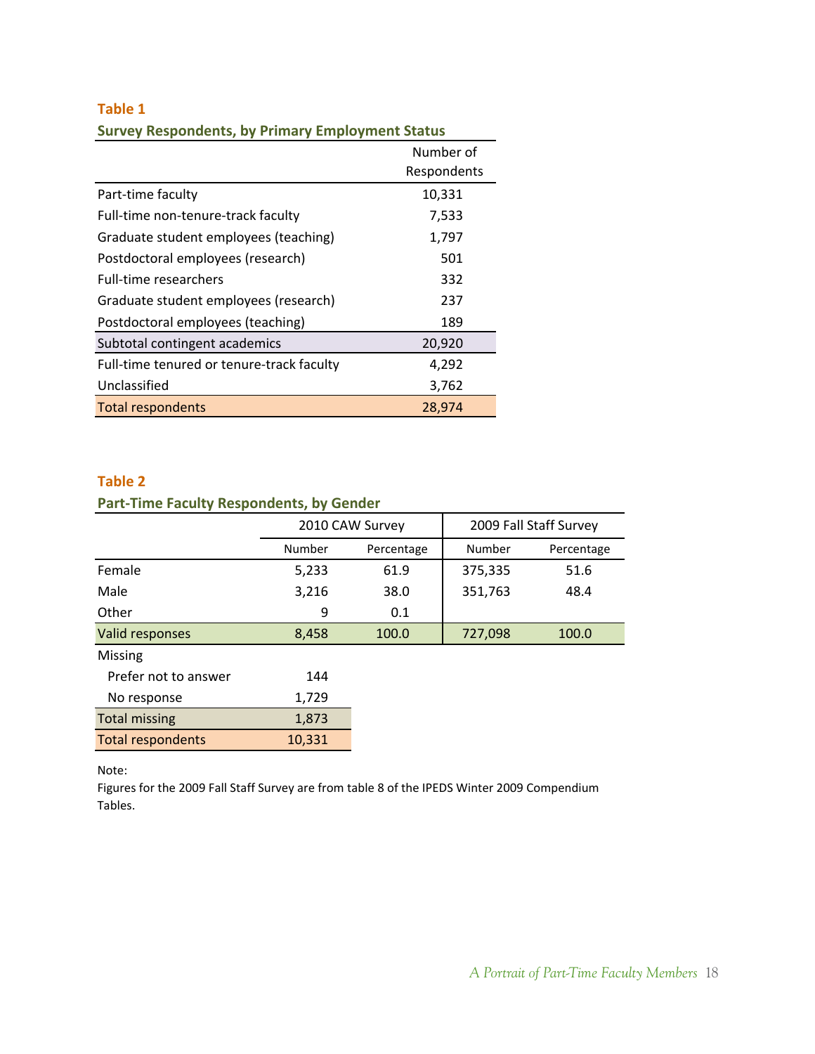**Table 1**

**Survey Respondents, by Primary Employment Status**

| | Number of Respondents |
|---|---|
| Part-time faculty | 10,331 |
| Full-time non-tenure-track faculty | 7,533 |
| Graduate student employees (teaching) | 1,797 |
| Postdoctoral employees (research) | 501 |
| Full-time researchers | 332 |
| Graduate student employees (research) | 237 |
| Postdoctoral employees (teaching) | 189 |
| Subtotal contingent academics | 20,920 |
| Full-time tenured or tenure-track faculty | 4,292 |
| Unclassified | 3,762 |
| Total respondents | 28,974 |

**Table 2**

**Part-Time Faculty Respondents, by Gender**

| | 2010 CAW Survey | | 2009 Fall Staff Survey | |
|---|---|---|---|---|
| | Number | Percentage | Number | Percentage |
| Female | 5,233 | 61.9 | 375,335 | 51.6 |
| Male | 3,216 | 38.0 | 351,763 | 48.4 |
| Other | 9 | 0.1 | | |
| Valid responses | 8,458 | 100.0 | 727,098 | 100.0 |
| Missing | | | | |
| Prefer not to answer | 144 | | | |
| No response | 1,729 | | | |
| Total missing | 1,873 | | | |
| Total respondents | 10,331 | | | |

Note:
Figures for the 2009 Fall Staff Survey are from table 8 of the IPEDS Winter 2009 Compendium Tables.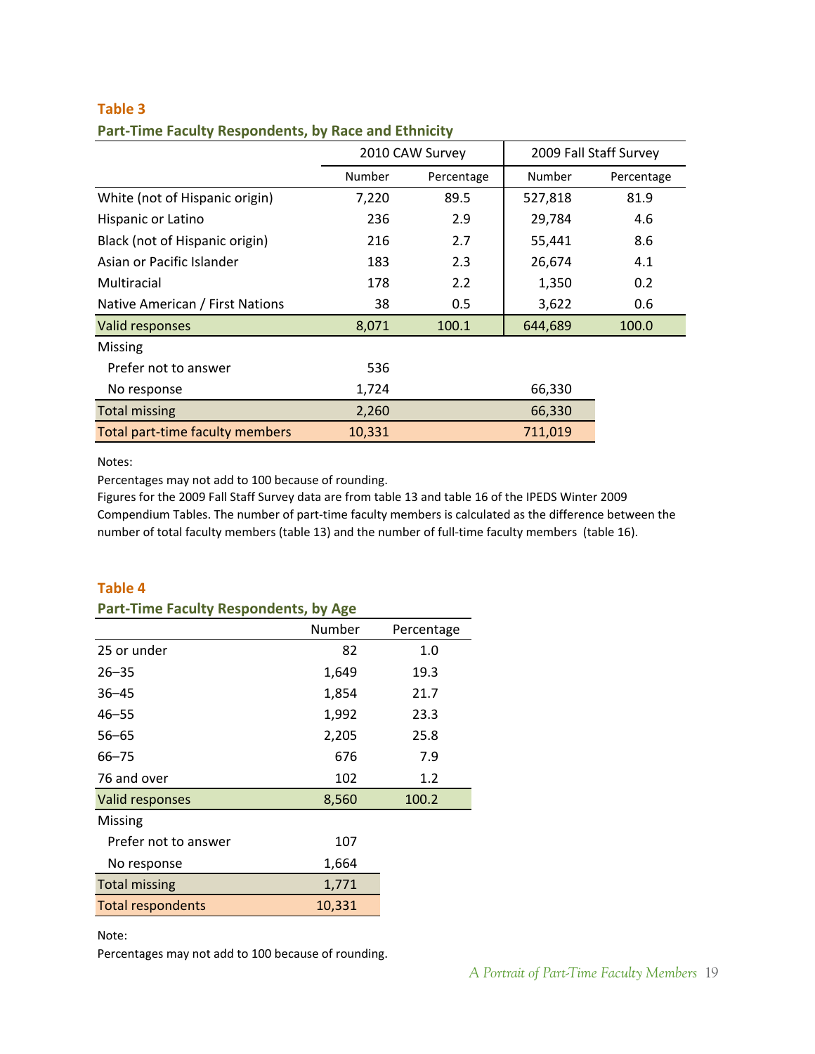### Table 3

**Part-Time Faculty Respondents, by Race and Ethnicity**

| | 2010 CAW Survey | | 2009 Fall Staff Survey | |
|---|---|---|---|---|
| | Number | Percentage | Number | Percentage |
| White (not of Hispanic origin) | 7,220 | 89.5 | 527,818 | 81.9 |
| Hispanic or Latino | 236 | 2.9 | 29,784 | 4.6 |
| Black (not of Hispanic origin) | 216 | 2.7 | 55,441 | 8.6 |
| Asian or Pacific Islander | 183 | 2.3 | 26,674 | 4.1 |
| Multiracial | 178 | 2.2 | 1,350 | 0.2 |
| Native American / First Nations | 38 | 0.5 | 3,622 | 0.6 |
| Valid responses | 8,071 | 100.1 | 644,689 | 100.0 |
| Missing | | | | |
| Prefer not to answer | 536 | | | |
| No response | 1,724 | | 66,330 | |
| Total missing | 2,260 | | 66,330 | |
| Total part-time faculty members | 10,331 | | 711,019 | |

Notes:

Percentages may not add to 100 because of rounding.

Figures for the 2009 Fall Staff Survey data are from table 13 and table 16 of the IPEDS Winter 2009 Compendium Tables. The number of part-time faculty members is calculated as the difference between the number of total faculty members (table 13) and the number of full-time faculty members (table 16).

### Table 4

**Part-Time Faculty Respondents, by Age**

| | Number | Percentage |
|---|---|---|
| 25 or under | 82 | 1.0 |
| 26–35 | 1,649 | 19.3 |
| 36–45 | 1,854 | 21.7 |
| 46–55 | 1,992 | 23.3 |
| 56–65 | 2,205 | 25.8 |
| 66–75 | 676 | 7.9 |
| 76 and over | 102 | 1.2 |
| Valid responses | 8,560 | 100.2 |
| Missing | | |
| Prefer not to answer | 107 | |
| No response | 1,664 | |
| Total missing | 1,771 | |
| Total respondents | 10,331 | |

Note:

Percentages may not add to 100 because of rounding.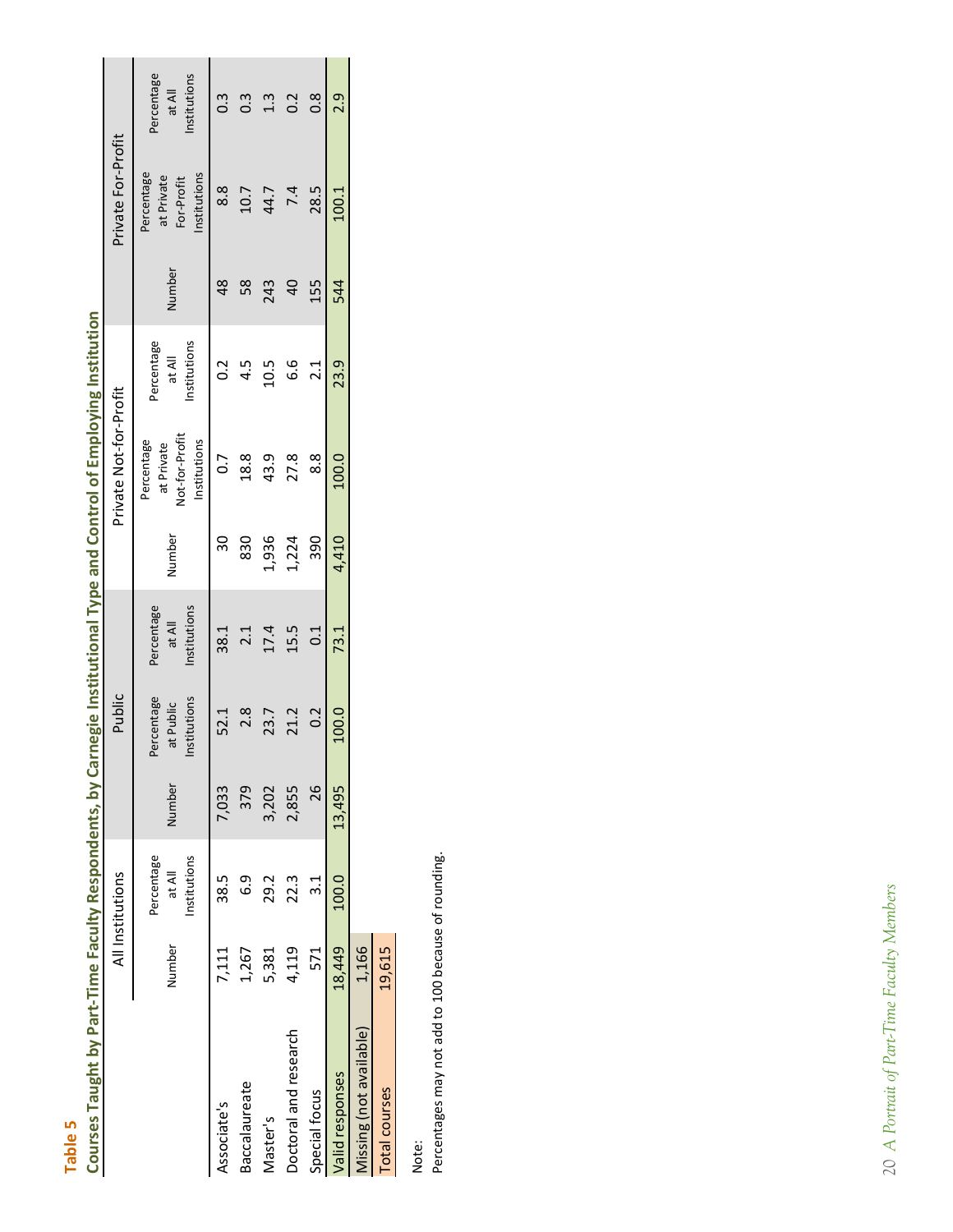**Table 5**

**Courses Taught by Part-Time Faculty Respondents, by Carnegie Institutional Type and Control of Employing Institution**

| | All Institutions | | Public | | | Private Not-for-Profit | | | Private For-Profit | | |
|---|---|---|---|---|---|---|---|---|---|---|---|
| | Number | Percentage at All Institutions | Number | Percentage at Public Institutions | Percentage at All Institutions | Number | Percentage at Private Not-for-Profit Institutions | Percentage at All Institutions | Number | Percentage at Private For-Profit Institutions | Percentage at All Institutions |
| Associate's | 7,111 | 38.5 | 7,033 | 52.1 | 38.1 | 30 | 0.7 | 0.2 | 48 | 8.8 | 0.3 |
| Baccalaureate | 1,267 | 6.9 | 379 | 2.8 | 2.1 | 830 | 18.8 | 4.5 | 58 | 10.7 | 0.3 |
| Master's | 5,381 | 29.2 | 3,202 | 23.7 | 17.4 | 1,936 | 43.9 | 10.5 | 243 | 44.7 | 1.3 |
| Doctoral and research | 4,119 | 22.3 | 2,855 | 21.2 | 15.5 | 1,224 | 27.8 | 6.6 | 40 | 7.4 | 0.2 |
| Special focus | 571 | 3.1 | 26 | 0.2 | 0.1 | 390 | 8.8 | 2.1 | 155 | 28.5 | 0.8 |
| Valid responses | 18,449 | 100.0 | 13,495 | 100.0 | 73.1 | 4,410 | 100.0 | 23.9 | 544 | 100.1 | 2.9 |
| Missing (not available) | 1,166 | | | | | | | | | | |
| Total courses | 19,615 | | | | | | | | | | |

Note:
Percentages may not add to 100 because of rounding.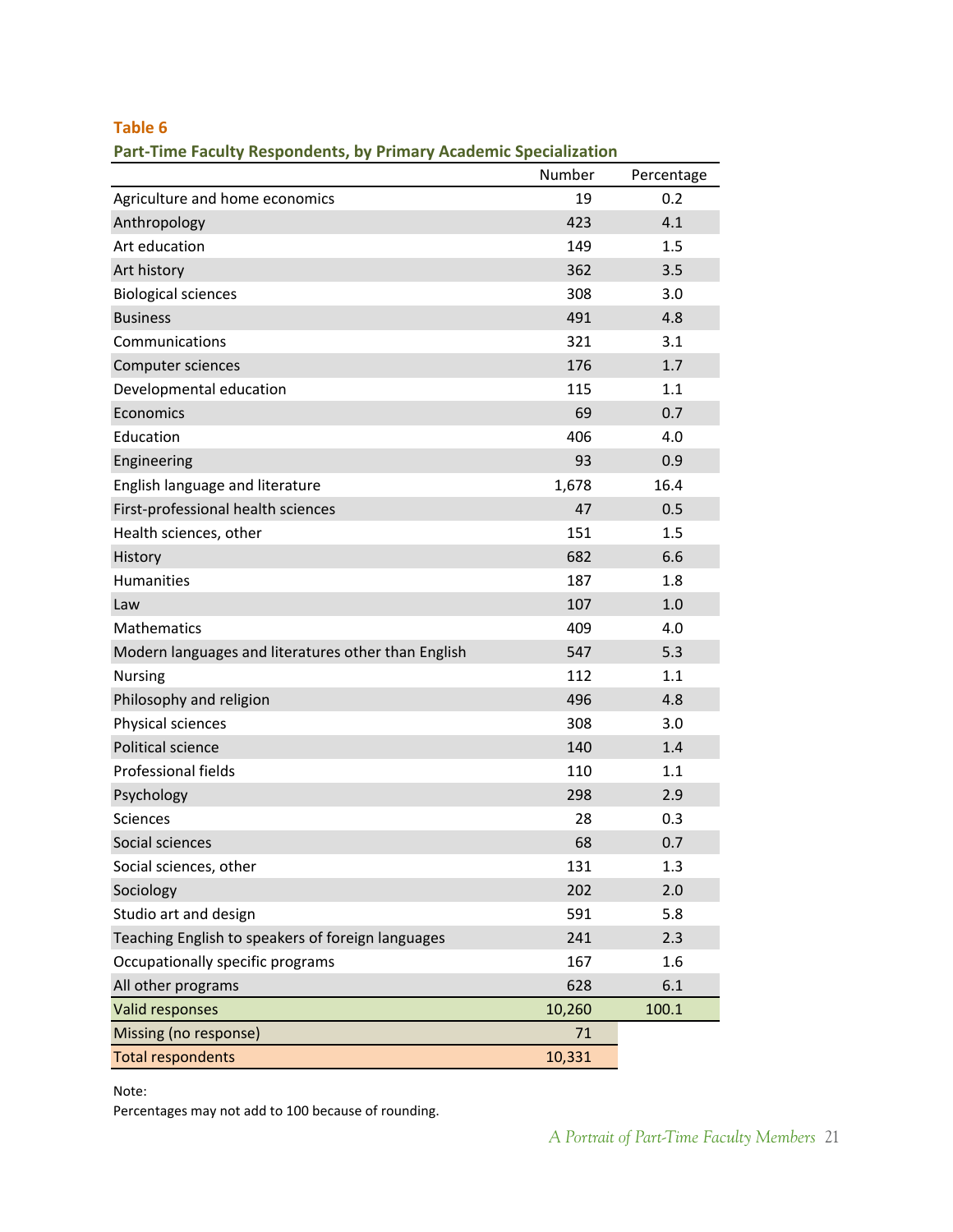**Table 6**

**Part-Time Faculty Respondents, by Primary Academic Specialization**

| | Number | Percentage |
|---|---|---|
| Agriculture and home economics | 19 | 0.2 |
| Anthropology | 423 | 4.1 |
| Art education | 149 | 1.5 |
| Art history | 362 | 3.5 |
| Biological sciences | 308 | 3.0 |
| Business | 491 | 4.8 |
| Communications | 321 | 3.1 |
| Computer sciences | 176 | 1.7 |
| Developmental education | 115 | 1.1 |
| Economics | 69 | 0.7 |
| Education | 406 | 4.0 |
| Engineering | 93 | 0.9 |
| English language and literature | 1,678 | 16.4 |
| First-professional health sciences | 47 | 0.5 |
| Health sciences, other | 151 | 1.5 |
| History | 682 | 6.6 |
| Humanities | 187 | 1.8 |
| Law | 107 | 1.0 |
| Mathematics | 409 | 4.0 |
| Modern languages and literatures other than English | 547 | 5.3 |
| Nursing | 112 | 1.1 |
| Philosophy and religion | 496 | 4.8 |
| Physical sciences | 308 | 3.0 |
| Political science | 140 | 1.4 |
| Professional fields | 110 | 1.1 |
| Psychology | 298 | 2.9 |
| Sciences | 28 | 0.3 |
| Social sciences | 68 | 0.7 |
| Social sciences, other | 131 | 1.3 |
| Sociology | 202 | 2.0 |
| Studio art and design | 591 | 5.8 |
| Teaching English to speakers of foreign languages | 241 | 2.3 |
| Occupationally specific programs | 167 | 1.6 |
| All other programs | 628 | 6.1 |
| Valid responses | 10,260 | 100.1 |
| Missing (no response) | 71 | |
| Total respondents | 10,331 | |

Note:
Percentages may not add to 100 because of rounding.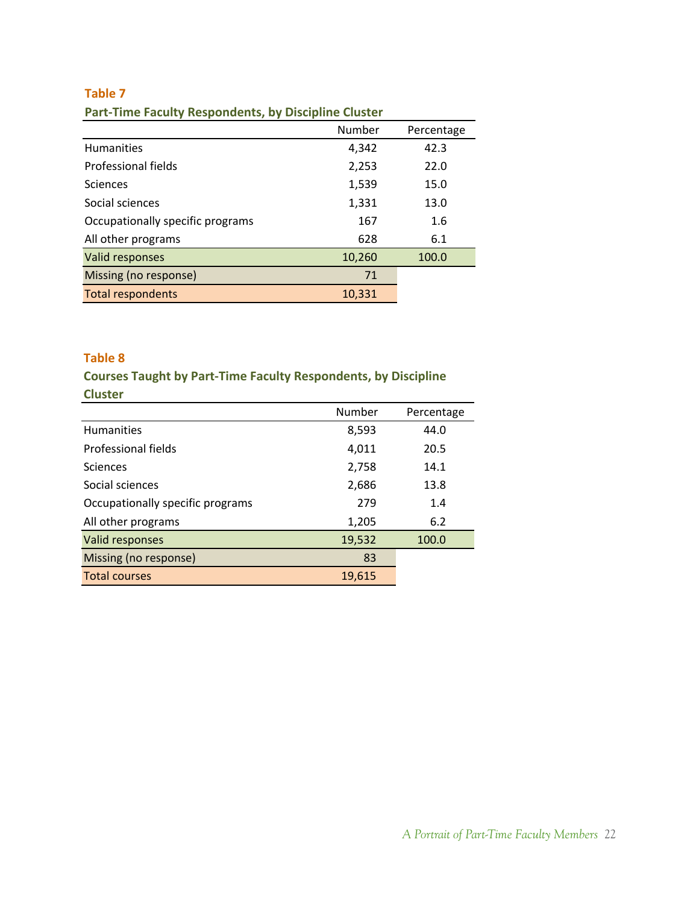**Table 7**

**Part-Time Faculty Respondents, by Discipline Cluster**

| | Number | Percentage |
|---|---|---|
| Humanities | 4,342 | 42.3 |
| Professional fields | 2,253 | 22.0 |
| Sciences | 1,539 | 15.0 |
| Social sciences | 1,331 | 13.0 |
| Occupationally specific programs | 167 | 1.6 |
| All other programs | 628 | 6.1 |
| Valid responses | 10,260 | 100.0 |
| Missing (no response) | 71 | |
| Total respondents | 10,331 | |

**Table 8**

**Courses Taught by Part-Time Faculty Respondents, by Discipline Cluster**

| | Number | Percentage |
|---|---|---|
| Humanities | 8,593 | 44.0 |
| Professional fields | 4,011 | 20.5 |
| Sciences | 2,758 | 14.1 |
| Social sciences | 2,686 | 13.8 |
| Occupationally specific programs | 279 | 1.4 |
| All other programs | 1,205 | 6.2 |
| Valid responses | 19,532 | 100.0 |
| Missing (no response) | 83 | |
| Total courses | 19,615 | |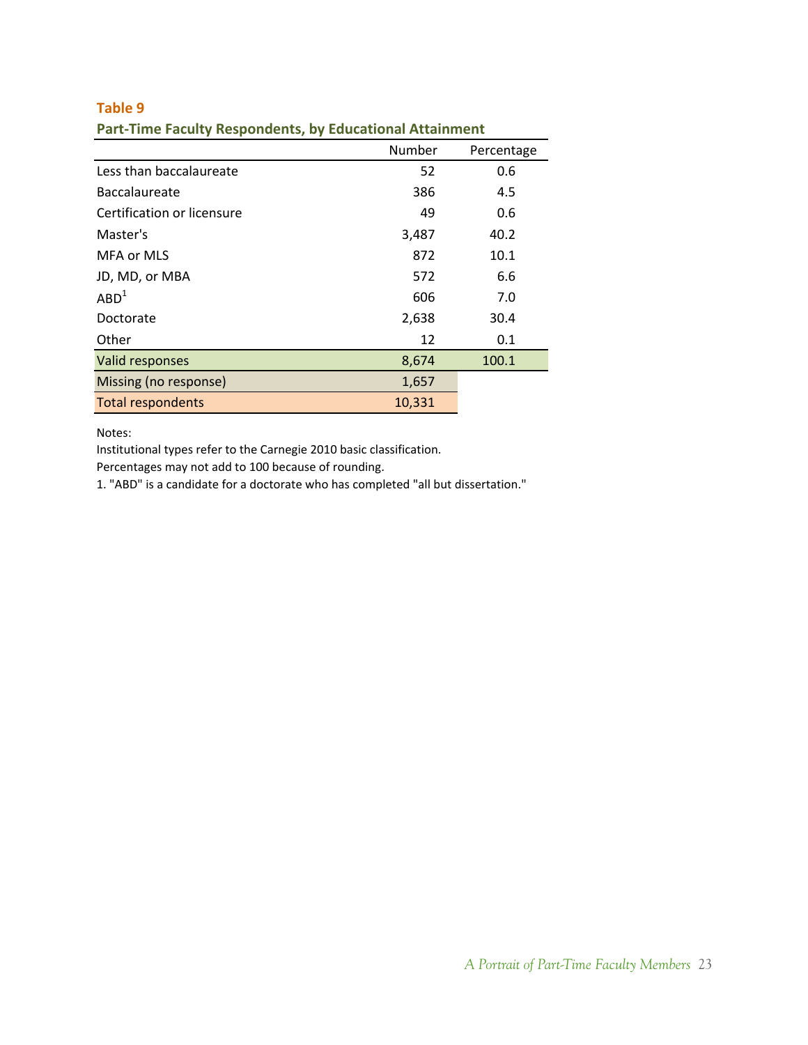**Table 9**

**Part-Time Faculty Respondents, by Educational Attainment**

| | Number | Percentage |
|---|---|---|
| Less than baccalaureate | 52 | 0.6 |
| Baccalaureate | 386 | 4.5 |
| Certification or licensure | 49 | 0.6 |
| Master's | 3,487 | 40.2 |
| MFA or MLS | 872 | 10.1 |
| JD, MD, or MBA | 572 | 6.6 |
| ABD[1] | 606 | 7.0 |
| Doctorate | 2,638 | 30.4 |
| Other | 12 | 0.1 |
| Valid responses | 8,674 | 100.1 |
| Missing (no response) | 1,657 | |
| Total respondents | 10,331 | |

Notes:

Institutional types refer to the Carnegie 2010 basic classification.

Percentages may not add to 100 because of rounding.

1. "ABD" is a candidate for a doctorate who has completed "all but dissertation."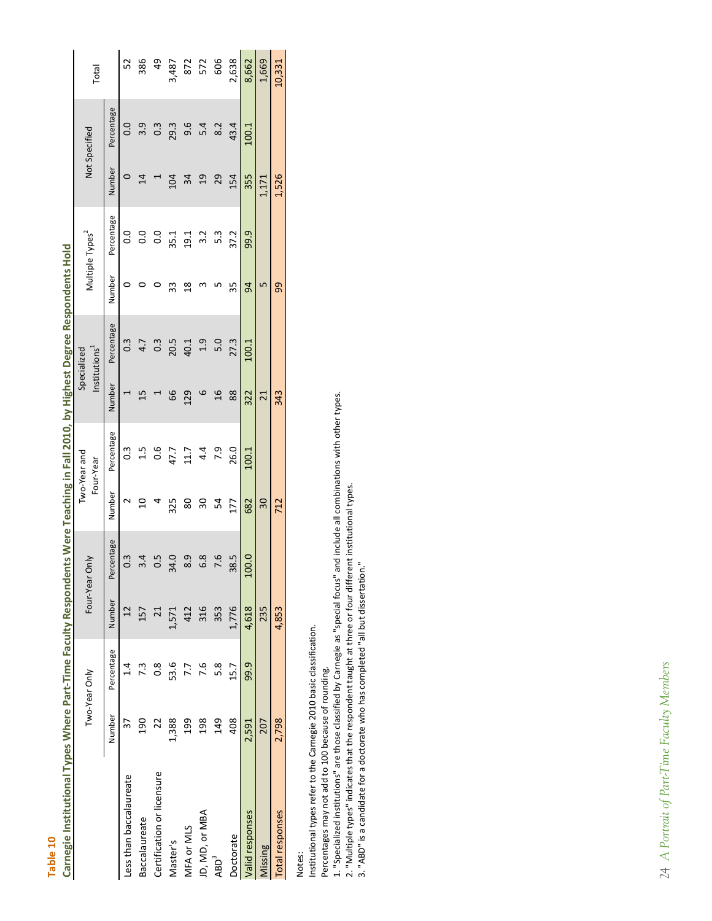**Table 10**

**Carnegie Institutional Types Where Part-Time Faculty Respondents Were Teaching in Fall 2010, by Highest Degree Respondents Hold**

| | Two-Year Only | | Four-Year Only | | Two-Year and Four-Year | | Specialized Institutions[1] | | Multiple Types[2] | | Not Specified | | Total |
|---|---|---|---|---|---|---|---|---|---|---|---|---|---|
| | Number | Percentage | Number | Percentage | Number | Percentage | Number | Percentage | Number | Percentage | Number | Percentage | |
| Less than baccalaureate | 37 | 1.4 | 12 | 0.3 | 2 | 0.3 | 1 | 0.3 | 0 | 0.0 | 0 | 0.0 | 52 |
| Baccalaureate | 190 | 7.3 | 157 | 3.4 | 10 | 1.5 | 15 | 4.7 | 0 | 0.0 | 14 | 3.9 | 386 |
| Certification or licensure | 22 | 0.8 | 21 | 0.5 | 4 | 0.6 | 1 | 0.3 | 0 | 0.0 | 1 | 0.3 | 49 |
| Master's | 1,388 | 53.6 | 1,571 | 34.0 | 325 | 47.7 | 66 | 20.5 | 33 | 35.1 | 104 | 29.3 | 3,487 |
| MFA or MLS | 199 | 7.7 | 412 | 8.9 | 80 | 11.7 | 129 | 40.1 | 18 | 19.1 | 34 | 9.6 | 872 |
| JD, MD, or MBA | 198 | 7.6 | 316 | 6.8 | 30 | 4.4 | 6 | 1.9 | 3 | 3.2 | 19 | 5.4 | 572 |
| ABD[3] | 149 | 5.8 | 353 | 7.6 | 54 | 7.9 | 16 | 5.0 | 5 | 5.3 | 29 | 8.2 | 606 |
| Doctorate | 408 | 15.7 | 1,776 | 38.5 | 177 | 26.0 | 88 | 27.3 | 35 | 37.2 | 154 | 43.4 | 2,638 |
| Valid responses | 2,591 | 99.9 | 4,618 | 100.0 | 682 | 100.1 | 322 | 100.1 | 94 | 99.9 | 355 | 100.1 | 8,662 |
| Missing | 207 | | 235 | | 30 | | 21 | | 5 | | 1,171 | | 1,669 |
| Total responses | 2,798 | | 4,853 | | 712 | | 343 | | 99 | | 1,526 | | 10,331 |

Notes:
Institutional types refer to the Carnegie 2010 basic classification.
Percentages may not add to 100 because of rounding.
1. "Specialized institutions" are those classified by Carnegie as "special focus" and include all combinations with other types.
2. "Multiple types" indicates that the respondent taught at three or four different institutional types.
3. "ABD" is a candidate for a doctorate who has completed "all but dissertation."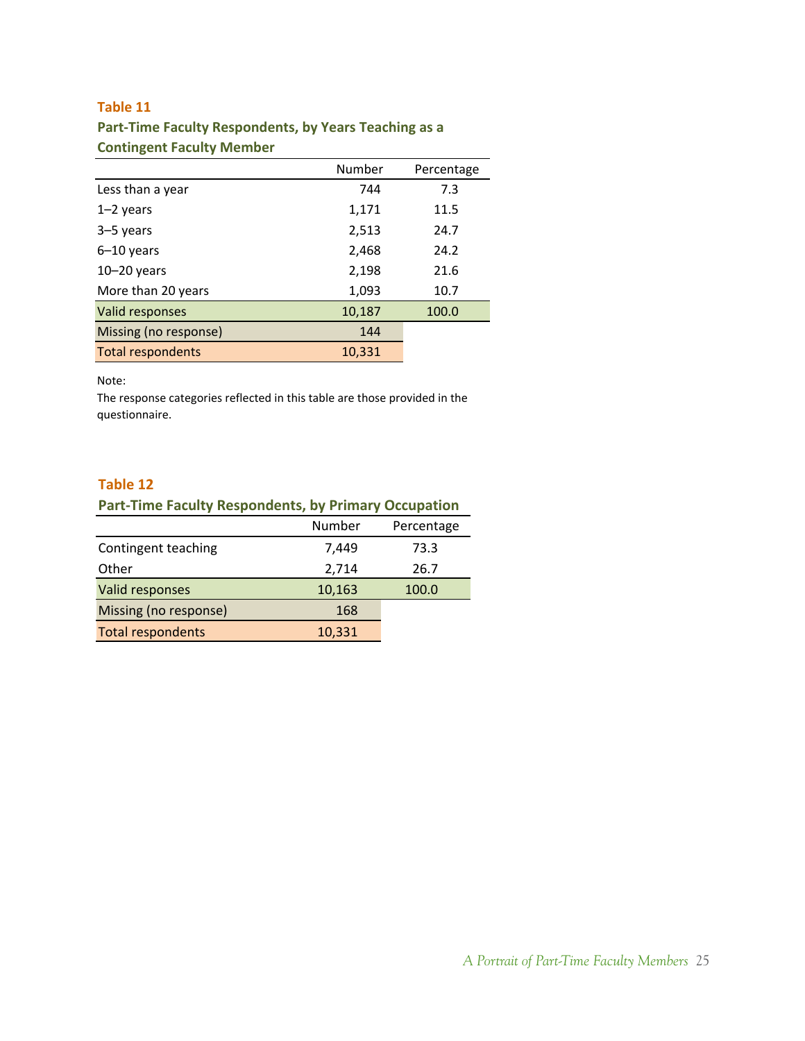**Table 11**

**Part-Time Faculty Respondents, by Years Teaching as a Contingent Faculty Member**

| | Number | Percentage |
|---|---|---|
| Less than a year | 744 | 7.3 |
| 1–2 years | 1,171 | 11.5 |
| 3–5 years | 2,513 | 24.7 |
| 6–10 years | 2,468 | 24.2 |
| 10–20 years | 2,198 | 21.6 |
| More than 20 years | 1,093 | 10.7 |
| Valid responses | 10,187 | 100.0 |
| Missing (no response) | 144 | |
| Total respondents | 10,331 | |

Note:
The response categories reflected in this table are those provided in the questionnaire.

**Table 12**

**Part-Time Faculty Respondents, by Primary Occupation**

| | Number | Percentage |
|---|---|---|
| Contingent teaching | 7,449 | 73.3 |
| Other | 2,714 | 26.7 |
| Valid responses | 10,163 | 100.0 |
| Missing (no response) | 168 | |
| Total respondents | 10,331 | |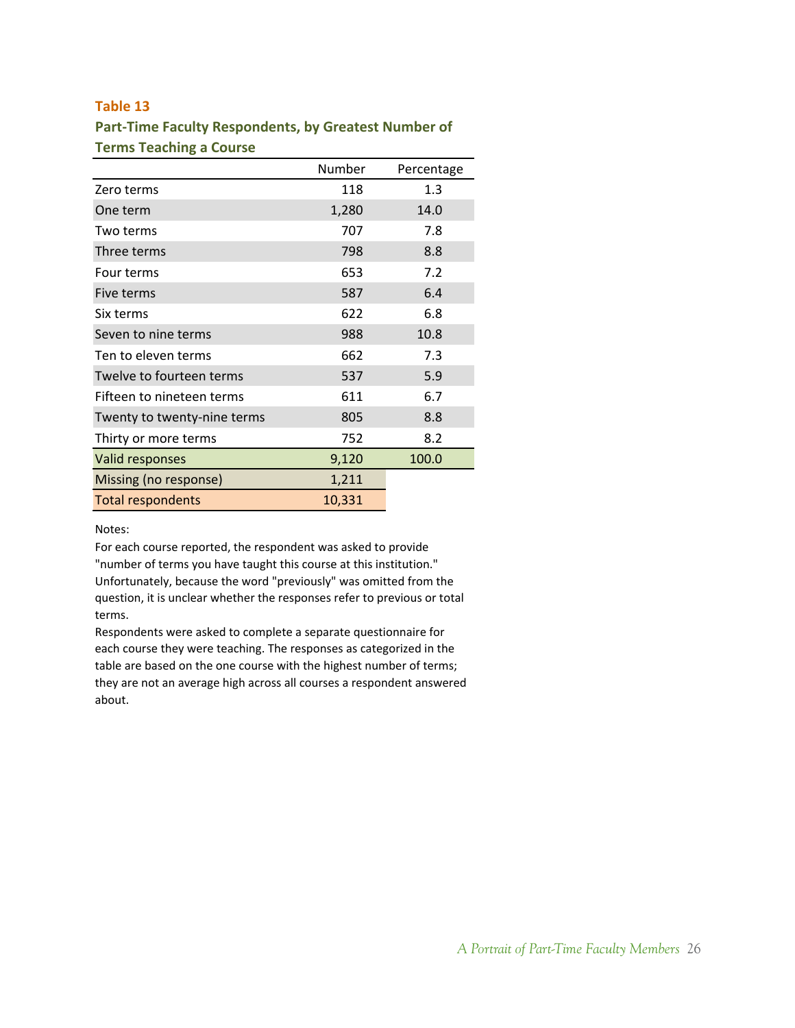**Table 13**

**Part-Time Faculty Respondents, by Greatest Number of Terms Teaching a Course**

| | Number | Percentage |
|---|---|---|
| Zero terms | 118 | 1.3 |
| One term | 1,280 | 14.0 |
| Two terms | 707 | 7.8 |
| Three terms | 798 | 8.8 |
| Four terms | 653 | 7.2 |
| Five terms | 587 | 6.4 |
| Six terms | 622 | 6.8 |
| Seven to nine terms | 988 | 10.8 |
| Ten to eleven terms | 662 | 7.3 |
| Twelve to fourteen terms | 537 | 5.9 |
| Fifteen to nineteen terms | 611 | 6.7 |
| Twenty to twenty-nine terms | 805 | 8.8 |
| Thirty or more terms | 752 | 8.2 |
| Valid responses | 9,120 | 100.0 |
| Missing (no response) | 1,211 | |
| Total respondents | 10,331 | |

Notes:

For each course reported, the respondent was asked to provide "number of terms you have taught this course at this institution." Unfortunately, because the word "previously" was omitted from the question, it is unclear whether the responses refer to previous or total terms.

Respondents were asked to complete a separate questionnaire for each course they were teaching. The responses as categorized in the table are based on the one course with the highest number of terms; they are not an average high across all courses a respondent answered about.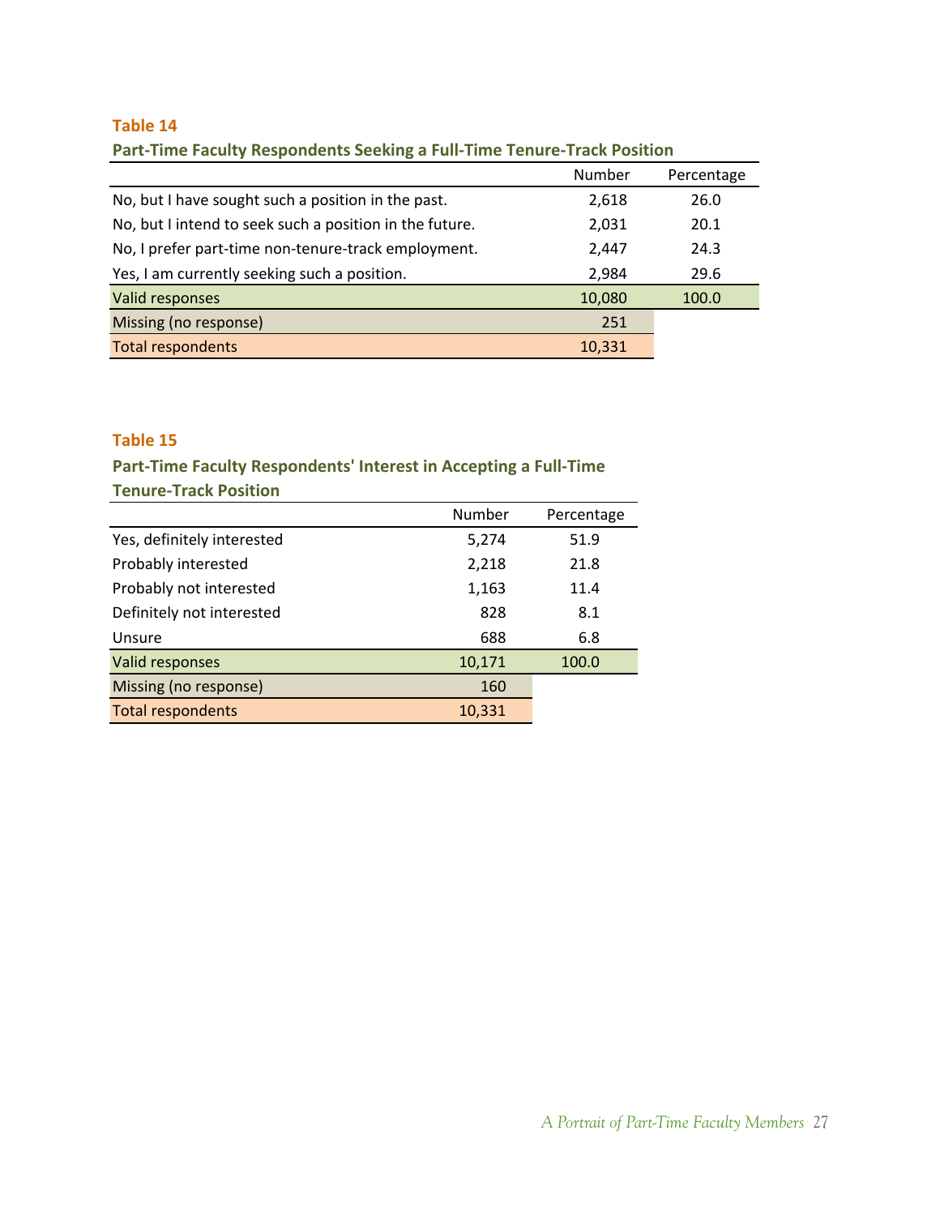**Table 14**

**Part-Time Faculty Respondents Seeking a Full-Time Tenure-Track Position**

| | Number | Percentage |
|---|---|---|
| No, but I have sought such a position in the past. | 2,618 | 26.0 |
| No, but I intend to seek such a position in the future. | 2,031 | 20.1 |
| No, I prefer part-time non-tenure-track employment. | 2,447 | 24.3 |
| Yes, I am currently seeking such a position. | 2,984 | 29.6 |
| Valid responses | 10,080 | 100.0 |
| Missing (no response) | 251 | |
| Total respondents | 10,331 | |

**Table 15**

**Part-Time Faculty Respondents' Interest in Accepting a Full-Time Tenure-Track Position**

| | Number | Percentage |
|---|---|---|
| Yes, definitely interested | 5,274 | 51.9 |
| Probably interested | 2,218 | 21.8 |
| Probably not interested | 1,163 | 11.4 |
| Definitely not interested | 828 | 8.1 |
| Unsure | 688 | 6.8 |
| Valid responses | 10,171 | 100.0 |
| Missing (no response) | 160 | |
| Total respondents | 10,331 | |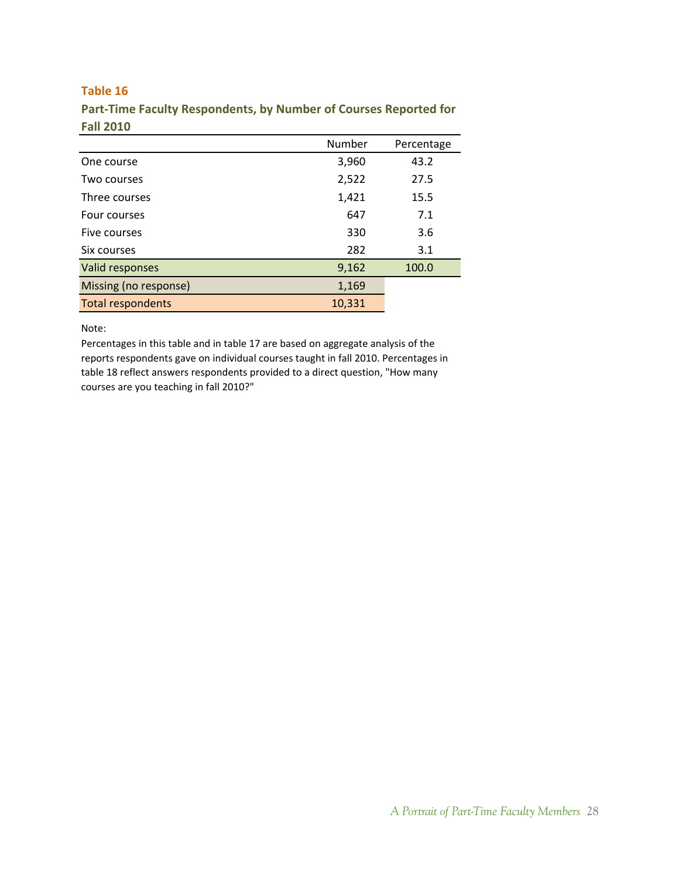### Table 16

**Part-Time Faculty Respondents, by Number of Courses Reported for Fall 2010**

| | Number | Percentage |
|---|---|---|
| One course | 3,960 | 43.2 |
| Two courses | 2,522 | 27.5 |
| Three courses | 1,421 | 15.5 |
| Four courses | 647 | 7.1 |
| Five courses | 330 | 3.6 |
| Six courses | 282 | 3.1 |
| Valid responses | 9,162 | 100.0 |
| Missing (no response) | 1,169 | |
| Total respondents | 10,331 | |

Note:
Percentages in this table and in table 17 are based on aggregate analysis of the reports respondents gave on individual courses taught in fall 2010. Percentages in table 18 reflect answers respondents provided to a direct question, "How many courses are you teaching in fall 2010?"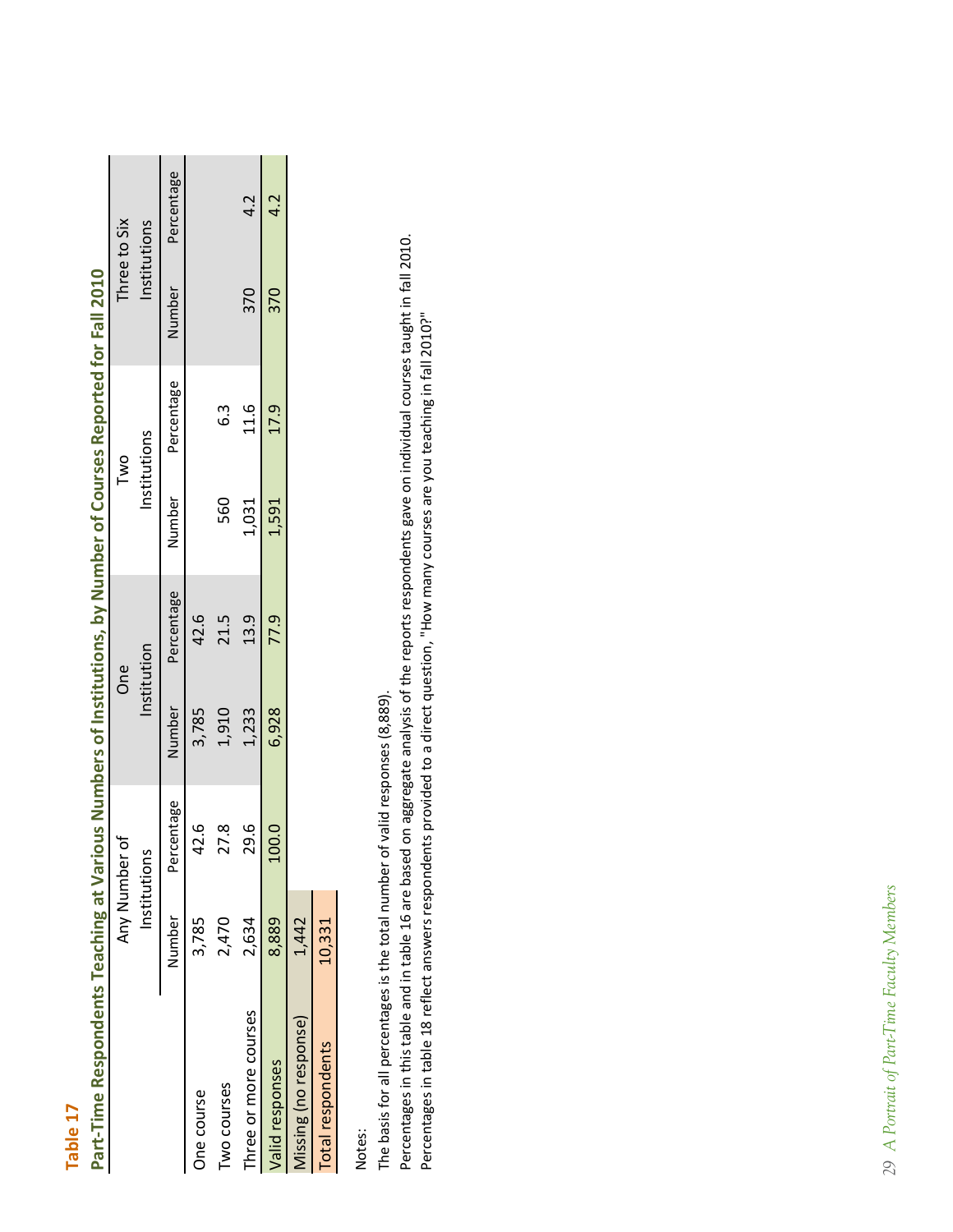## Table 17

### Part-Time Respondents Teaching at Various Numbers of Institutions, by Number of Courses Reported for Fall 2010

| | Any Number of Institutions | | One Institution | | Two Institutions | | Three to Six Institutions | |
|---|---|---|---|---|---|---|---|---|
| | Number | Percentage | Number | Percentage | Number | Percentage | Number | Percentage |
| One course | 3,785 | 42.6 | 3,785 | 42.6 | | | | |
| Two courses | 2,470 | 27.8 | 1,910 | 21.5 | 560 | 6.3 | | |
| Three or more courses | 2,634 | 29.6 | 1,233 | 13.9 | 1,031 | 11.6 | 370 | 4.2 |
| Valid responses | 8,889 | 100.0 | 6,928 | 77.9 | 1,591 | 17.9 | 370 | 4.2 |
| Missing (no response) | 1,442 | | | | | | | |
| Total respondents | 10,331 | | | | | | | |

Notes:

The basis for all percentages is the total number of valid responses (8,889).

Percentages in this table and in table 16 are based on aggregate analysis of the reports respondents gave on individual courses taught in fall 2010.

Percentages in table 18 reflect answers respondents provided to a direct question, "How many courses are you teaching in fall 2010?"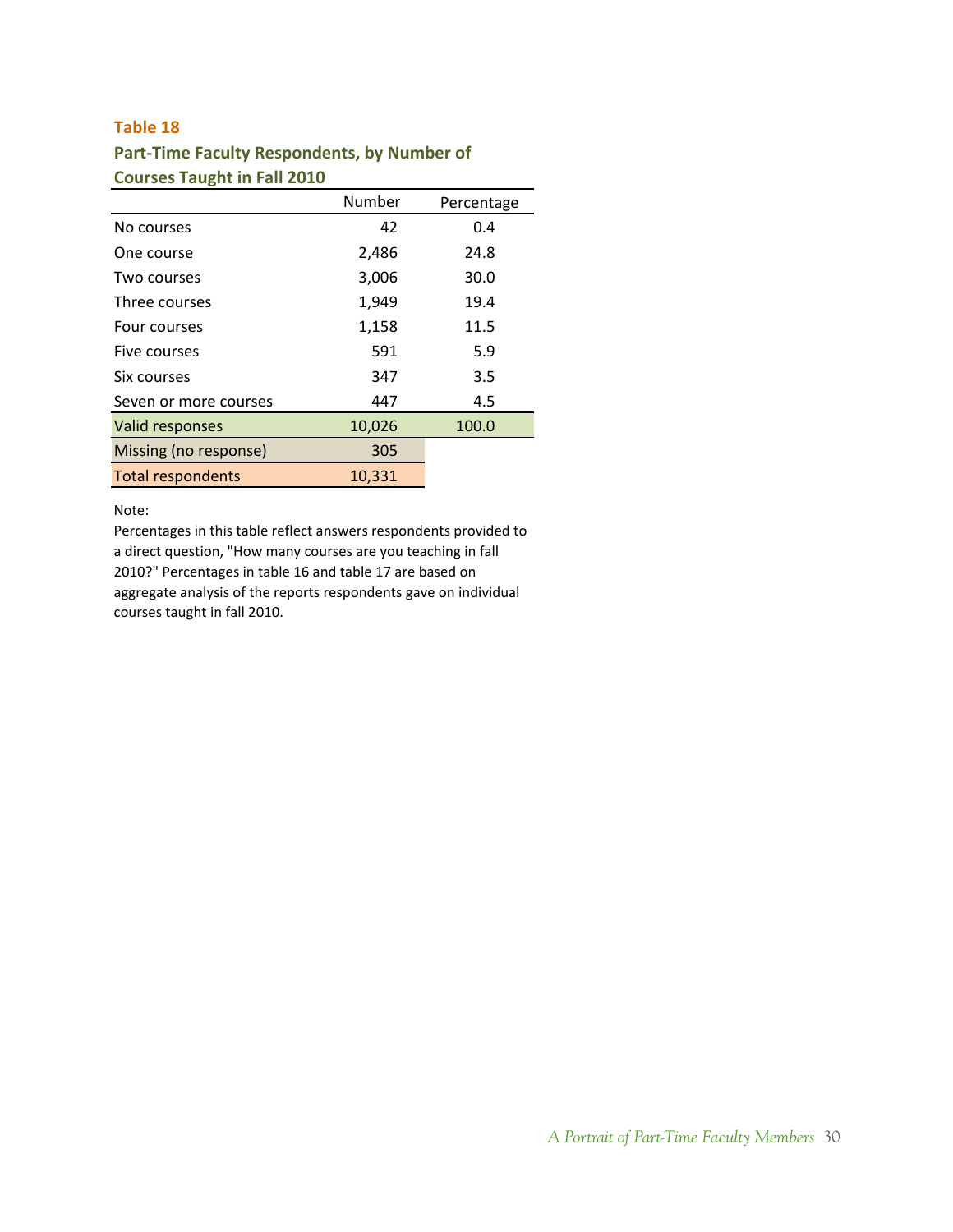**Table 18**

**Part-Time Faculty Respondents, by Number of Courses Taught in Fall 2010**

| | Number | Percentage |
|---|---|---|
| No courses | 42 | 0.4 |
| One course | 2,486 | 24.8 |
| Two courses | 3,006 | 30.0 |
| Three courses | 1,949 | 19.4 |
| Four courses | 1,158 | 11.5 |
| Five courses | 591 | 5.9 |
| Six courses | 347 | 3.5 |
| Seven or more courses | 447 | 4.5 |
| Valid responses | 10,026 | 100.0 |
| Missing (no response) | 305 | |
| Total respondents | 10,331 | |

Note:
Percentages in this table reflect answers respondents provided to a direct question, "How many courses are you teaching in fall 2010?" Percentages in table 16 and table 17 are based on aggregate analysis of the reports respondents gave on individual courses taught in fall 2010.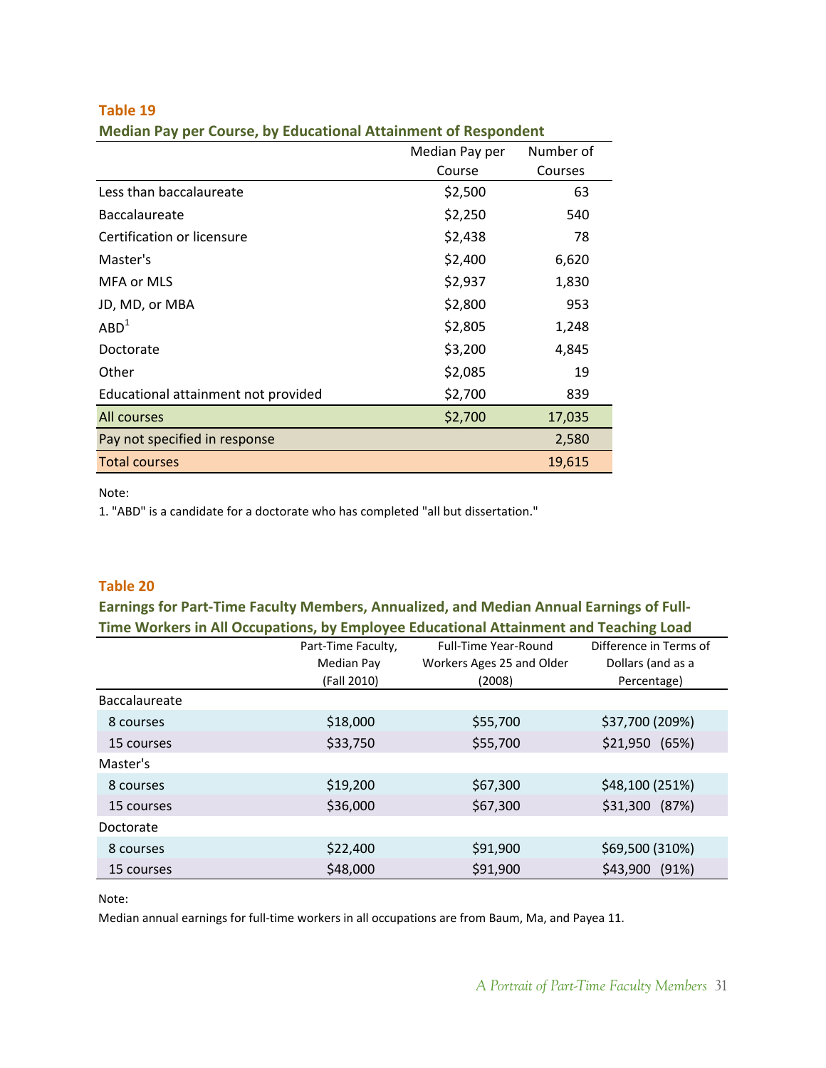**Table 19**

**Median Pay per Course, by Educational Attainment of Respondent**

| | Median Pay per Course | Number of Courses |
|---|---|---|
| Less than baccalaureate | $2,500 | 63 |
| Baccalaureate | $2,250 | 540 |
| Certification or licensure | $2,438 | 78 |
| Master's | $2,400 | 6,620 |
| MFA or MLS | $2,937 | 1,830 |
| JD, MD, or MBA | $2,800 | 953 |
| ABD[1] | $2,805 | 1,248 |
| Doctorate | $3,200 | 4,845 |
| Other | $2,085 | 19 |
| Educational attainment not provided | $2,700 | 839 |
| All courses | $2,700 | 17,035 |
| Pay not specified in response | | 2,580 |
| Total courses | | 19,615 |

Note:

1. "ABD" is a candidate for a doctorate who has completed "all but dissertation."

**Table 20**

**Earnings for Part-Time Faculty Members, Annualized, and Median Annual Earnings of Full-Time Workers in All Occupations, by Employee Educational Attainment and Teaching Load**

| | Part-Time Faculty, Median Pay (Fall 2010) | Full-Time Year-Round Workers Ages 25 and Older (2008) | Difference in Terms of Dollars (and as a Percentage) |
|---|---|---|---|
| Baccalaureate | | | |
| 8 courses | $18,000 | $55,700 | $37,700 (209%) |
| 15 courses | $33,750 | $55,700 | $21,950 (65%) |
| Master's | | | |
| 8 courses | $19,200 | $67,300 | $48,100 (251%) |
| 15 courses | $36,000 | $67,300 | $31,300 (87%) |
| Doctorate | | | |
| 8 courses | $22,400 | $91,900 | $69,500 (310%) |
| 15 courses | $48,000 | $91,900 | $43,900 (91%) |

Note:

Median annual earnings for full-time workers in all occupations are from Baum, Ma, and Payea 11.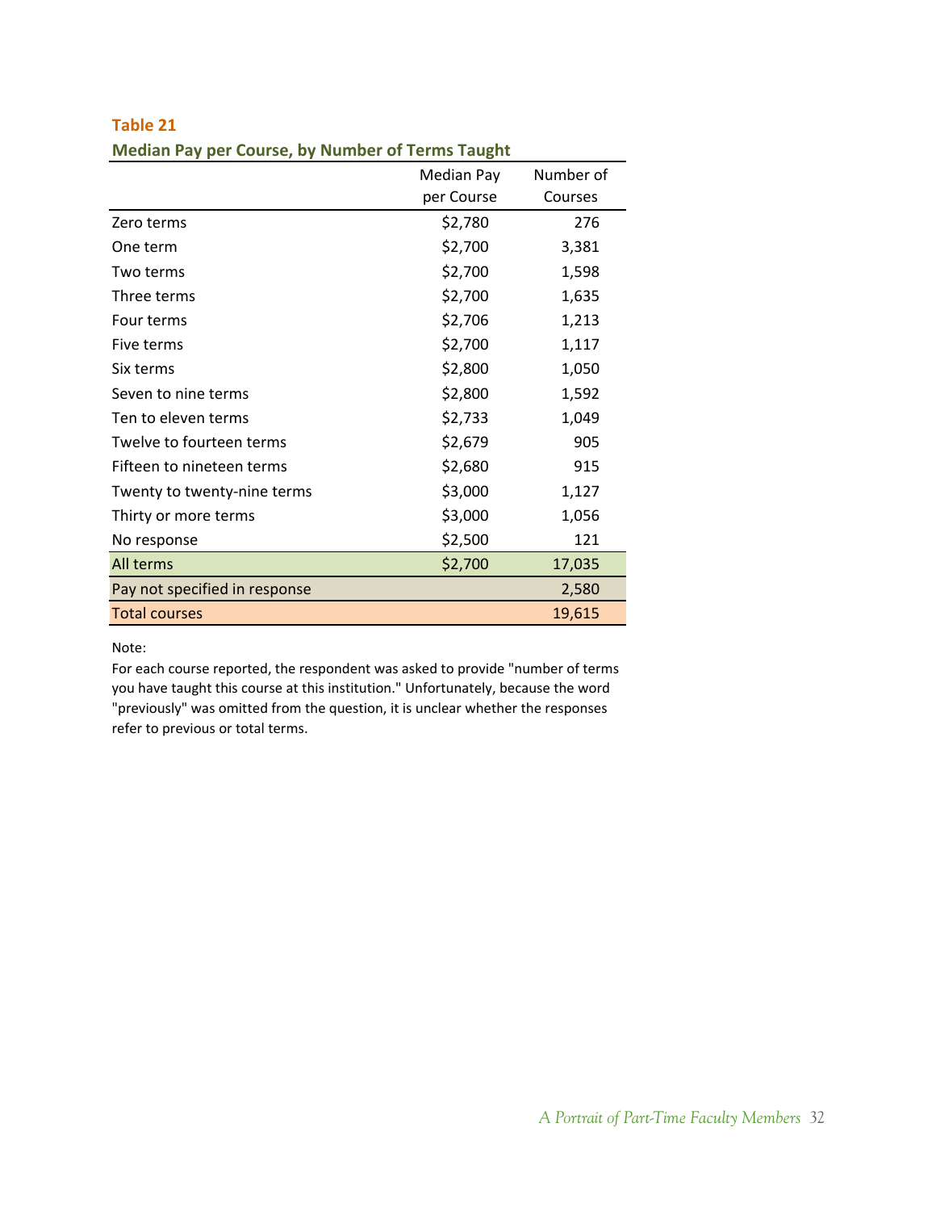**Table 21**

**Median Pay per Course, by Number of Terms Taught**

| | Median Pay per Course | Number of Courses |
|---|---|---|
| Zero terms | $2,780 | 276 |
| One term | $2,700 | 3,381 |
| Two terms | $2,700 | 1,598 |
| Three terms | $2,700 | 1,635 |
| Four terms | $2,706 | 1,213 |
| Five terms | $2,700 | 1,117 |
| Six terms | $2,800 | 1,050 |
| Seven to nine terms | $2,800 | 1,592 |
| Ten to eleven terms | $2,733 | 1,049 |
| Twelve to fourteen terms | $2,679 | 905 |
| Fifteen to nineteen terms | $2,680 | 915 |
| Twenty to twenty-nine terms | $3,000 | 1,127 |
| Thirty or more terms | $3,000 | 1,056 |
| No response | $2,500 | 121 |
| All terms | $2,700 | 17,035 |
| Pay not specified in response | | 2,580 |
| Total courses | | 19,615 |

Note:

For each course reported, the respondent was asked to provide "number of terms you have taught this course at this institution." Unfortunately, because the word "previously" was omitted from the question, it is unclear whether the responses refer to previous or total terms.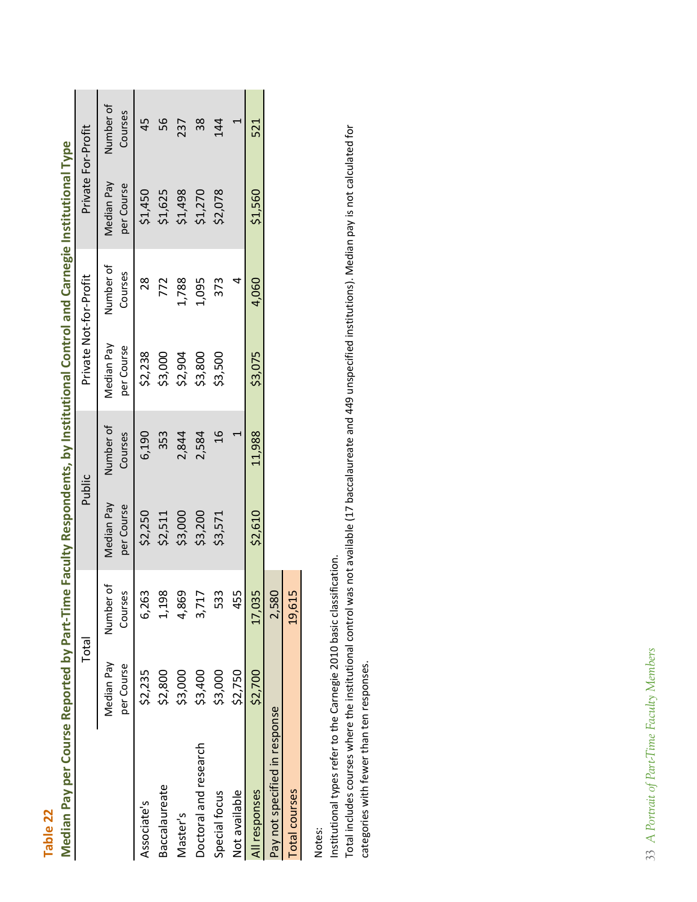**Table 22**

**Median Pay per Course Reported by Part-Time Faculty Respondents, by Institutional Control and Carnegie Institutional Type**

| | Total | | Public | | Private Not-for-Profit | | Private For-Profit | |
|---|---|---|---|---|---|---|---|---|
| | Median Pay per Course | Number of Courses | Median Pay per Course | Number of Courses | Median Pay per Course | Number of Courses | Median Pay per Course | Number of Courses |
| Associate's | $2,235 | 6,263 | $2,250 | 6,190 | $2,238 | 28 | $1,450 | 45 |
| Baccalaureate | $2,800 | 1,198 | $2,511 | 353 | $3,000 | 772 | $1,625 | 56 |
| Master's | $3,000 | 4,869 | $3,000 | 2,844 | $2,904 | 1,788 | $1,498 | 237 |
| Doctoral and research | $3,400 | 3,717 | $3,200 | 2,584 | $3,800 | 1,095 | $1,270 | 38 |
| Special focus | $3,000 | 533 | $3,571 | 16 | $3,500 | 373 | $2,078 | 144 |
| Not available | $2,750 | 455 | | 1 | | 4 | | 1 |
| All responses | $2,700 | 17,035 | $2,610 | 11,988 | $3,075 | 4,060 | $1,560 | 521 |
| Pay not specified in response | | 2,580 | | | | | | |
| Total courses | | 19,615 | | | | | | |

Notes:

Institutional types refer to the Carnegie 2010 basic classification.

Total includes courses where the institutional control was not available (17 baccalaureate and 449 unspecified institutions). Median pay is not calculated for categories with fewer than ten responses.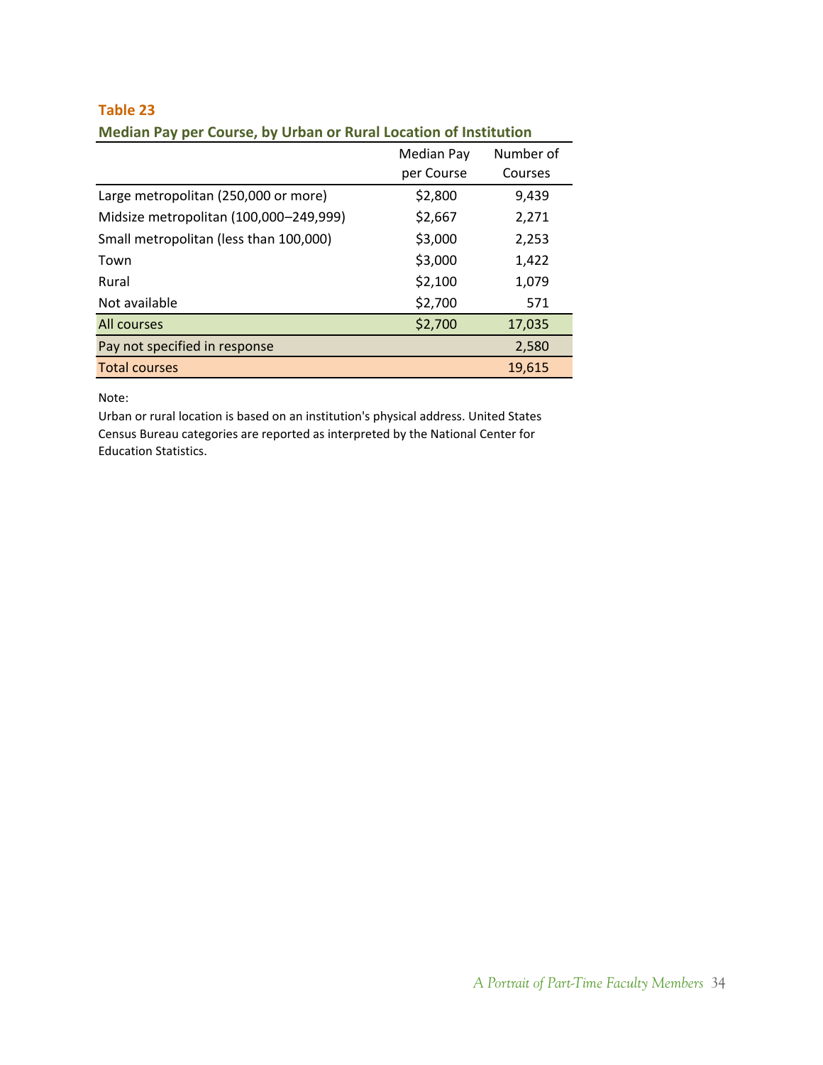**Table 23**

**Median Pay per Course, by Urban or Rural Location of Institution**

| | Median Pay per Course | Number of Courses |
|---|---|---|
| Large metropolitan (250,000 or more) | $2,800 | 9,439 |
| Midsize metropolitan (100,000–249,999) | $2,667 | 2,271 |
| Small metropolitan (less than 100,000) | $3,000 | 2,253 |
| Town | $3,000 | 1,422 |
| Rural | $2,100 | 1,079 |
| Not available | $2,700 | 571 |
| All courses | $2,700 | 17,035 |
| Pay not specified in response | | 2,580 |
| Total courses | | 19,615 |

Note:
Urban or rural location is based on an institution's physical address. United States Census Bureau categories are reported as interpreted by the National Center for Education Statistics.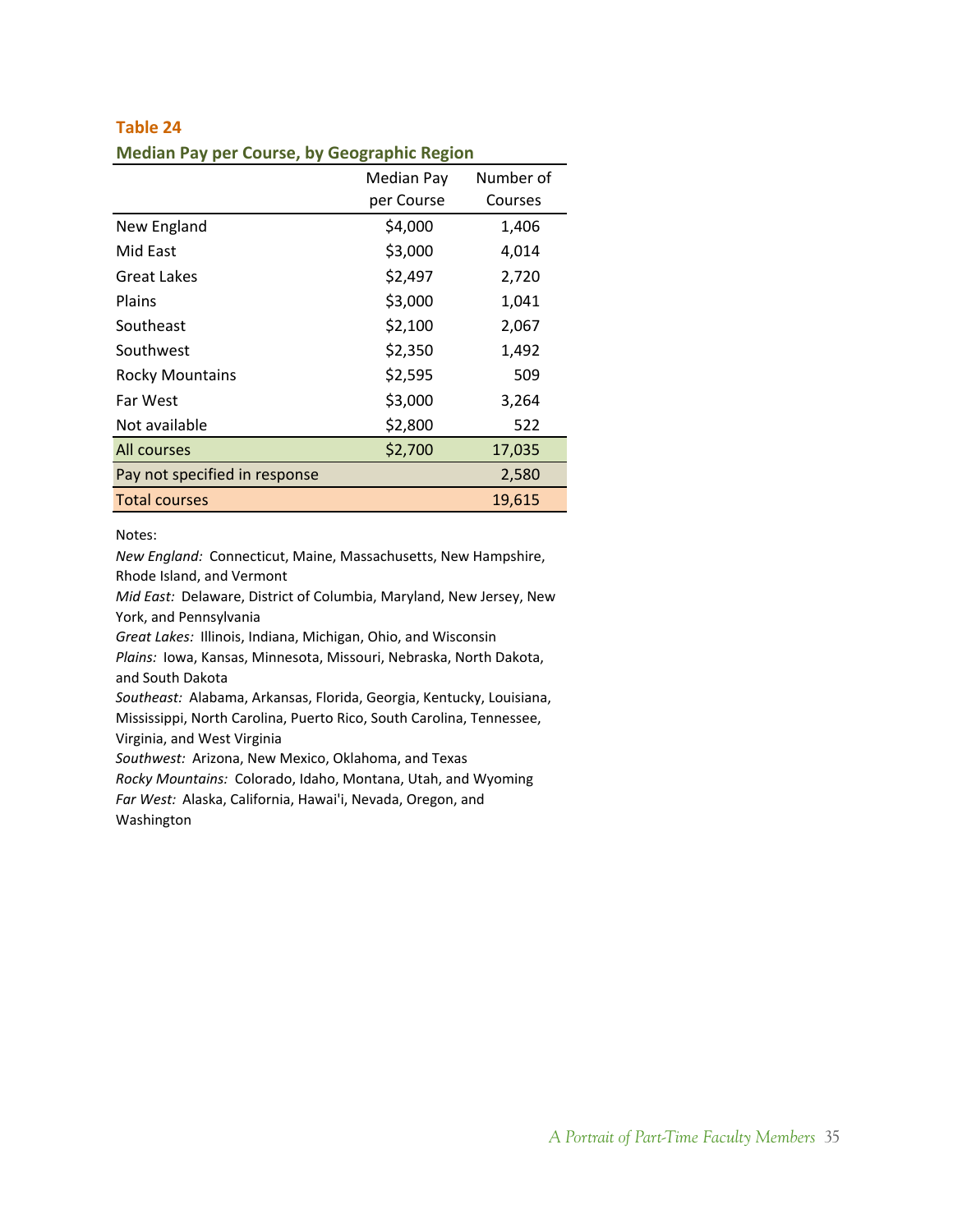**Table 24**

**Median Pay per Course, by Geographic Region**

| | Median Pay per Course | Number of Courses |
|---|---|---|
| New England | $4,000 | 1,406 |
| Mid East | $3,000 | 4,014 |
| Great Lakes | $2,497 | 2,720 |
| Plains | $3,000 | 1,041 |
| Southeast | $2,100 | 2,067 |
| Southwest | $2,350 | 1,492 |
| Rocky Mountains | $2,595 | 509 |
| Far West | $3,000 | 3,264 |
| Not available | $2,800 | 522 |
| All courses | $2,700 | 17,035 |
| Pay not specified in response | | 2,580 |
| Total courses | | 19,615 |

Notes:

*New England:* Connecticut, Maine, Massachusetts, New Hampshire, Rhode Island, and Vermont

*Mid East:* Delaware, District of Columbia, Maryland, New Jersey, New York, and Pennsylvania

*Great Lakes:* Illinois, Indiana, Michigan, Ohio, and Wisconsin

*Plains:* Iowa, Kansas, Minnesota, Missouri, Nebraska, North Dakota, and South Dakota

*Southeast:* Alabama, Arkansas, Florida, Georgia, Kentucky, Louisiana, Mississippi, North Carolina, Puerto Rico, South Carolina, Tennessee, Virginia, and West Virginia

*Southwest:* Arizona, New Mexico, Oklahoma, and Texas

*Rocky Mountains:* Colorado, Idaho, Montana, Utah, and Wyoming

*Far West:* Alaska, California, Hawai'i, Nevada, Oregon, and Washington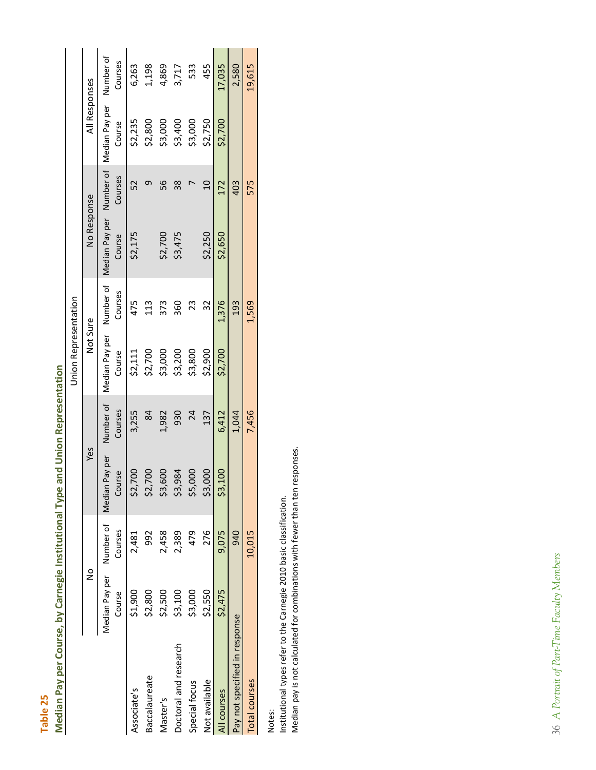**Table 25**

**Median Pay per Course, by Carnegie Institutional Type and Union Representation**

| | Union Representation | | | | | | | | All Responses | |
|---|---|---|---|---|---|---|---|---|---|---|
| | No | | Yes | | Not Sure | | No Response | | | |
| | Median Pay per Course | Number of Courses | Median Pay per Course | Number of Courses | Median Pay per Course | Number of Courses | Median Pay per Course | Number of Courses | Median Pay per Course | Number of Courses |
| Associate's | $1,900 | 2,481 | $2,700 | 3,255 | $2,111 | 475 | $2,175 | 52 | $2,235 | 6,263 |
| Baccalaureate | $2,800 | 992 | $2,700 | 84 | $2,700 | 113 | | 9 | $2,800 | 1,198 |
| Master's | $2,500 | 2,458 | $3,600 | 1,982 | $3,000 | 373 | $2,700 | 56 | $3,000 | 4,869 |
| Doctoral and research | $3,100 | 2,389 | $3,984 | 930 | $3,200 | 360 | $3,475 | 38 | $3,400 | 3,717 |
| Special focus | $3,000 | 479 | $5,000 | 24 | $3,800 | 23 | | 7 | $3,000 | 533 |
| Not available | $2,550 | 276 | $3,000 | 137 | $2,900 | 32 | $2,250 | 10 | $2,750 | 455 |
| All courses | $2,475 | 9,075 | $3,100 | 6,412 | $2,700 | 1,376 | $2,650 | 172 | $2,700 | 17,035 |
| Pay not specified in response | | 940 | | 1,044 | | 193 | | 403 | | 2,580 |
| Total courses | | 10,015 | | 7,456 | | 1,569 | | 575 | | 19,615 |

Notes:
Institutional types refer to the Carnegie 2010 basic classification.
Median pay is not calculated for combinations with fewer than ten responses.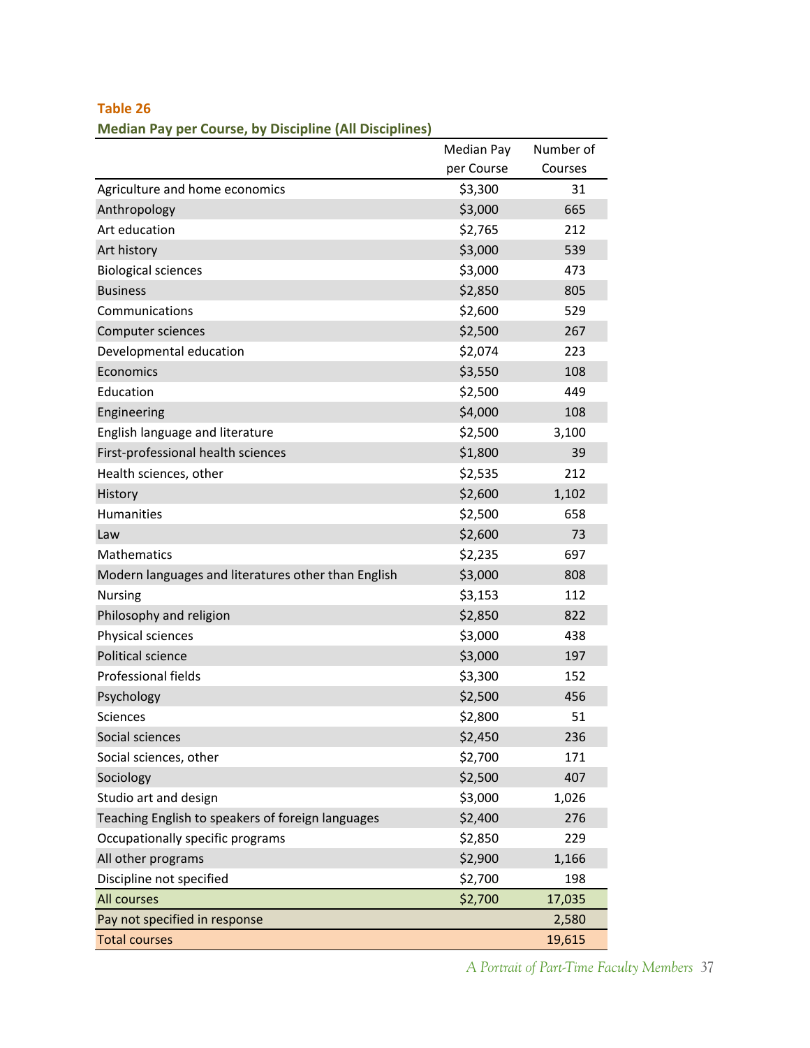**Table 26**

**Median Pay per Course, by Discipline (All Disciplines)**

| | Median Pay per Course | Number of Courses |
|---|---|---|
| Agriculture and home economics | $3,300 | 31 |
| Anthropology | $3,000 | 665 |
| Art education | $2,765 | 212 |
| Art history | $3,000 | 539 |
| Biological sciences | $3,000 | 473 |
| Business | $2,850 | 805 |
| Communications | $2,600 | 529 |
| Computer sciences | $2,500 | 267 |
| Developmental education | $2,074 | 223 |
| Economics | $3,550 | 108 |
| Education | $2,500 | 449 |
| Engineering | $4,000 | 108 |
| English language and literature | $2,500 | 3,100 |
| First-professional health sciences | $1,800 | 39 |
| Health sciences, other | $2,535 | 212 |
| History | $2,600 | 1,102 |
| Humanities | $2,500 | 658 |
| Law | $2,600 | 73 |
| Mathematics | $2,235 | 697 |
| Modern languages and literatures other than English | $3,000 | 808 |
| Nursing | $3,153 | 112 |
| Philosophy and religion | $2,850 | 822 |
| Physical sciences | $3,000 | 438 |
| Political science | $3,000 | 197 |
| Professional fields | $3,300 | 152 |
| Psychology | $2,500 | 456 |
| Sciences | $2,800 | 51 |
| Social sciences | $2,450 | 236 |
| Social sciences, other | $2,700 | 171 |
| Sociology | $2,500 | 407 |
| Studio art and design | $3,000 | 1,026 |
| Teaching English to speakers of foreign languages | $2,400 | 276 |
| Occupationally specific programs | $2,850 | 229 |
| All other programs | $2,900 | 1,166 |
| Discipline not specified | $2,700 | 198 |
| All courses | $2,700 | 17,035 |
| Pay not specified in response | | 2,580 |
| Total courses | | 19,615 |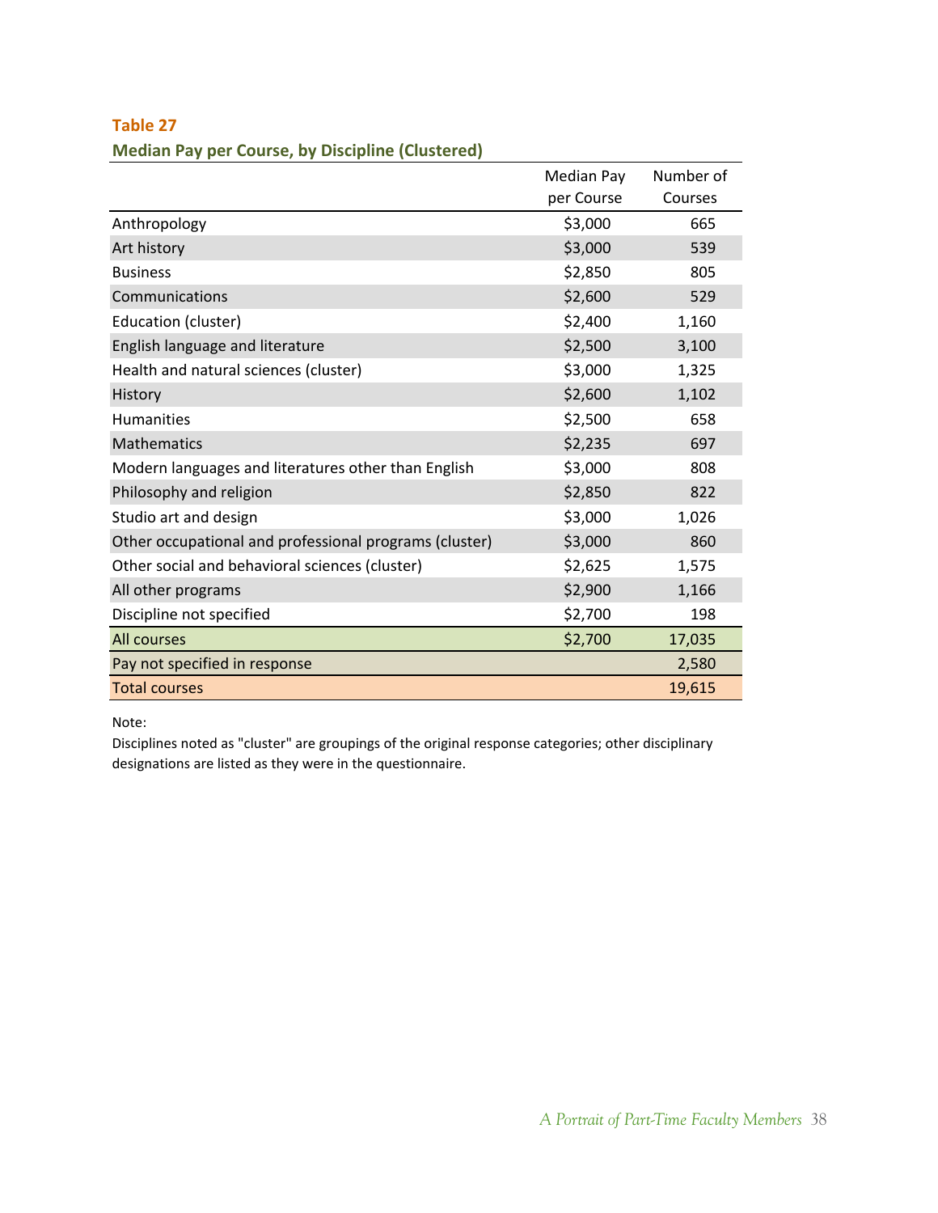**Table 27**

**Median Pay per Course, by Discipline (Clustered)**

| | Median Pay per Course | Number of Courses |
|---|---|---|
| Anthropology | $3,000 | 665 |
| Art history | $3,000 | 539 |
| Business | $2,850 | 805 |
| Communications | $2,600 | 529 |
| Education (cluster) | $2,400 | 1,160 |
| English language and literature | $2,500 | 3,100 |
| Health and natural sciences (cluster) | $3,000 | 1,325 |
| History | $2,600 | 1,102 |
| Humanities | $2,500 | 658 |
| Mathematics | $2,235 | 697 |
| Modern languages and literatures other than English | $3,000 | 808 |
| Philosophy and religion | $2,850 | 822 |
| Studio art and design | $3,000 | 1,026 |
| Other occupational and professional programs (cluster) | $3,000 | 860 |
| Other social and behavioral sciences (cluster) | $2,625 | 1,575 |
| All other programs | $2,900 | 1,166 |
| Discipline not specified | $2,700 | 198 |
| All courses | $2,700 | 17,035 |
| Pay not specified in response | | 2,580 |
| Total courses | | 19,615 |

Note:

Disciplines noted as "cluster" are groupings of the original response categories; other disciplinary designations are listed as they were in the questionnaire.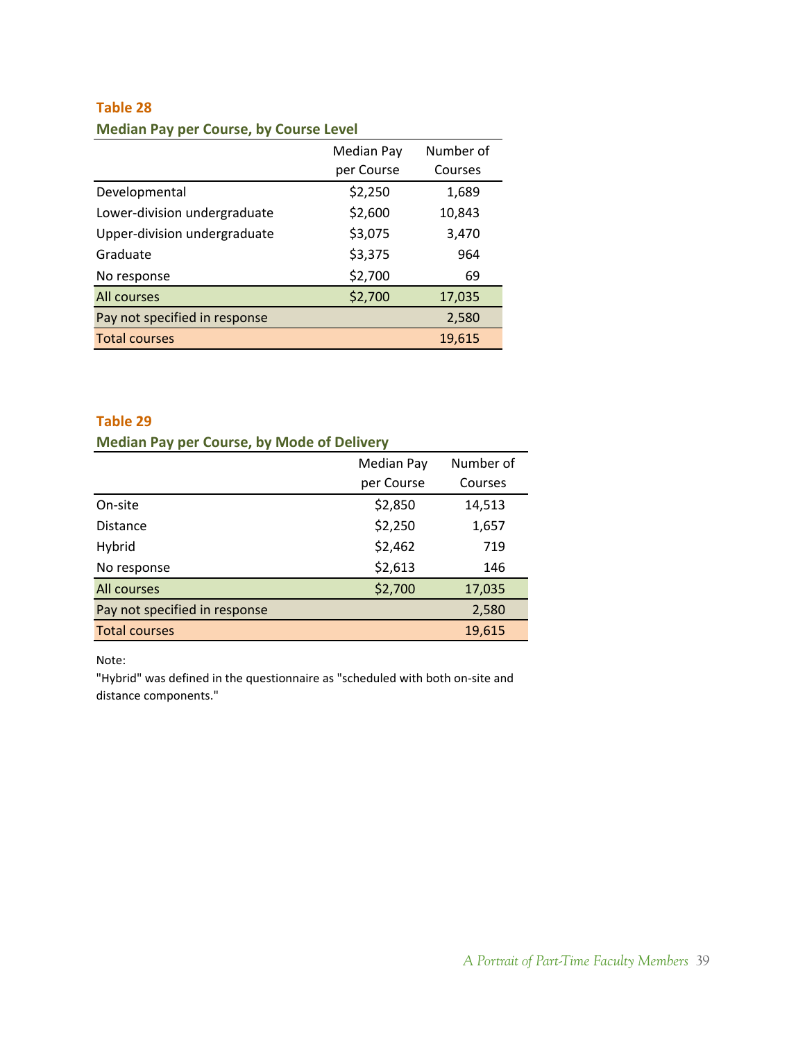**Table 28**

**Median Pay per Course, by Course Level**

| | Median Pay per Course | Number of Courses |
|---|---|---|
| Developmental | $2,250 | 1,689 |
| Lower-division undergraduate | $2,600 | 10,843 |
| Upper-division undergraduate | $3,075 | 3,470 |
| Graduate | $3,375 | 964 |
| No response | $2,700 | 69 |
| All courses | $2,700 | 17,035 |
| Pay not specified in response | | 2,580 |
| Total courses | | 19,615 |

**Table 29**

**Median Pay per Course, by Mode of Delivery**

| | Median Pay per Course | Number of Courses |
|---|---|---|
| On-site | $2,850 | 14,513 |
| Distance | $2,250 | 1,657 |
| Hybrid | $2,462 | 719 |
| No response | $2,613 | 146 |
| All courses | $2,700 | 17,035 |
| Pay not specified in response | | 2,580 |
| Total courses | | 19,615 |

Note:
"Hybrid" was defined in the questionnaire as "scheduled with both on-site and distance components."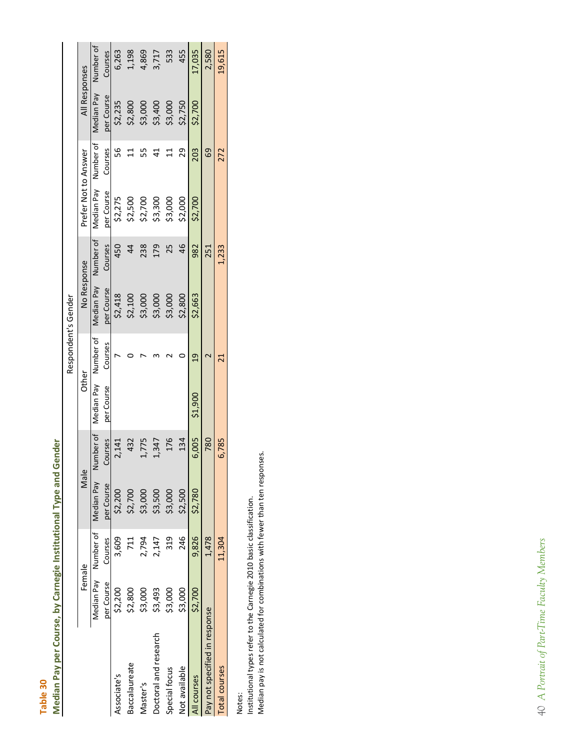**Table 30**

**Median Pay per Course, by Carnegie Institutional Type and Gender**

| | Respondent's Gender | | | | | | | | | | | |
|---|---|---|---|---|---|---|---|---|---|---|---|---|
| | Female | | Male | | Other | | No Response | | Prefer Not to Answer | | All Responses | |
| | Median Pay per Course | Number of Courses | Median Pay per Course | Number of Courses | Median Pay per Course | Number of Courses | Median Pay per Course | Number of Courses | Median Pay per Course | Number of Courses | Median Pay per Course | Number of Courses |
| Associate's | $2,200 | 3,609 | $2,200 | 2,141 | | 7 | $2,418 | 450 | $2,275 | 56 | $2,235 | 6,263 |
| Baccalaureate | $2,800 | 711 | $2,700 | 432 | | 0 | $2,100 | 44 | $2,500 | 11 | $2,800 | 1,198 |
| Master's | $3,000 | 2,794 | $3,000 | 1,775 | | 7 | $3,000 | 238 | $2,700 | 55 | $3,000 | 4,869 |
| Doctoral and research | $3,493 | 2,147 | $3,500 | 1,347 | | 3 | $3,000 | 179 | $3,300 | 41 | $3,400 | 3,717 |
| Special focus | $3,000 | 319 | $3,000 | 176 | | 2 | $3,000 | 25 | $3,000 | 11 | $3,000 | 533 |
| Not available | $3,000 | 246 | $2,500 | 134 | | 0 | $2,800 | 46 | $2,000 | 29 | $2,750 | 455 |
| All courses | $2,700 | 9,826 | $2,780 | 6,005 | $1,900 | 19 | $2,663 | 982 | $2,700 | 203 | $2,700 | 17,035 |
| Pay not specified in response | | 1,478 | | 780 | | 2 | | 251 | | 69 | | 2,580 |
| Total courses | | 11,304 | | 6,785 | | 21 | | 1,233 | | 272 | | 19,615 |

Notes:
Institutional types refer to the Carnegie 2010 basic classification.
Median pay is not calculated for combinations with fewer than ten responses.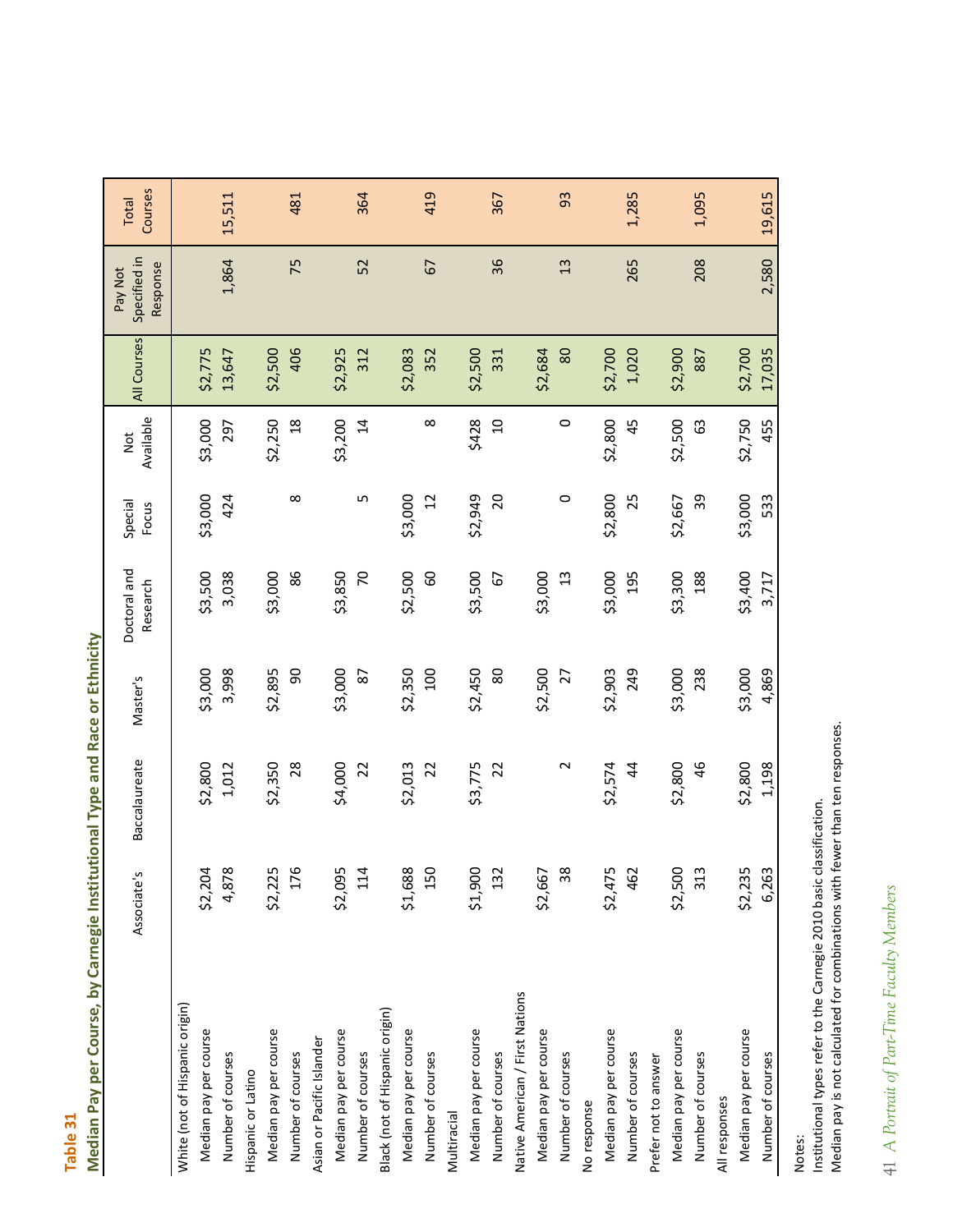**Table 31**

## Median Pay per Course, by Carnegie Institutional Type and Race or Ethnicity

| | Associate's | Baccalaureate | Master's | Doctoral and Research | Special Focus | Not Available | All Courses | Pay Not Specified in Response | Total Courses |
|---|---|---|---|---|---|---|---|---|---|
| **White (not of Hispanic origin)** | | | | | | | | | |
| Median pay per course | $2,204 | $2,800 | $3,000 | $3,500 | $3,000 | $3,000 | $2,775 | | |
| Number of courses | 4,878 | 1,012 | 3,998 | 3,038 | 424 | 297 | 13,647 | 1,864 | 15,511 |
| **Hispanic or Latino** | | | | | | | | | |
| Median pay per course | $2,225 | $2,350 | $2,895 | $3,000 | | $2,250 | $2,500 | | |
| Number of courses | 176 | 28 | 90 | 86 | 8 | 18 | 406 | 75 | 481 |
| **Asian or Pacific Islander** | | | | | | | | | |
| Median pay per course | $2,095 | $4,000 | $3,000 | $3,850 | | $3,200 | $2,925 | | |
| Number of courses | 114 | 22 | 87 | 70 | 5 | 14 | 312 | 52 | 364 |
| **Black (not of Hispanic origin)** | | | | | | | | | |
| Median pay per course | $1,688 | $2,013 | $2,350 | $2,500 | $3,000 | | $2,083 | | |
| Number of courses | 150 | 22 | 100 | 60 | 12 | 8 | 352 | 67 | 419 |
| **Multiracial** | | | | | | | | | |
| Median pay per course | $1,900 | $3,775 | $2,450 | $3,500 | $2,949 | $428 | $2,500 | | |
| Number of courses | 132 | 22 | 80 | 67 | 20 | 10 | 331 | 36 | 367 |
| **Native American / First Nations** | | | | | | | | | |
| Median pay per course | $2,667 | | $2,500 | $3,000 | | | $2,684 | | |
| Number of courses | 38 | 2 | 27 | 13 | 0 | 0 | 80 | 13 | 93 |
| **No response** | | | | | | | | | |
| Median pay per course | $2,475 | $2,574 | $2,903 | $3,000 | $2,800 | $2,800 | $2,700 | | |
| Number of courses | 462 | 44 | 249 | 195 | 25 | 45 | 1,020 | 265 | 1,285 |
| **Prefer not to answer** | | | | | | | | | |
| Median pay per course | $2,500 | $2,800 | $3,000 | $3,300 | $2,667 | $2,500 | $2,900 | | |
| Number of courses | 313 | 46 | 238 | 188 | 39 | 63 | 887 | 208 | 1,095 |
| **All responses** | | | | | | | | | |
| Median pay per course | $2,235 | $2,800 | $3,000 | $3,400 | $3,000 | $2,750 | $2,700 | | |
| Number of courses | 6,263 | 1,198 | 4,869 | 3,717 | 533 | 455 | 17,035 | 2,580 | 19,615 |

Notes:
Institutional types refer to the Carnegie 2010 basic classification.
Median pay is not calculated for combinations with fewer than ten responses.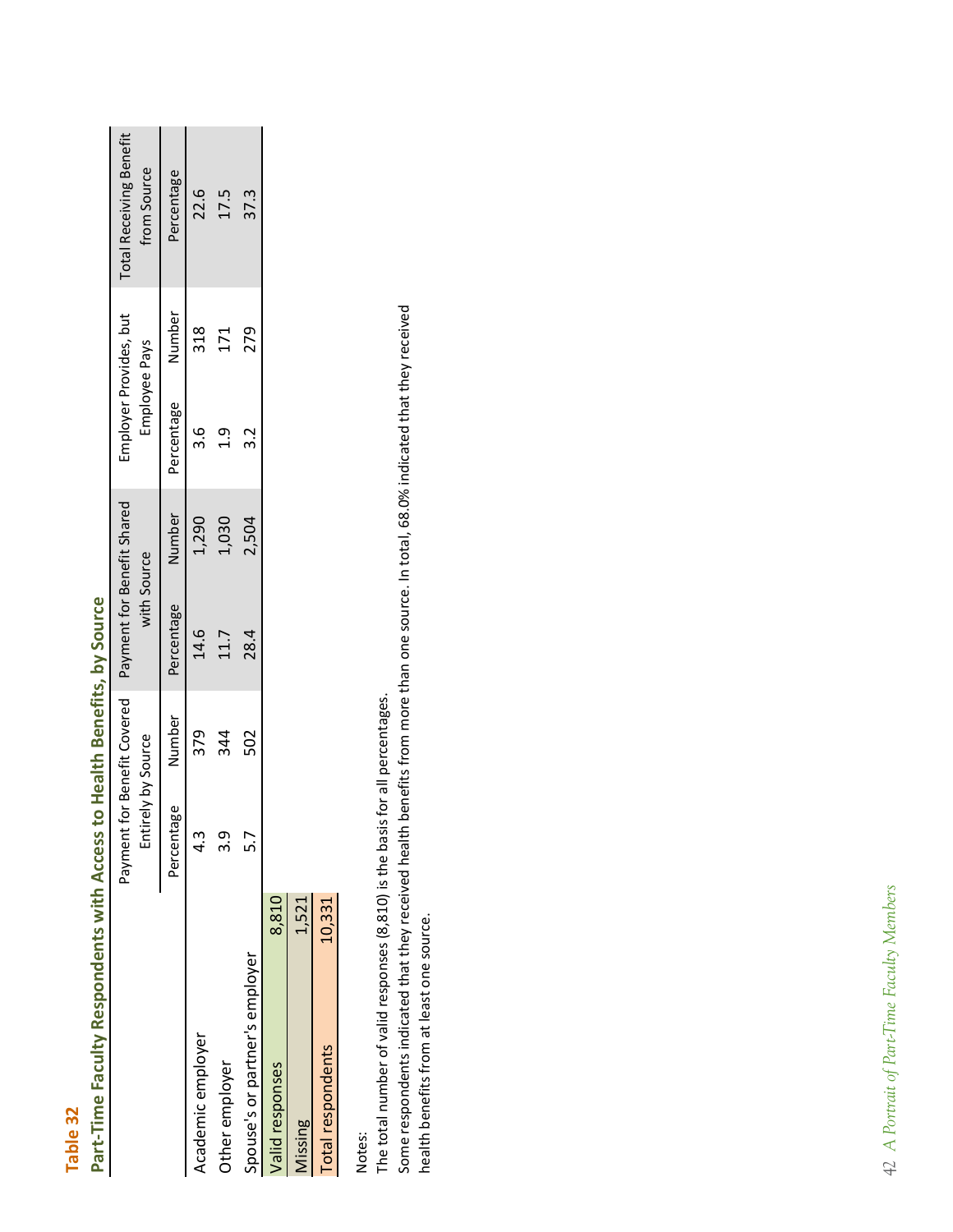**Table 32**

**Part-Time Faculty Respondents with Access to Health Benefits, by Source**

| | Payment for Benefit Covered Entirely by Source | | Payment for Benefit Shared with Source | | Employer Provides, but Employee Pays | | Total Receiving Benefit from Source |
|---|---|---|---|---|---|---|---|
| | Percentage | Number | Percentage | Number | Percentage | Number | Percentage |
| Academic employer | 4.3 | 379 | 14.6 | 1,290 | 3.6 | 318 | 22.6 |
| Other employer | 3.9 | 344 | 11.7 | 1,030 | 1.9 | 171 | 17.5 |
| Spouse's or partner's employer | 5.7 | 502 | 28.4 | 2,504 | 3.2 | 279 | 37.3 |
| Valid responses | 8,810 | | | | | | |
| Missing | 1,521 | | | | | | |
| Total respondents | 10,331 | | | | | | |

Notes:

The total number of valid responses (8,810) is the basis for all percentages.

Some respondents indicated that they received health benefits from more than one source. In total, 68.0% indicated that they received health benefits from at least one source.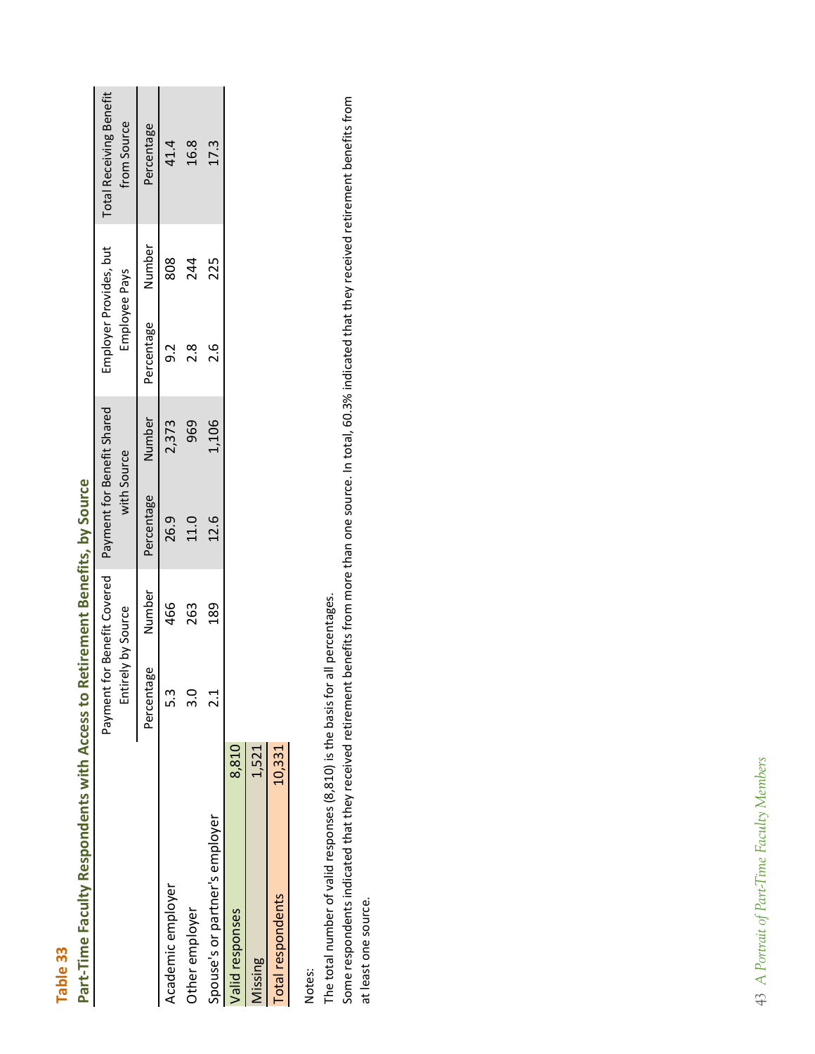**Table 33**

## Part-Time Faculty Respondents with Access to Retirement Benefits, by Source

| | Payment for Benefit Covered Entirely by Source | | Payment for Benefit Shared with Source | | Employer Provides, but Employee Pays | | Total Receiving Benefit from Source |
|---|---|---|---|---|---|---|---|
| | Percentage | Number | Percentage | Number | Percentage | Number | Percentage |
| Academic employer | 5.3 | 466 | 26.9 | 2,373 | 9.2 | 808 | 41.4 |
| Other employer | 3.0 | 263 | 11.0 | 969 | 2.8 | 244 | 16.8 |
| Spouse's or partner's employer | 2.1 | 189 | 12.6 | 1,106 | 2.6 | 225 | 17.3 |
| Valid responses | 8,810 | | | | | | |
| Missing | 1,521 | | | | | | |
| Total respondents | 10,331 | | | | | | |

Notes:

The total number of valid responses (8,810) is the basis for all percentages.

Some respondents indicated that they received retirement benefits from more than one source. In total, 60.3% indicated that they received retirement benefits from at least one source.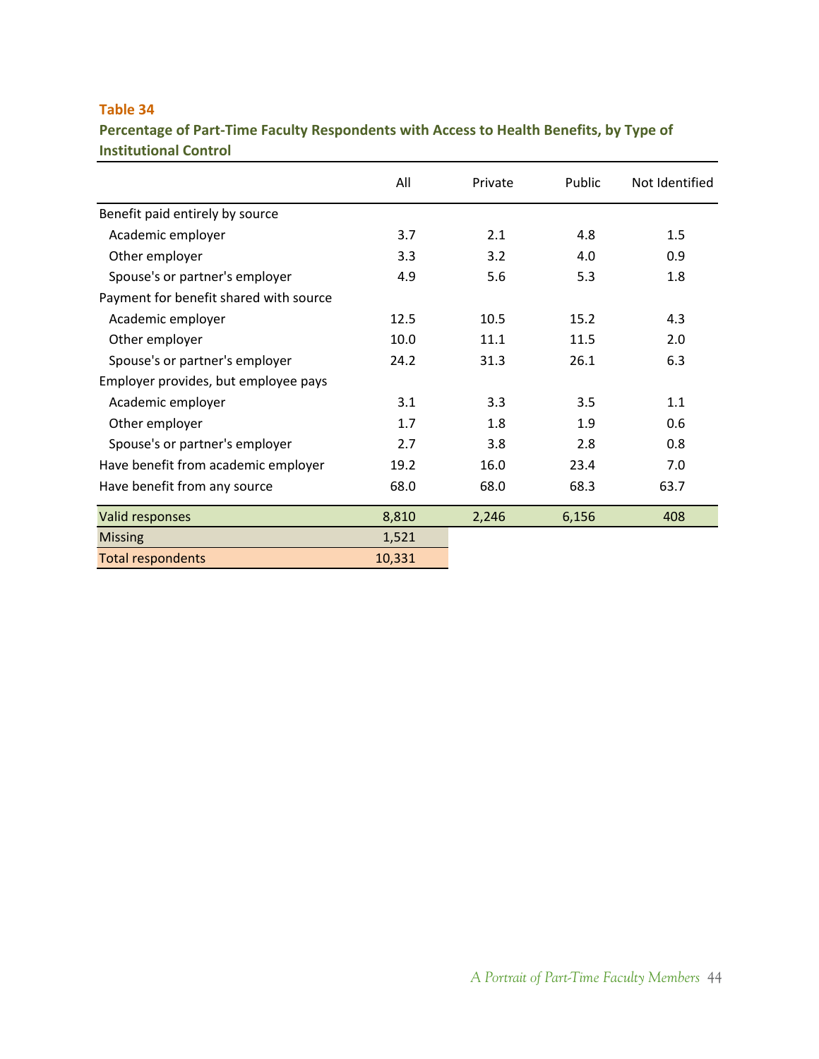**Table 34**

**Percentage of Part-Time Faculty Respondents with Access to Health Benefits, by Type of Institutional Control**

| | All | Private | Public | Not Identified |
|---|---|---|---|---|
| Benefit paid entirely by source | | | | |
| Academic employer | 3.7 | 2.1 | 4.8 | 1.5 |
| Other employer | 3.3 | 3.2 | 4.0 | 0.9 |
| Spouse's or partner's employer | 4.9 | 5.6 | 5.3 | 1.8 |
| Payment for benefit shared with source | | | | |
| Academic employer | 12.5 | 10.5 | 15.2 | 4.3 |
| Other employer | 10.0 | 11.1 | 11.5 | 2.0 |
| Spouse's or partner's employer | 24.2 | 31.3 | 26.1 | 6.3 |
| Employer provides, but employee pays | | | | |
| Academic employer | 3.1 | 3.3 | 3.5 | 1.1 |
| Other employer | 1.7 | 1.8 | 1.9 | 0.6 |
| Spouse's or partner's employer | 2.7 | 3.8 | 2.8 | 0.8 |
| Have benefit from academic employer | 19.2 | 16.0 | 23.4 | 7.0 |
| Have benefit from any source | 68.0 | 68.0 | 68.3 | 63.7 |
| Valid responses | 8,810 | 2,246 | 6,156 | 408 |
| Missing | 1,521 | | | |
| Total respondents | 10,331 | | | |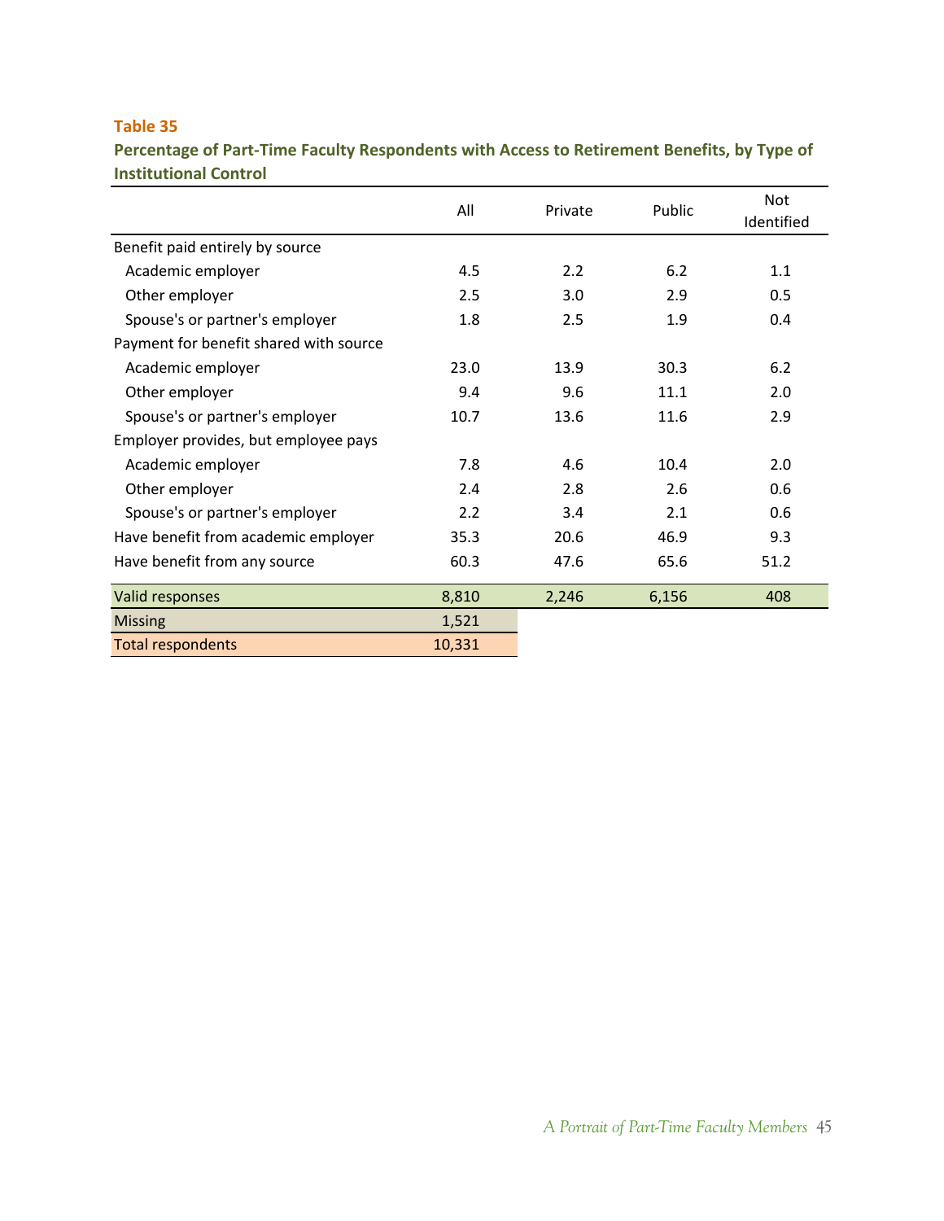**Table 35**

**Percentage of Part-Time Faculty Respondents with Access to Retirement Benefits, by Type of Institutional Control**

| | All | Private | Public | Not Identified |
|---|---|---|---|---|
| Benefit paid entirely by source | | | | |
| Academic employer | 4.5 | 2.2 | 6.2 | 1.1 |
| Other employer | 2.5 | 3.0 | 2.9 | 0.5 |
| Spouse's or partner's employer | 1.8 | 2.5 | 1.9 | 0.4 |
| Payment for benefit shared with source | | | | |
| Academic employer | 23.0 | 13.9 | 30.3 | 6.2 |
| Other employer | 9.4 | 9.6 | 11.1 | 2.0 |
| Spouse's or partner's employer | 10.7 | 13.6 | 11.6 | 2.9 |
| Employer provides, but employee pays | | | | |
| Academic employer | 7.8 | 4.6 | 10.4 | 2.0 |
| Other employer | 2.4 | 2.8 | 2.6 | 0.6 |
| Spouse's or partner's employer | 2.2 | 3.4 | 2.1 | 0.6 |
| Have benefit from academic employer | 35.3 | 20.6 | 46.9 | 9.3 |
| Have benefit from any source | 60.3 | 47.6 | 65.6 | 51.2 |
| Valid responses | 8,810 | 2,246 | 6,156 | 408 |
| Missing | 1,521 | | | |
| Total respondents | 10,331 | | | |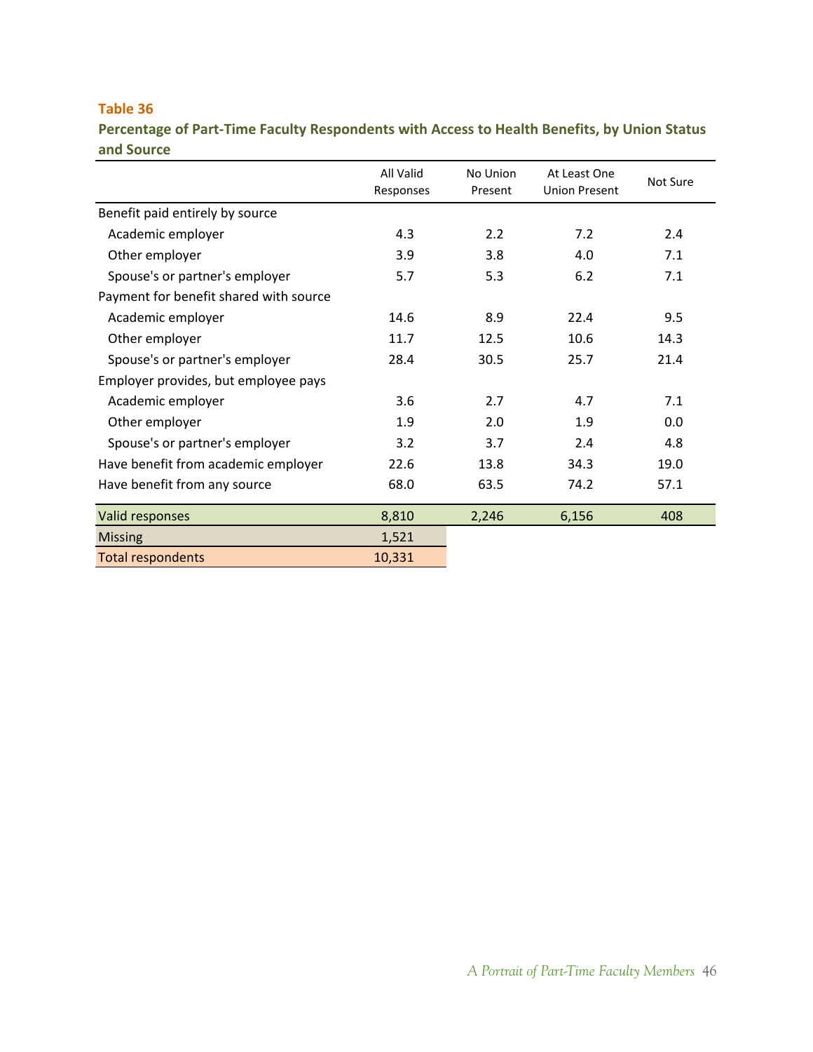**Table 36**

**Percentage of Part-Time Faculty Respondents with Access to Health Benefits, by Union Status and Source**

| | All Valid Responses | No Union Present | At Least One Union Present | Not Sure |
|---|---|---|---|---|
| Benefit paid entirely by source | | | | |
| Academic employer | 4.3 | 2.2 | 7.2 | 2.4 |
| Other employer | 3.9 | 3.8 | 4.0 | 7.1 |
| Spouse's or partner's employer | 5.7 | 5.3 | 6.2 | 7.1 |
| Payment for benefit shared with source | | | | |
| Academic employer | 14.6 | 8.9 | 22.4 | 9.5 |
| Other employer | 11.7 | 12.5 | 10.6 | 14.3 |
| Spouse's or partner's employer | 28.4 | 30.5 | 25.7 | 21.4 |
| Employer provides, but employee pays | | | | |
| Academic employer | 3.6 | 2.7 | 4.7 | 7.1 |
| Other employer | 1.9 | 2.0 | 1.9 | 0.0 |
| Spouse's or partner's employer | 3.2 | 3.7 | 2.4 | 4.8 |
| Have benefit from academic employer | 22.6 | 13.8 | 34.3 | 19.0 |
| Have benefit from any source | 68.0 | 63.5 | 74.2 | 57.1 |
| Valid responses | 8,810 | 2,246 | 6,156 | 408 |
| Missing | 1,521 | | | |
| Total respondents | 10,331 | | | |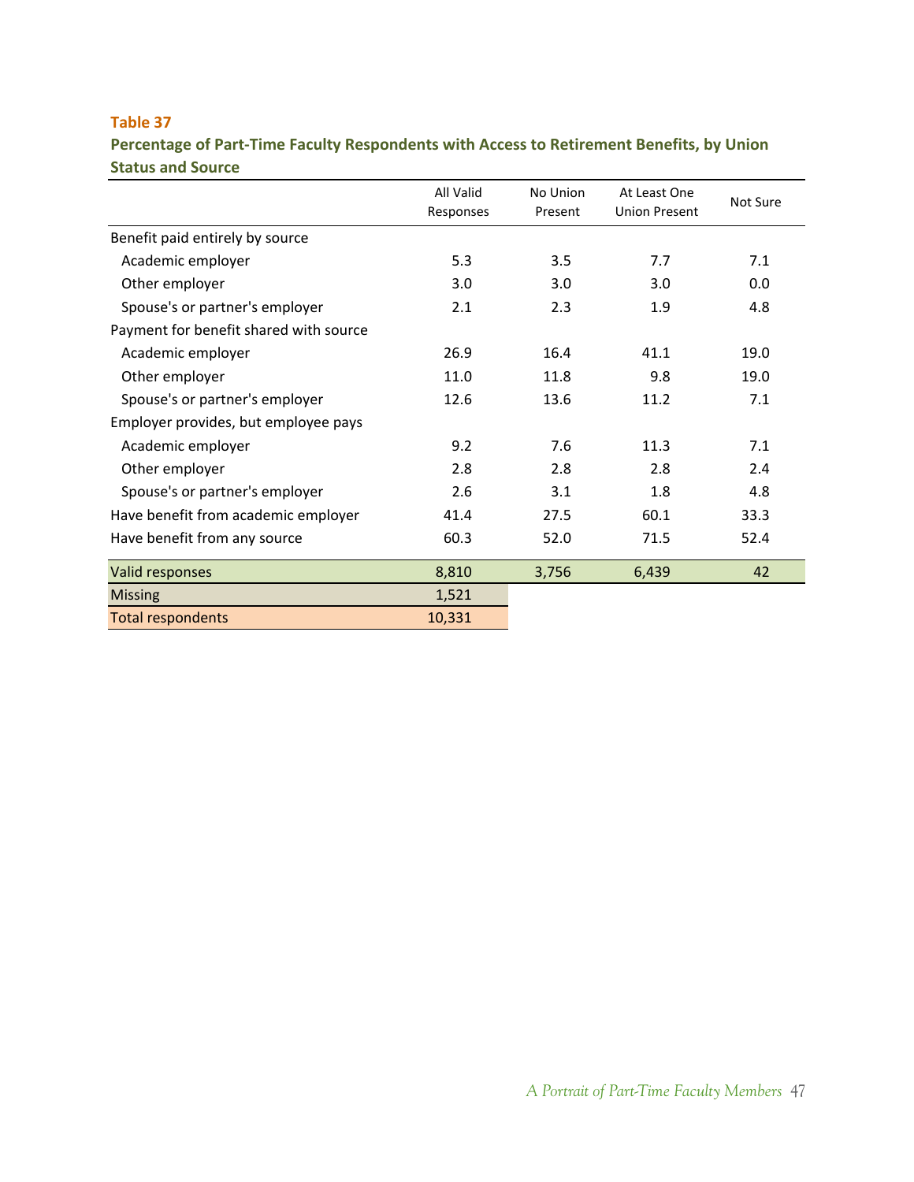**Table 37**

**Percentage of Part-Time Faculty Respondents with Access to Retirement Benefits, by Union Status and Source**

| | All Valid Responses | No Union Present | At Least One Union Present | Not Sure |
|---|---|---|---|---|
| Benefit paid entirely by source | | | | |
| Academic employer | 5.3 | 3.5 | 7.7 | 7.1 |
| Other employer | 3.0 | 3.0 | 3.0 | 0.0 |
| Spouse's or partner's employer | 2.1 | 2.3 | 1.9 | 4.8 |
| Payment for benefit shared with source | | | | |
| Academic employer | 26.9 | 16.4 | 41.1 | 19.0 |
| Other employer | 11.0 | 11.8 | 9.8 | 19.0 |
| Spouse's or partner's employer | 12.6 | 13.6 | 11.2 | 7.1 |
| Employer provides, but employee pays | | | | |
| Academic employer | 9.2 | 7.6 | 11.3 | 7.1 |
| Other employer | 2.8 | 2.8 | 2.8 | 2.4 |
| Spouse's or partner's employer | 2.6 | 3.1 | 1.8 | 4.8 |
| Have benefit from academic employer | 41.4 | 27.5 | 60.1 | 33.3 |
| Have benefit from any source | 60.3 | 52.0 | 71.5 | 52.4 |
| Valid responses | 8,810 | 3,756 | 6,439 | 42 |
| Missing | 1,521 | | | |
| Total respondents | 10,331 | | | |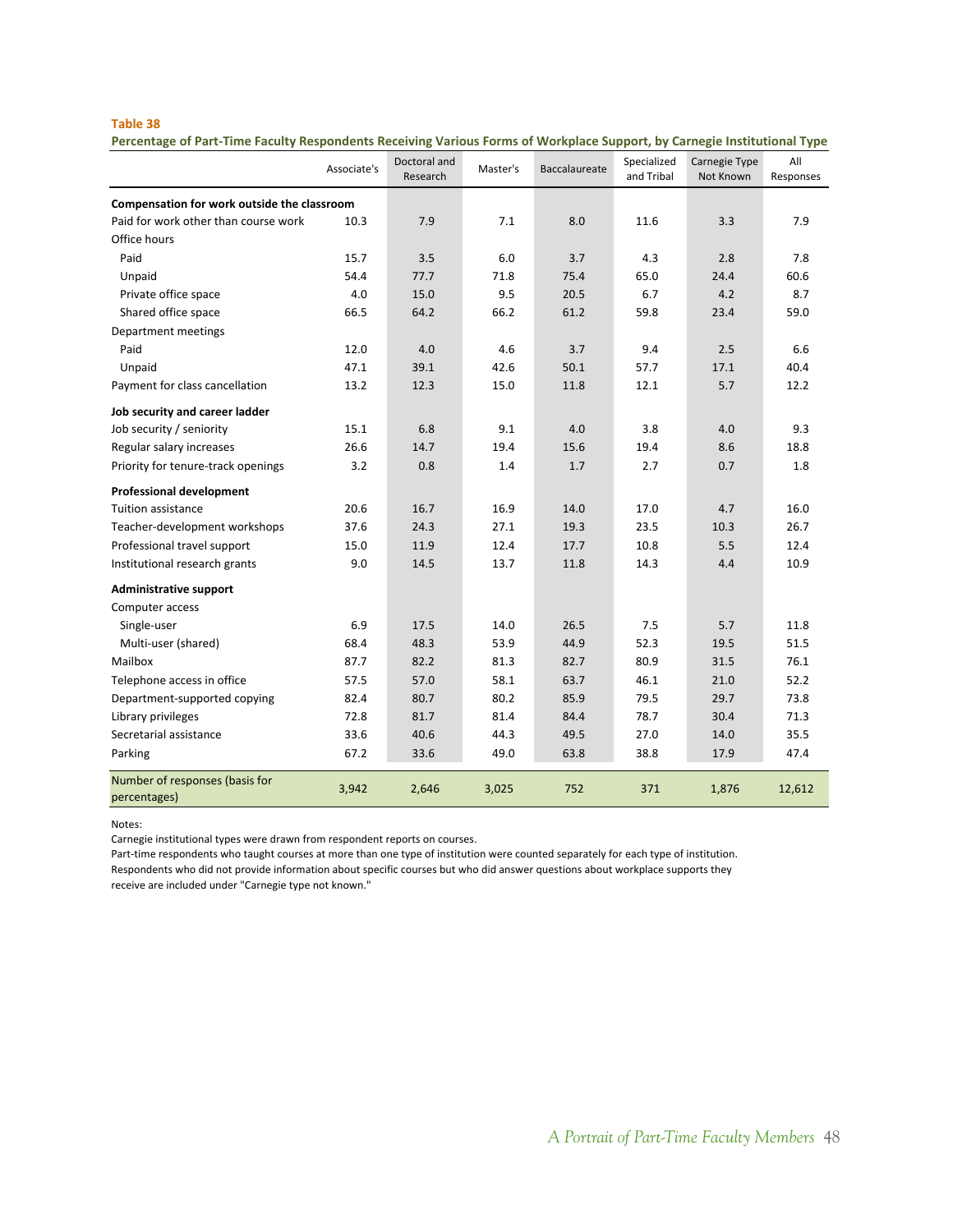**Table 38**

**Percentage of Part-Time Faculty Respondents Receiving Various Forms of Workplace Support, by Carnegie Institutional Type**

| | Associate's | Doctoral and Research | Master's | Baccalaureate | Specialized and Tribal | Carnegie Type Not Known | All Responses |
|---|---|---|---|---|---|---|---|
| **Compensation for work outside the classroom** | | | | | | | |
| Paid for work other than course work | 10.3 | 7.9 | 7.1 | 8.0 | 11.6 | 3.3 | 7.9 |
| Office hours | | | | | | | |
| Paid | 15.7 | 3.5 | 6.0 | 3.7 | 4.3 | 2.8 | 7.8 |
| Unpaid | 54.4 | 77.7 | 71.8 | 75.4 | 65.0 | 24.4 | 60.6 |
| Private office space | 4.0 | 15.0 | 9.5 | 20.5 | 6.7 | 4.2 | 8.7 |
| Shared office space | 66.5 | 64.2 | 66.2 | 61.2 | 59.8 | 23.4 | 59.0 |
| Department meetings | | | | | | | |
| Paid | 12.0 | 4.0 | 4.6 | 3.7 | 9.4 | 2.5 | 6.6 |
| Unpaid | 47.1 | 39.1 | 42.6 | 50.1 | 57.7 | 17.1 | 40.4 |
| Payment for class cancellation | 13.2 | 12.3 | 15.0 | 11.8 | 12.1 | 5.7 | 12.2 |
| **Job security and career ladder** | | | | | | | |
| Job security / seniority | 15.1 | 6.8 | 9.1 | 4.0 | 3.8 | 4.0 | 9.3 |
| Regular salary increases | 26.6 | 14.7 | 19.4 | 15.6 | 19.4 | 8.6 | 18.8 |
| Priority for tenure-track openings | 3.2 | 0.8 | 1.4 | 1.7 | 2.7 | 0.7 | 1.8 |
| **Professional development** | | | | | | | |
| Tuition assistance | 20.6 | 16.7 | 16.9 | 14.0 | 17.0 | 4.7 | 16.0 |
| Teacher-development workshops | 37.6 | 24.3 | 27.1 | 19.3 | 23.5 | 10.3 | 26.7 |
| Professional travel support | 15.0 | 11.9 | 12.4 | 17.7 | 10.8 | 5.5 | 12.4 |
| Institutional research grants | 9.0 | 14.5 | 13.7 | 11.8 | 14.3 | 4.4 | 10.9 |
| **Administrative support** | | | | | | | |
| Computer access | | | | | | | |
| Single-user | 6.9 | 17.5 | 14.0 | 26.5 | 7.5 | 5.7 | 11.8 |
| Multi-user (shared) | 68.4 | 48.3 | 53.9 | 44.9 | 52.3 | 19.5 | 51.5 |
| Mailbox | 87.7 | 82.2 | 81.3 | 82.7 | 80.9 | 31.5 | 76.1 |
| Telephone access in office | 57.5 | 57.0 | 58.1 | 63.7 | 46.1 | 21.0 | 52.2 |
| Department-supported copying | 82.4 | 80.7 | 80.2 | 85.9 | 79.5 | 29.7 | 73.8 |
| Library privileges | 72.8 | 81.7 | 81.4 | 84.4 | 78.7 | 30.4 | 71.3 |
| Secretarial assistance | 33.6 | 40.6 | 44.3 | 49.5 | 27.0 | 14.0 | 35.5 |
| Parking | 67.2 | 33.6 | 49.0 | 63.8 | 38.8 | 17.9 | 47.4 |
| Number of responses (basis for percentages) | 3,942 | 2,646 | 3,025 | 752 | 371 | 1,876 | 12,612 |

Notes:
Carnegie institutional types were drawn from respondent reports on courses.
Part-time respondents who taught courses at more than one type of institution were counted separately for each type of institution.
Respondents who did not provide information about specific courses but who did answer questions about workplace supports they receive are included under "Carnegie type not known."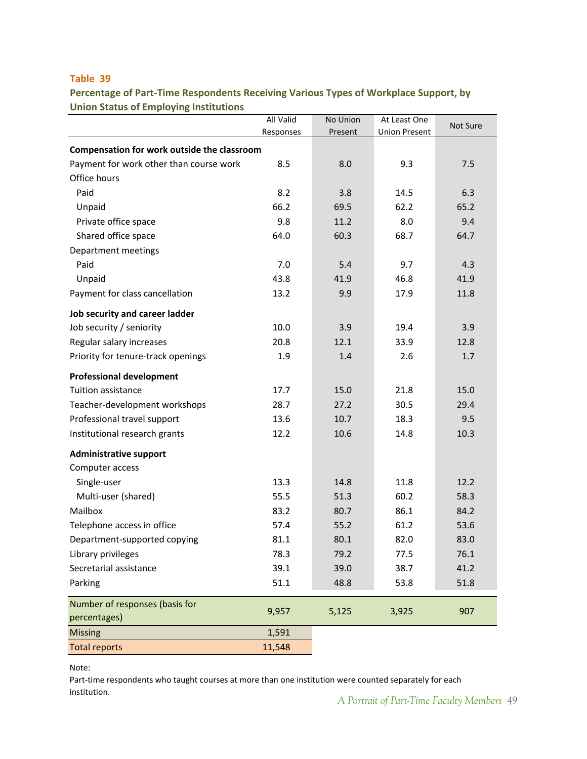**Table 39**

**Percentage of Part-Time Respondents Receiving Various Types of Workplace Support, by Union Status of Employing Institutions**

| | All Valid Responses | No Union Present | At Least One Union Present | Not Sure |
|---|---|---|---|---|
| **Compensation for work outside the classroom** | | | | |
| Payment for work other than course work | 8.5 | 8.0 | 9.3 | 7.5 |
| Office hours | | | | |
| Paid | 8.2 | 3.8 | 14.5 | 6.3 |
| Unpaid | 66.2 | 69.5 | 62.2 | 65.2 |
| Private office space | 9.8 | 11.2 | 8.0 | 9.4 |
| Shared office space | 64.0 | 60.3 | 68.7 | 64.7 |
| Department meetings | | | | |
| Paid | 7.0 | 5.4 | 9.7 | 4.3 |
| Unpaid | 43.8 | 41.9 | 46.8 | 41.9 |
| Payment for class cancellation | 13.2 | 9.9 | 17.9 | 11.8 |
| **Job security and career ladder** | | | | |
| Job security / seniority | 10.0 | 3.9 | 19.4 | 3.9 |
| Regular salary increases | 20.8 | 12.1 | 33.9 | 12.8 |
| Priority for tenure-track openings | 1.9 | 1.4 | 2.6 | 1.7 |
| **Professional development** | | | | |
| Tuition assistance | 17.7 | 15.0 | 21.8 | 15.0 |
| Teacher-development workshops | 28.7 | 27.2 | 30.5 | 29.4 |
| Professional travel support | 13.6 | 10.7 | 18.3 | 9.5 |
| Institutional research grants | 12.2 | 10.6 | 14.8 | 10.3 |
| **Administrative support** | | | | |
| Computer access | | | | |
| Single-user | 13.3 | 14.8 | 11.8 | 12.2 |
| Multi-user (shared) | 55.5 | 51.3 | 60.2 | 58.3 |
| Mailbox | 83.2 | 80.7 | 86.1 | 84.2 |
| Telephone access in office | 57.4 | 55.2 | 61.2 | 53.6 |
| Department-supported copying | 81.1 | 80.1 | 82.0 | 83.0 |
| Library privileges | 78.3 | 79.2 | 77.5 | 76.1 |
| Secretarial assistance | 39.1 | 39.0 | 38.7 | 41.2 |
| Parking | 51.1 | 48.8 | 53.8 | 51.8 |
| Number of responses (basis for percentages) | 9,957 | 5,125 | 3,925 | 907 |
| Missing | 1,591 | | | |
| Total reports | 11,548 | | | |

Note:
Part-time respondents who taught courses at more than one institution were counted separately for each institution.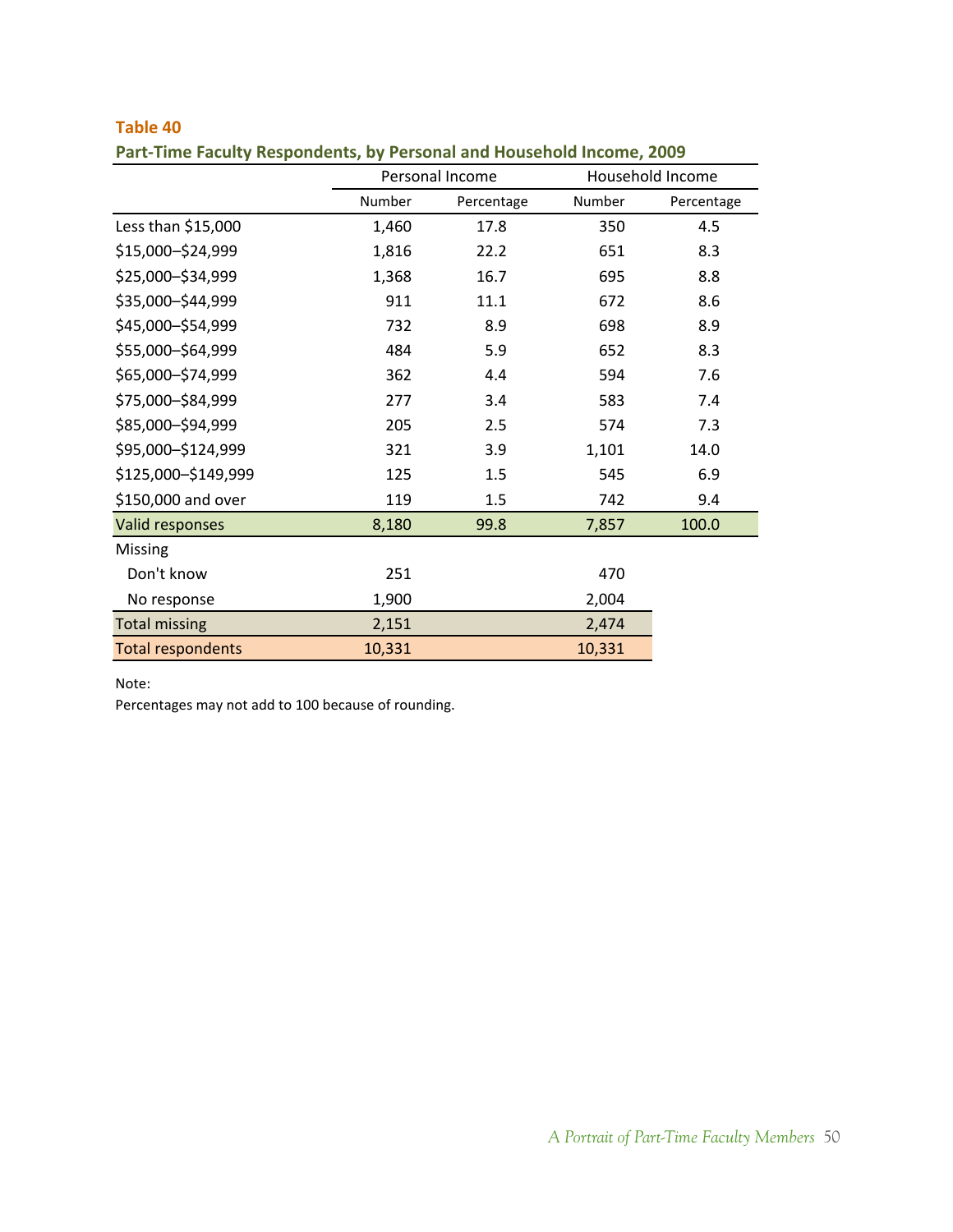**Table 40**

**Part-Time Faculty Respondents, by Personal and Household Income, 2009**

| | Personal Income | | Household Income | |
|---|---|---|---|---|
| | Number | Percentage | Number | Percentage |
| Less than $15,000 | 1,460 | 17.8 | 350 | 4.5 |
| $15,000–$24,999 | 1,816 | 22.2 | 651 | 8.3 |
| $25,000–$34,999 | 1,368 | 16.7 | 695 | 8.8 |
| $35,000–$44,999 | 911 | 11.1 | 672 | 8.6 |
| $45,000–$54,999 | 732 | 8.9 | 698 | 8.9 |
| $55,000–$64,999 | 484 | 5.9 | 652 | 8.3 |
| $65,000–$74,999 | 362 | 4.4 | 594 | 7.6 |
| $75,000–$84,999 | 277 | 3.4 | 583 | 7.4 |
| $85,000–$94,999 | 205 | 2.5 | 574 | 7.3 |
| $95,000–$124,999 | 321 | 3.9 | 1,101 | 14.0 |
| $125,000–$149,999 | 125 | 1.5 | 545 | 6.9 |
| $150,000 and over | 119 | 1.5 | 742 | 9.4 |
| Valid responses | 8,180 | 99.8 | 7,857 | 100.0 |
| Missing | | | | |
| Don't know | 251 | | 470 | |
| No response | 1,900 | | 2,004 | |
| Total missing | 2,151 | | 2,474 | |
| Total respondents | 10,331 | | 10,331 | |

Note:

Percentages may not add to 100 because of rounding.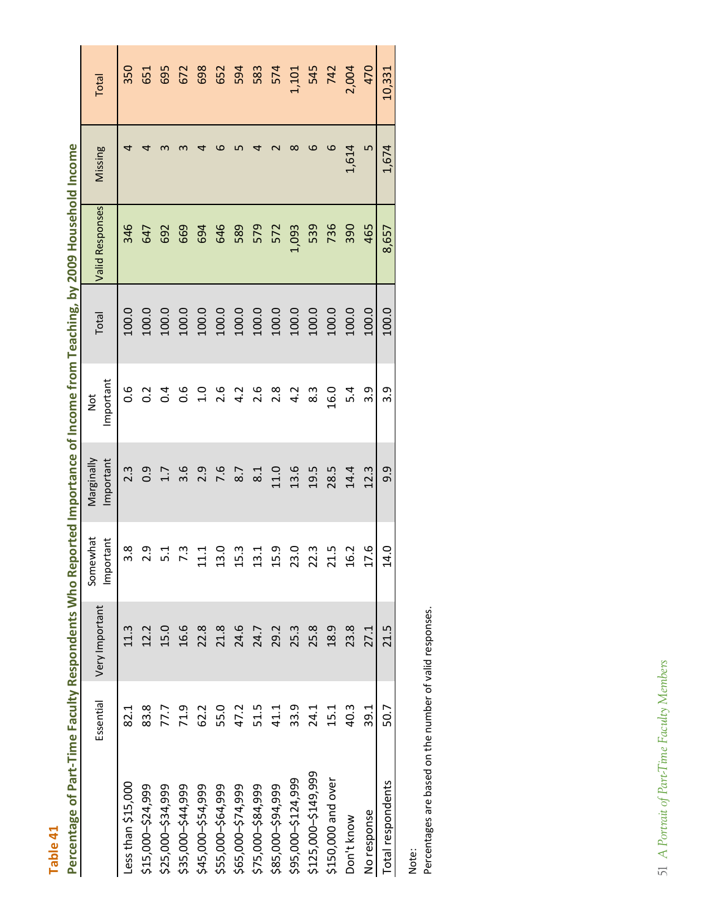**Table 41**

**Percentage of Part-Time Faculty Respondents Who Reported Importance of Income from Teaching, by 2009 Household Income**

| | Essential | Very Important | Somewhat Important | Marginally Important | Not Important | Total | Valid Responses | Missing | Total |
|---|---|---|---|---|---|---|---|---|---|
| Less than $15,000 | 82.1 | 11.3 | 3.8 | 2.3 | 0.6 | 100.0 | 346 | 4 | 350 |
| $15,000–$24,999 | 83.8 | 12.2 | 2.9 | 0.9 | 0.2 | 100.0 | 647 | 4 | 651 |
| $25,000–$34,999 | 77.7 | 15.0 | 5.1 | 1.7 | 0.4 | 100.0 | 692 | 3 | 695 |
| $35,000–$44,999 | 71.9 | 16.6 | 7.3 | 3.6 | 0.6 | 100.0 | 669 | 3 | 672 |
| $45,000–$54,999 | 62.2 | 22.8 | 11.1 | 2.9 | 1.0 | 100.0 | 694 | 4 | 698 |
| $55,000–$64,999 | 55.0 | 21.8 | 13.0 | 7.6 | 2.6 | 100.0 | 646 | 6 | 652 |
| $65,000–$74,999 | 47.2 | 24.6 | 15.3 | 8.7 | 4.2 | 100.0 | 589 | 5 | 594 |
| $75,000–$84,999 | 51.5 | 24.7 | 13.1 | 8.1 | 2.6 | 100.0 | 579 | 4 | 583 |
| $85,000–$94,999 | 41.1 | 29.2 | 15.9 | 11.0 | 2.8 | 100.0 | 572 | 2 | 574 |
| $95,000–$124,999 | 33.9 | 25.3 | 23.0 | 13.6 | 4.2 | 100.0 | 1,093 | 8 | 1,101 |
| $125,000–$149,999 | 24.1 | 25.8 | 22.3 | 19.5 | 8.3 | 100.0 | 539 | 6 | 545 |
| $150,000 and over | 15.1 | 18.9 | 21.5 | 28.5 | 16.0 | 100.0 | 736 | 6 | 742 |
| Don't know | 40.3 | 23.8 | 16.2 | 14.4 | 5.4 | 100.0 | 390 | 1,614 | 2,004 |
| No response | 39.1 | 27.1 | 17.6 | 12.3 | 3.9 | 100.0 | 465 | 5 | 470 |
| Total respondents | 50.7 | 21.5 | 14.0 | 9.9 | 3.9 | 100.0 | 8,657 | 1,674 | 10,331 |

Note:
Percentages are based on the number of valid responses.